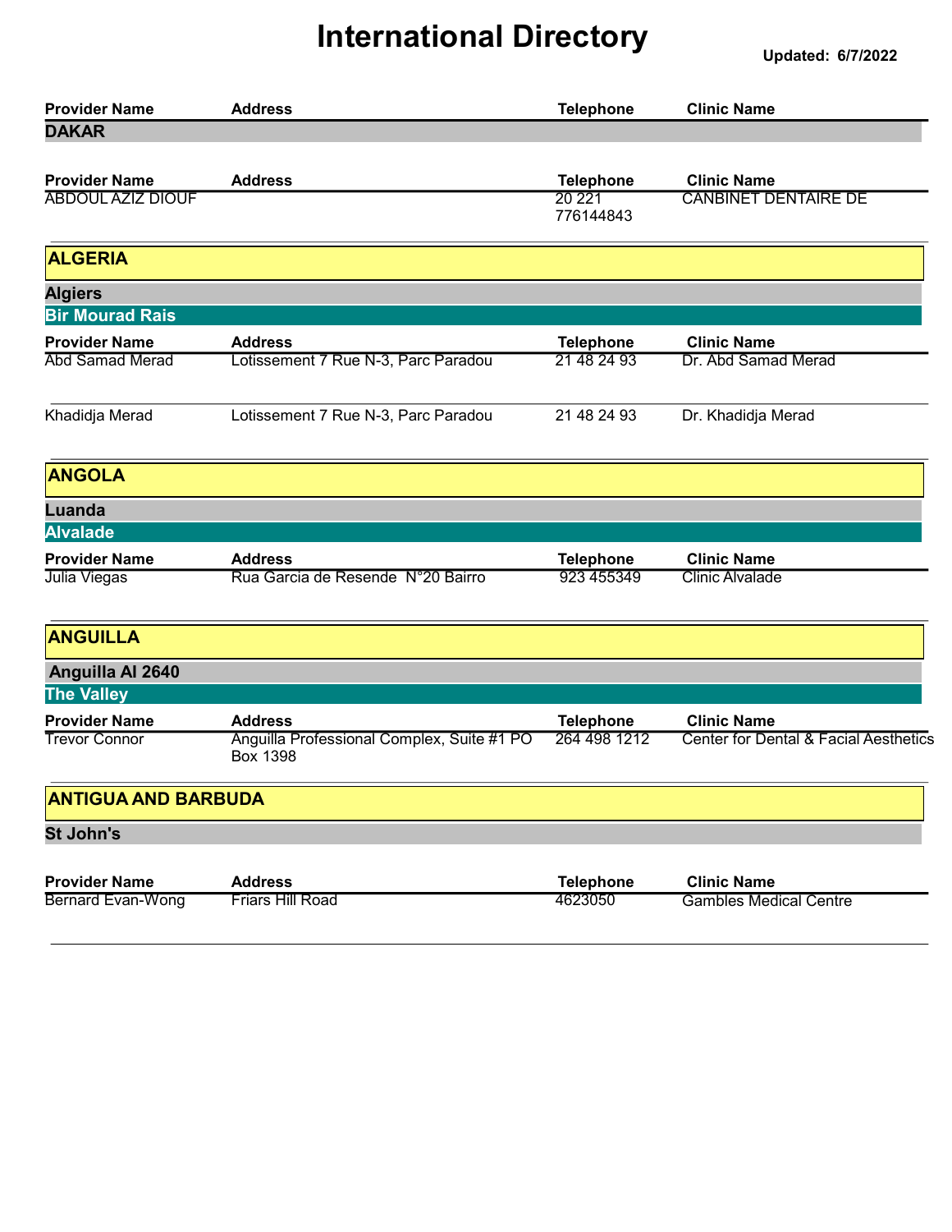# International Directory

**Updated: 6/7/2022**

| Provider Name | Address | Telephone | Clinic Name |
|---|---|---|---|

### DAKAR

| Provider Name | Address | Telephone | Clinic Name |
|---|---|---|---|
| ABDOUL AZIZ DIOUF | | 20 221 776144843 | CANBINET DENTAIRE DE |

## ALGERIA

### Algiers

#### Bir Mourad Rais

| Provider Name | Address | Telephone | Clinic Name |
|---|---|---|---|
| Abd Samad Merad | Lotissement 7 Rue N-3, Parc Paradou | 21 48 24 93 | Dr. Abd Samad Merad |
| Khadidja Merad | Lotissement 7 Rue N-3, Parc Paradou | 21 48 24 93 | Dr. Khadidja Merad |

## ANGOLA

### Luanda

#### Alvalade

| Provider Name | Address | Telephone | Clinic Name |
|---|---|---|---|
| Julia Viegas | Rua Garcia de Resende N°20 Bairro | 923 455349 | Clinic Alvalade |

## ANGUILLA

### Anguilla AI 2640

#### The Valley

| Provider Name | Address | Telephone | Clinic Name |
|---|---|---|---|
| Trevor Connor | Anguilla Professional Complex, Suite #1 PO Box 1398 | 264 498 1212 | Center for Dental & Facial Aesthetics |

## ANTIGUA AND BARBUDA

### St John's

| Provider Name | Address | Telephone | Clinic Name |
|---|---|---|---|
| Bernard Evan-Wong | Friars Hill Road | 4623050 | Gambles Medical Centre |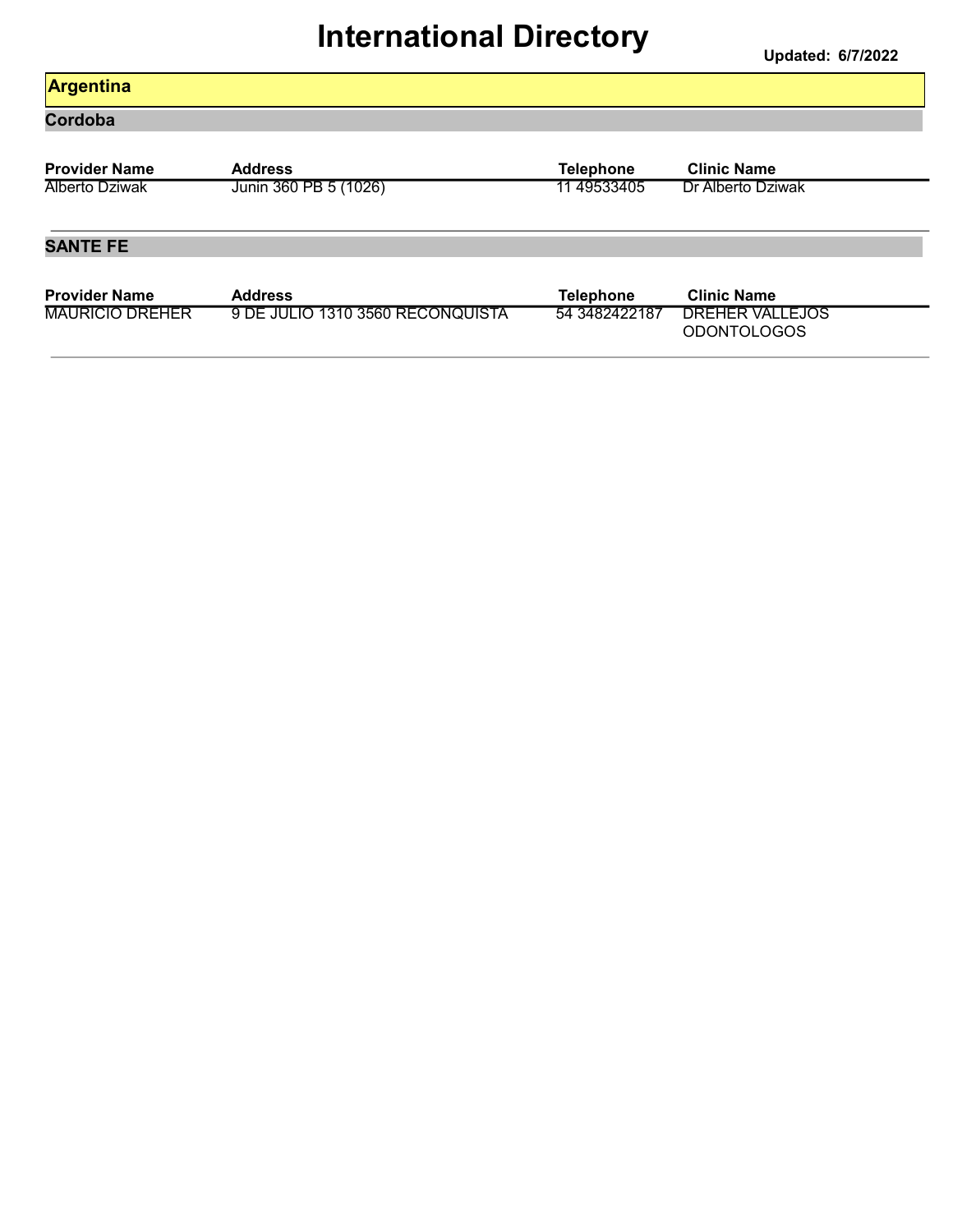# International Directory

Updated: 6/7/2022

## Argentina

### Cordoba

| Provider Name | Address | Telephone | Clinic Name |
| --- | --- | --- | --- |
| Alberto Dziwak | Junin 360 PB 5 (1026) | 11 49533405 | Dr Alberto Dziwak |

### SANTE FE

| Provider Name | Address | Telephone | Clinic Name |
| --- | --- | --- | --- |
| MAURICIO DREHER | 9 DE JULIO 1310 3560 RECONQUISTA | 54 3482422187 | DREHER VALLEJOS ODONTOLOGOS |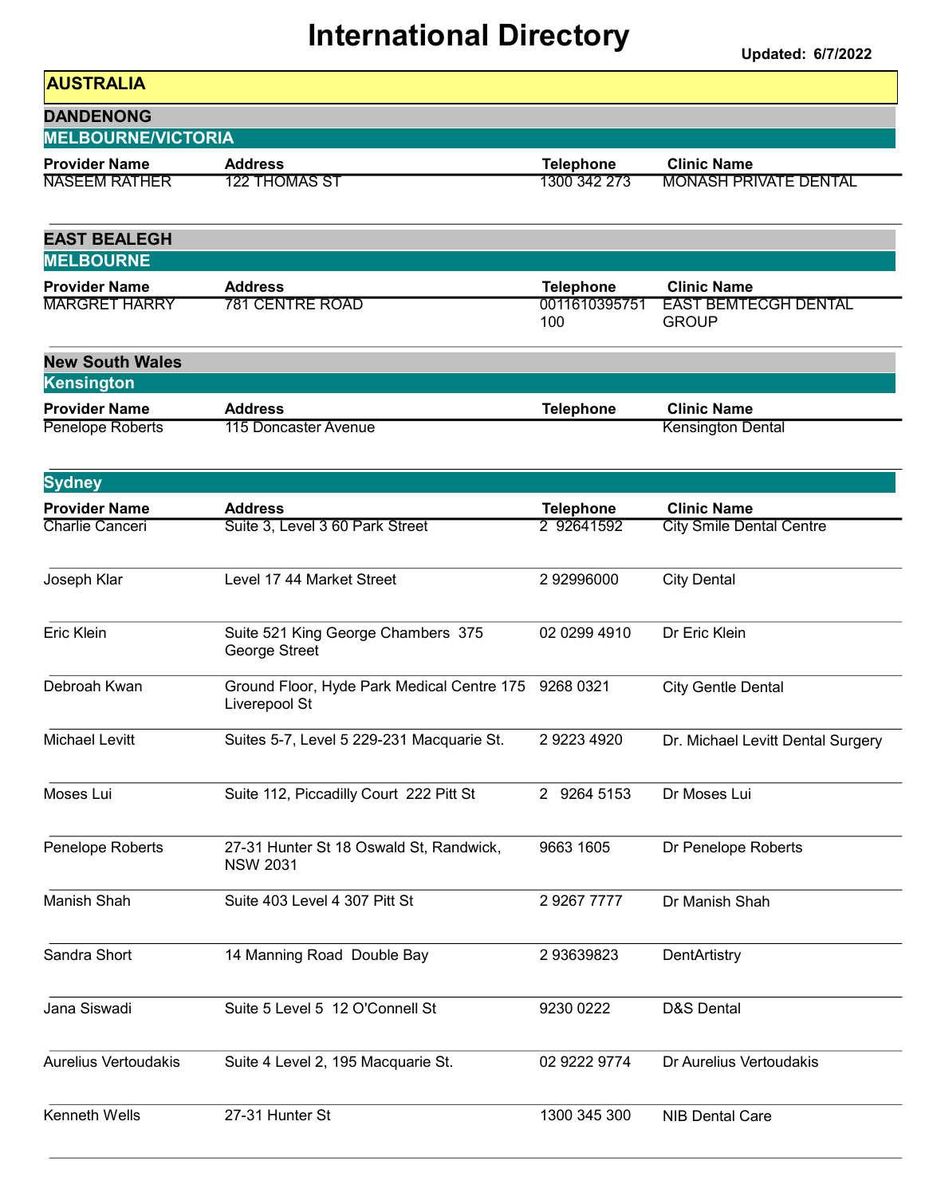# International Directory

**Updated: 6/7/2022**

## AUSTRALIA

### DANDENONG

#### MELBOURNE/VICTORIA

| Provider Name | Address | Telephone | Clinic Name |
| --- | --- | --- | --- |
| NASEEM RATHER | 122 THOMAS ST | 1300 342 273 | MONASH PRIVATE DENTAL |

### EAST BEALEGH

#### MELBOURNE

| Provider Name | Address | Telephone | Clinic Name |
| --- | --- | --- | --- |
| MARGRET HARRY | 781 CENTRE ROAD | 0011610395751 100 | EAST BEMTECGH DENTAL GROUP |

### New South Wales

#### Kensington

| Provider Name | Address | Telephone | Clinic Name |
| --- | --- | --- | --- |
| Penelope Roberts | 115 Doncaster Avenue | | Kensington Dental |

#### Sydney

| Provider Name | Address | Telephone | Clinic Name |
| --- | --- | --- | --- |
| Charlie Canceri | Suite 3, Level 3 60 Park Street | 2 92641592 | City Smile Dental Centre |
| Joseph Klar | Level 17 44 Market Street | 2 92996000 | City Dental |
| Eric Klein | Suite 521 King George Chambers 375 George Street | 02 0299 4910 | Dr Eric Klein |
| Debroah Kwan | Ground Floor, Hyde Park Medical Centre 175 Liverepool St | 9268 0321 | City Gentle Dental |
| Michael Levitt | Suites 5-7, Level 5 229-231 Macquarie St. | 2 9223 4920 | Dr. Michael Levitt Dental Surgery |
| Moses Lui | Suite 112, Piccadilly Court 222 Pitt St | 2 9264 5153 | Dr Moses Lui |
| Penelope Roberts | 27-31 Hunter St 18 Oswald St, Randwick, NSW 2031 | 9663 1605 | Dr Penelope Roberts |
| Manish Shah | Suite 403 Level 4 307 Pitt St | 2 9267 7777 | Dr Manish Shah |
| Sandra Short | 14 Manning Road Double Bay | 2 93639823 | DentArtistry |
| Jana Siswadi | Suite 5 Level 5 12 O'Connell St | 9230 0222 | D&S Dental |
| Aurelius Vertoudakis | Suite 4 Level 2, 195 Macquarie St. | 02 9222 9774 | Dr Aurelius Vertoudakis |
| Kenneth Wells | 27-31 Hunter St | 1300 345 300 | NIB Dental Care |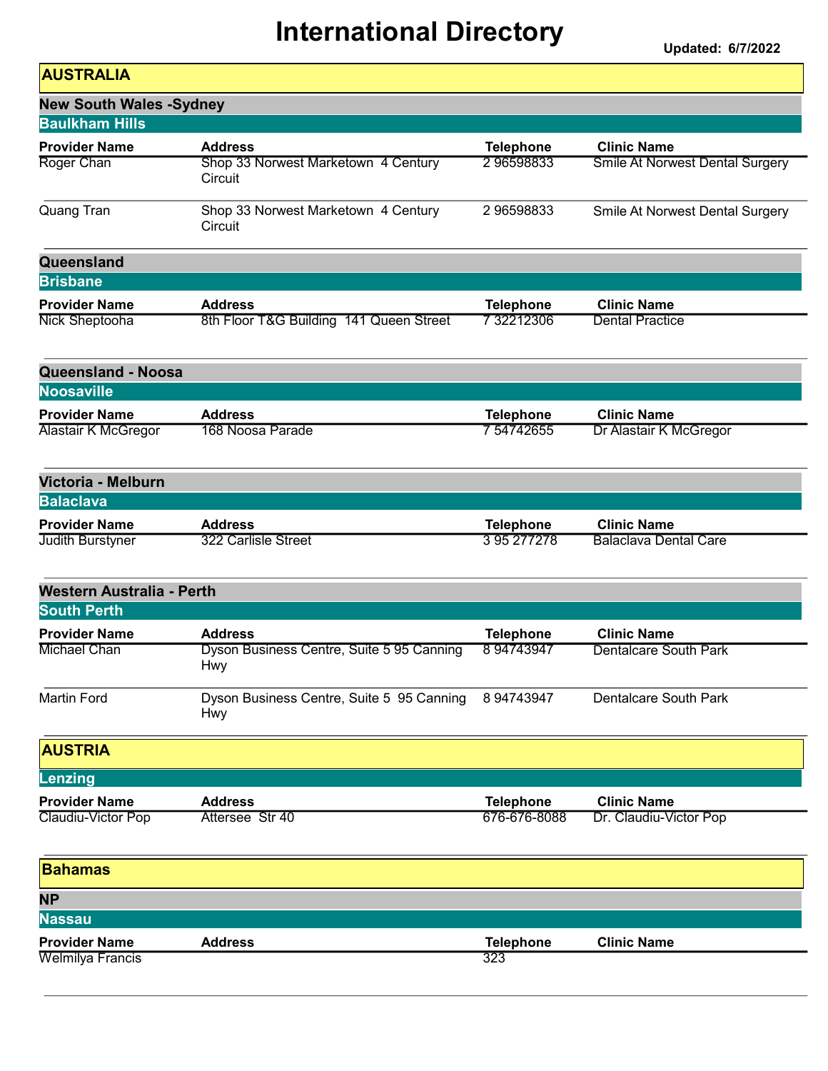# International Directory

**Updated: 6/7/2022**

## AUSTRALIA

### New South Wales -Sydney

#### Baulkham Hills

| Provider Name | Address | Telephone | Clinic Name |
|---|---|---|---|
| Roger Chan | Shop 33 Norwest Marketown 4 Century Circuit | 2 96598833 | Smile At Norwest Dental Surgery |
| Quang Tran | Shop 33 Norwest Marketown 4 Century Circuit | 2 96598833 | Smile At Norwest Dental Surgery |

### Queensland

#### Brisbane

| Provider Name | Address | Telephone | Clinic Name |
|---|---|---|---|
| Nick Sheptooha | 8th Floor T&G Building 141 Queen Street | 7 32212306 | Dental Practice |

### Queensland - Noosa

#### Noosaville

| Provider Name | Address | Telephone | Clinic Name |
|---|---|---|---|
| Alastair K McGregor | 168 Noosa Parade | 7 54742655 | Dr Alastair K McGregor |

### Victoria - Melburn

#### Balaclava

| Provider Name | Address | Telephone | Clinic Name |
|---|---|---|---|
| Judith Burstyner | 322 Carlisle Street | 3 95 277278 | Balaclava Dental Care |

### Western Australia - Perth

#### South Perth

| Provider Name | Address | Telephone | Clinic Name |
|---|---|---|---|
| Michael Chan | Dyson Business Centre, Suite 5 95 Canning Hwy | 8 94743947 | Dentalcare South Park |
| Martin Ford | Dyson Business Centre, Suite 5 95 Canning Hwy | 8 94743947 | Dentalcare South Park |

## AUSTRIA

#### Lenzing

| Provider Name | Address | Telephone | Clinic Name |
|---|---|---|---|
| Claudiu-Victor Pop | Attersee Str 40 | 676-676-8088 | Dr. Claudiu-Victor Pop |

## Bahamas

### NP

#### Nassau

| Provider Name | Address | Telephone | Clinic Name |
|---|---|---|---|
| Welmilya Francis | | 323 | |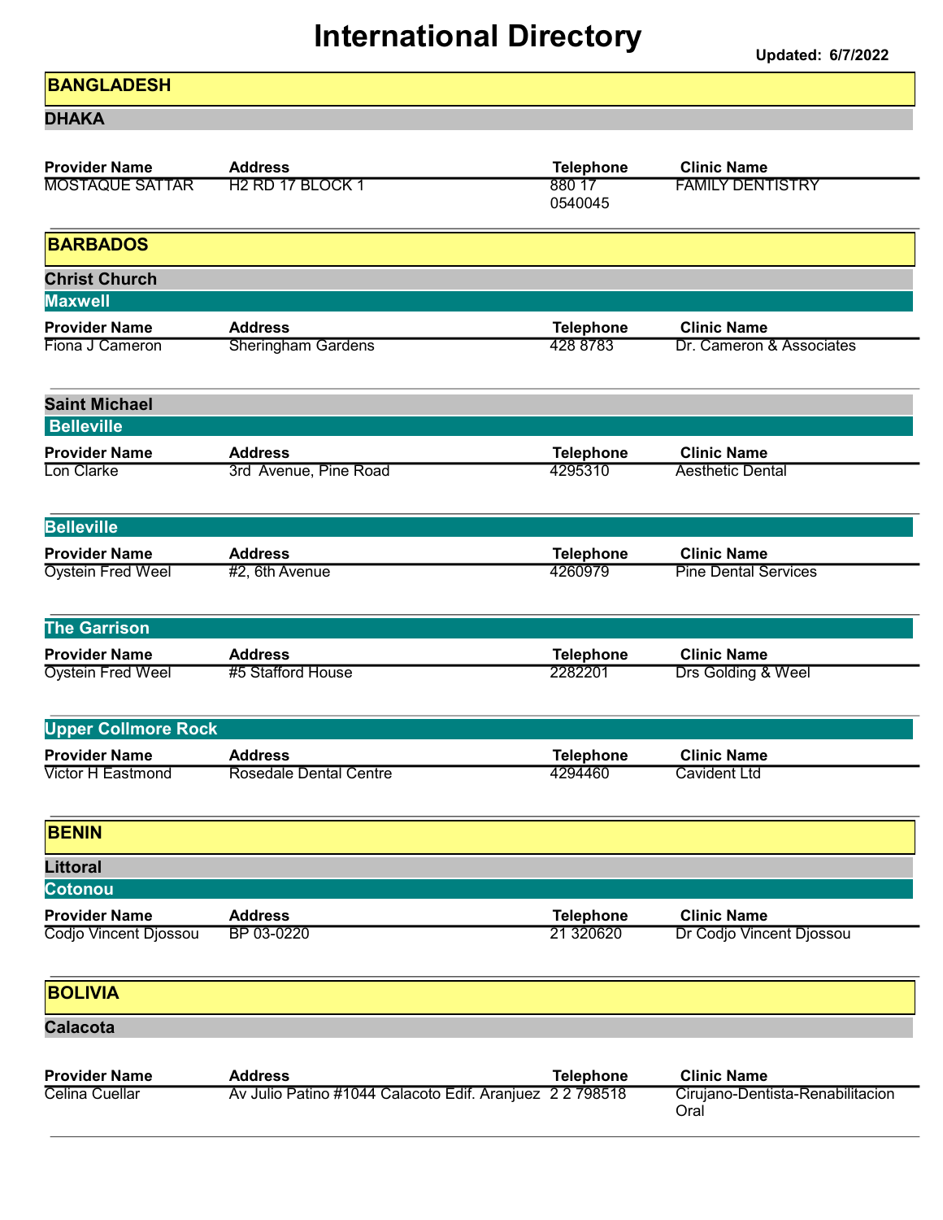# International Directory

**Updated: 6/7/2022**

## BANGLADESH

### DHAKA

| Provider Name | Address | Telephone | Clinic Name |
|---|---|---|---|
| MOSTAQUE SATTAR | H2 RD 17 BLOCK 1 | 880 17 0540045 | FAMILY DENTISTRY |

## BARBADOS

### Christ Church

#### Maxwell

| Provider Name | Address | Telephone | Clinic Name |
|---|---|---|---|
| Fiona J Cameron | Sheringham Gardens | 428 8783 | Dr. Cameron & Associates |

### Saint Michael

#### Belleville

| Provider Name | Address | Telephone | Clinic Name |
|---|---|---|---|
| Lon Clarke | 3rd Avenue, Pine Road | 4295310 | Aesthetic Dental |

#### Belleville

| Provider Name | Address | Telephone | Clinic Name |
|---|---|---|---|
| Oystein Fred Weel | #2, 6th Avenue | 4260979 | Pine Dental Services |

#### The Garrison

| Provider Name | Address | Telephone | Clinic Name |
|---|---|---|---|
| Oystein Fred Weel | #5 Stafford House | 2282201 | Drs Golding & Weel |

#### Upper Collmore Rock

| Provider Name | Address | Telephone | Clinic Name |
|---|---|---|---|
| Victor H Eastmond | Rosedale Dental Centre | 4294460 | Cavident Ltd |

## BENIN

### Littoral

#### Cotonou

| Provider Name | Address | Telephone | Clinic Name |
|---|---|---|---|
| Codjo Vincent Djossou | BP 03-0220 | 21 320620 | Dr Codjo Vincent Djossou |

## BOLIVIA

### Calacota

| Provider Name | Address | Telephone | Clinic Name |
|---|---|---|---|
| Celina Cuellar | Av Julio Patino #1044 Calacoto Edif. Aranjuez | 2 2 798518 | Cirujano-Dentista-Renabilitacion Oral |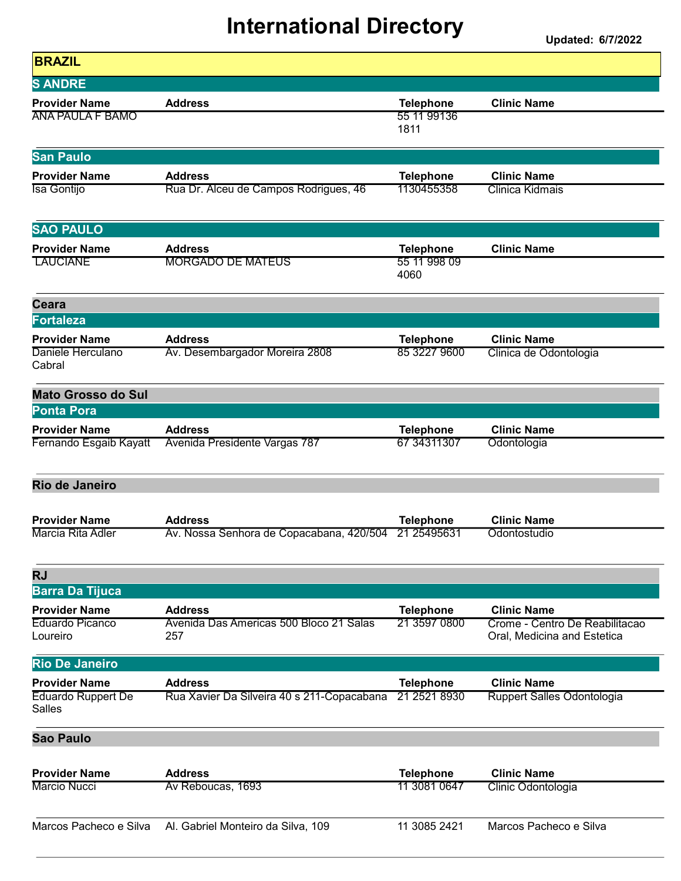# International Directory

**Updated: 6/7/2022**

## BRAZIL

### S ANDRE

| Provider Name | Address | Telephone | Clinic Name |
|---|---|---|---|
| ANA PAULA F BAMO | | 55 11 99136 1811 | |

### San Paulo

| Provider Name | Address | Telephone | Clinic Name |
|---|---|---|---|
| Isa Gontijo | Rua Dr. Alceu de Campos Rodrigues, 46 | 1130455358 | Clinica Kidmais |

### SAO PAULO

| Provider Name | Address | Telephone | Clinic Name |
|---|---|---|---|
| LAUCIANE | MORGADO DE MATEUS | 55 11 998 09 4060 | |

## Ceara

### Fortaleza

| Provider Name | Address | Telephone | Clinic Name |
|---|---|---|---|
| Daniele Herculano Cabral | Av. Desembargador Moreira 2808 | 85 3227 9600 | Clinica de Odontologia |

## Mato Grosso do Sul

### Ponta Pora

| Provider Name | Address | Telephone | Clinic Name |
|---|---|---|---|
| Fernando Esgaib Kayatt | Avenida Presidente Vargas 787 | 67 34311307 | Odontologia |

## Rio de Janeiro

| Provider Name | Address | Telephone | Clinic Name |
|---|---|---|---|
| Marcia Rita Adler | Av. Nossa Senhora de Copacabana, 420/504 | 21 25495631 | Odontostudio |

## RJ

### Barra Da Tijuca

| Provider Name | Address | Telephone | Clinic Name |
|---|---|---|---|
| Eduardo Picanco Loureiro | Avenida Das Americas 500 Bloco 21 Salas 257 | 21 3597 0800 | Crome - Centro De Reabilitacao Oral, Medicina and Estetica |

### Rio De Janeiro

| Provider Name | Address | Telephone | Clinic Name |
|---|---|---|---|
| Eduardo Ruppert De Salles | Rua Xavier Da Silveira 40 s 211-Copacabana | 21 2521 8930 | Ruppert Salles Odontologia |

## Sao Paulo

| Provider Name | Address | Telephone | Clinic Name |
|---|---|---|---|
| Marcio Nucci | Av Reboucas, 1693 | 11 3081 0647 | Clinic Odontologia |
| Marcos Pacheco e Silva | Al. Gabriel Monteiro da Silva, 109 | 11 3085 2421 | Marcos Pacheco e Silva |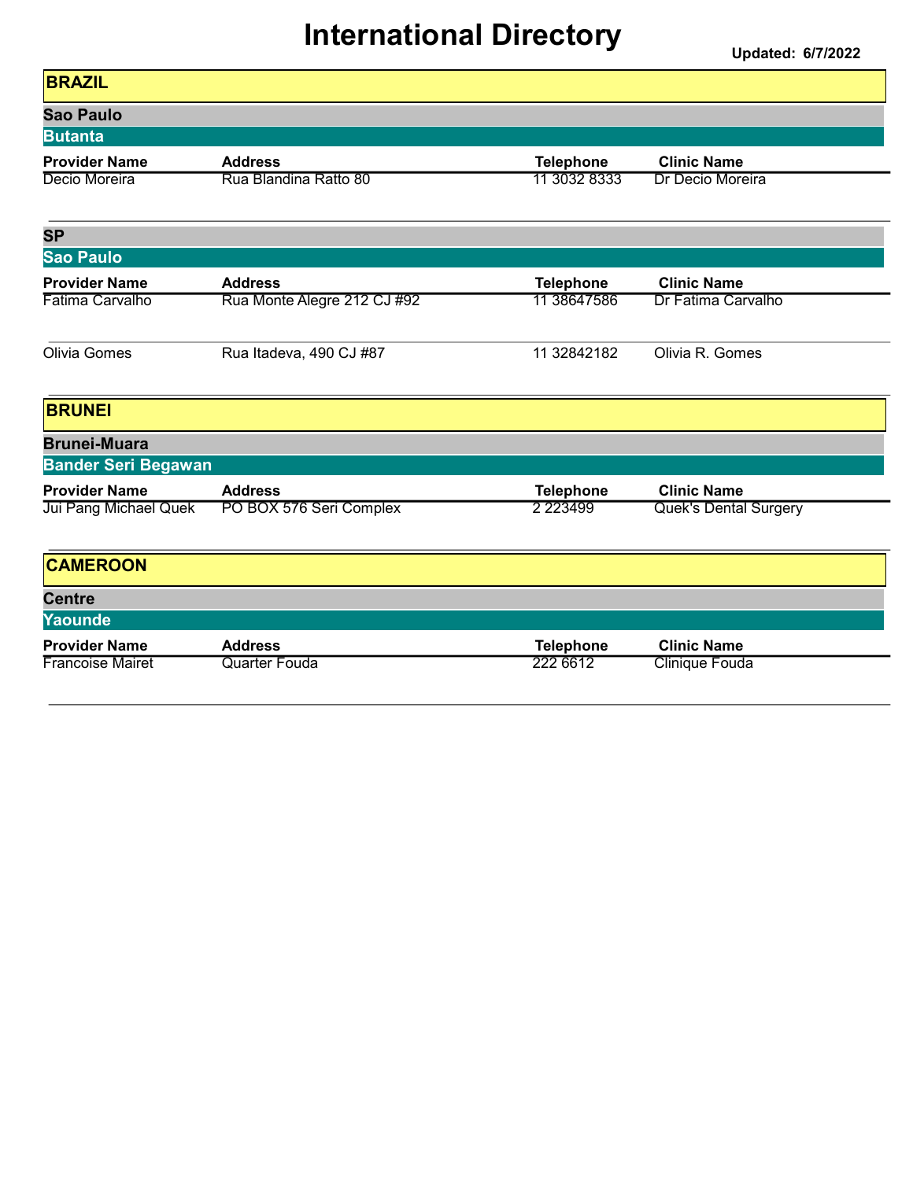# International Directory

**Updated: 6/7/2022**

## BRAZIL

### Sao Paulo

#### Butanta

| Provider Name | Address | Telephone | Clinic Name |
| --- | --- | --- | --- |
| Decio Moreira | Rua Blandina Ratto 80 | 11 3032 8333 | Dr Decio Moreira |

### SP

#### Sao Paulo

| Provider Name | Address | Telephone | Clinic Name |
| --- | --- | --- | --- |
| Fatima Carvalho | Rua Monte Alegre 212 CJ #92 | 11 38647586 | Dr Fatima Carvalho |
| Olivia Gomes | Rua Itadeva, 490 CJ #87 | 11 32842182 | Olivia R. Gomes |

## BRUNEI

### Brunei-Muara

#### Bander Seri Begawan

| Provider Name | Address | Telephone | Clinic Name |
| --- | --- | --- | --- |
| Jui Pang Michael Quek | PO BOX 576 Seri Complex | 2 223499 | Quek's Dental Surgery |

## CAMEROON

### Centre

#### Yaounde

| Provider Name | Address | Telephone | Clinic Name |
| --- | --- | --- | --- |
| Francoise Mairet | Quarter Fouda | 222 6612 | Clinique Fouda |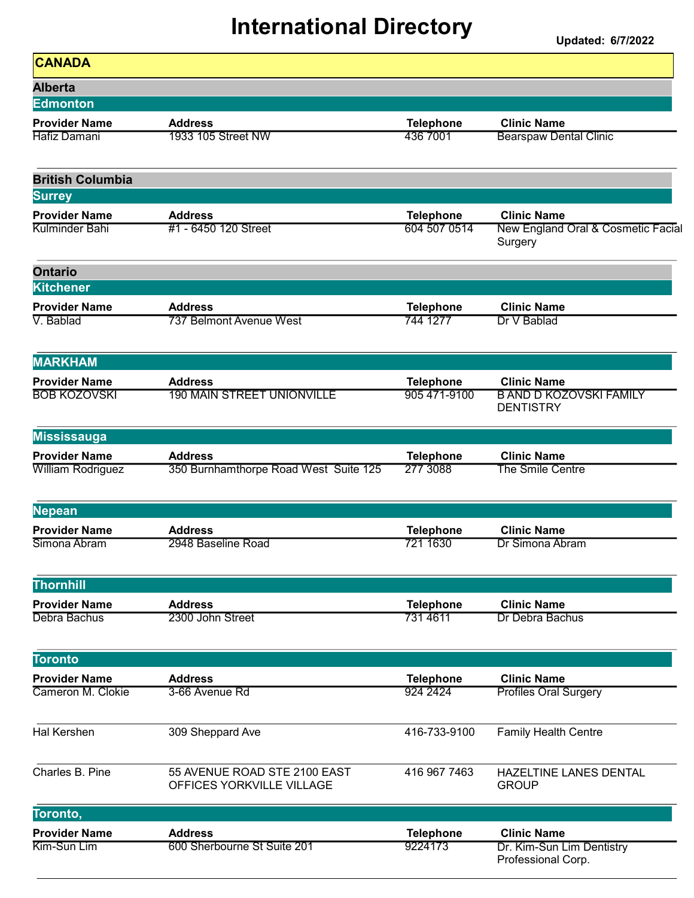# International Directory

**Updated: 6/7/2022**

## CANADA

### Alberta

#### Edmonton

| Provider Name | Address | Telephone | Clinic Name |
|---|---|---|---|
| Hafiz Damani | 1933 105 Street NW | 436 7001 | Bearspaw Dental Clinic |

### British Columbia

#### Surrey

| Provider Name | Address | Telephone | Clinic Name |
|---|---|---|---|
| Kulminder Bahi | #1 - 6450 120 Street | 604 507 0514 | New England Oral & Cosmetic Facial Surgery |

### Ontario

#### Kitchener

| Provider Name | Address | Telephone | Clinic Name |
|---|---|---|---|
| V. Bablad | 737 Belmont Avenue West | 744 1277 | Dr V Bablad |

#### MARKHAM

| Provider Name | Address | Telephone | Clinic Name |
|---|---|---|---|
| BOB KOZOVSKI | 190 MAIN STREET UNIONVILLE | 905 471-9100 | B AND D KOZOVSKI FAMILY DENTISTRY |

#### Mississauga

| Provider Name | Address | Telephone | Clinic Name |
|---|---|---|---|
| William Rodriguez | 350 Burnhamthorpe Road West Suite 125 | 277 3088 | The Smile Centre |

#### Nepean

| Provider Name | Address | Telephone | Clinic Name |
|---|---|---|---|
| Simona Abram | 2948 Baseline Road | 721 1630 | Dr Simona Abram |

#### Thornhill

| Provider Name | Address | Telephone | Clinic Name |
|---|---|---|---|
| Debra Bachus | 2300 John Street | 731 4611 | Dr Debra Bachus |

#### Toronto

| Provider Name | Address | Telephone | Clinic Name |
|---|---|---|---|
| Cameron M. Clokie | 3-66 Avenue Rd | 924 2424 | Profiles Oral Surgery |
| Hal Kershen | 309 Sheppard Ave | 416-733-9100 | Family Health Centre |
| Charles B. Pine | 55 AVENUE ROAD STE 2100 EAST OFFICES YORKVILLE VILLAGE | 416 967 7463 | HAZELTINE LANES DENTAL GROUP |

#### Toronto,

| Provider Name | Address | Telephone | Clinic Name |
|---|---|---|---|
| Kim-Sun Lim | 600 Sherbourne St Suite 201 | 9224173 | Dr. Kim-Sun Lim Dentistry Professional Corp. |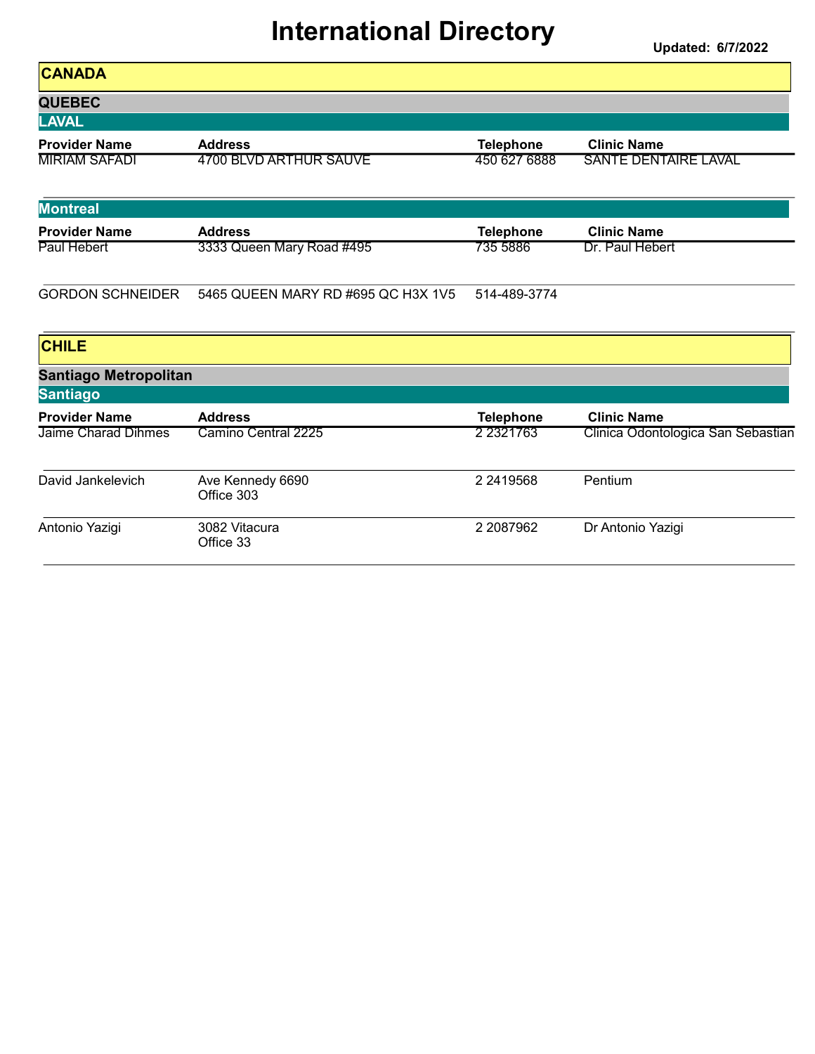# International Directory

Updated: 6/7/2022

## CANADA

### QUEBEC

#### LAVAL

| Provider Name | Address | Telephone | Clinic Name |
| --- | --- | --- | --- |
| MIRIAM SAFADI | 4700 BLVD ARTHUR SAUVE | 450 627 6888 | SANTE DENTAIRE LAVAL |

#### Montreal

| Provider Name | Address | Telephone | Clinic Name |
| --- | --- | --- | --- |
| Paul Hebert | 3333 Queen Mary Road #495 | 735 5886 | Dr. Paul Hebert |
| GORDON SCHNEIDER | 5465 QUEEN MARY RD #695 QC H3X 1V5 | 514-489-3774 | |

## CHILE

### Santiago Metropolitan

#### Santiago

| Provider Name | Address | Telephone | Clinic Name |
| --- | --- | --- | --- |
| Jaime Charad Dihmes | Camino Central 2225 | 2 2321763 | Clinica Odontologica San Sebastian |
| David Jankelevich | Ave Kennedy 6690<br>Office 303 | 2 2419568 | Pentium |
| Antonio Yazigi | 3082 Vitacura<br>Office 33 | 2 2087962 | Dr Antonio Yazigi |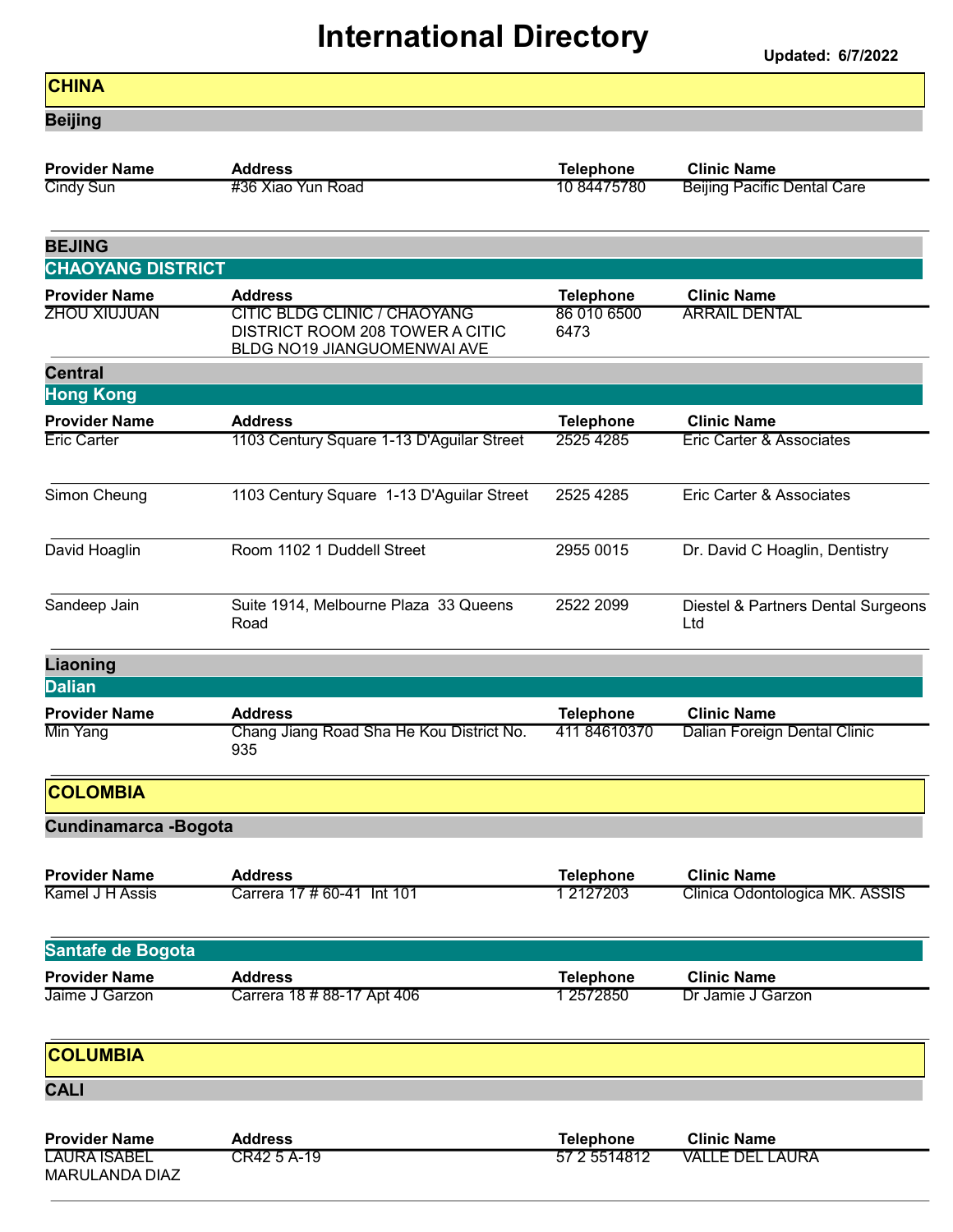# International Directory

Updated: 6/7/2022

## CHINA

### Beijing

| Provider Name | Address | Telephone | Clinic Name |
|---|---|---|---|
| Cindy Sun | #36 Xiao Yun Road | 10 84475780 | Beijing Pacific Dental Care |

### BEJING

#### CHAOYANG DISTRICT

| Provider Name | Address | Telephone | Clinic Name |
|---|---|---|---|
| ZHOU XIUJUAN | CITIC BLDG CLINIC / CHAOYANG DISTRICT ROOM 208 TOWER A CITIC BLDG NO19 JIANGUOMENWAI AVE | 86 010 6500 6473 | ARRAIL DENTAL |

### Central

#### Hong Kong

| Provider Name | Address | Telephone | Clinic Name |
|---|---|---|---|
| Eric Carter | 1103 Century Square 1-13 D'Aguilar Street | 2525 4285 | Eric Carter & Associates |
| Simon Cheung | 1103 Century Square 1-13 D'Aguilar Street | 2525 4285 | Eric Carter & Associates |
| David Hoaglin | Room 1102 1 Duddell Street | 2955 0015 | Dr. David C Hoaglin, Dentistry |
| Sandeep Jain | Suite 1914, Melbourne Plaza 33 Queens Road | 2522 2099 | Diestel & Partners Dental Surgeons Ltd |

### Liaoning

#### Dalian

| Provider Name | Address | Telephone | Clinic Name |
|---|---|---|---|
| Min Yang | Chang Jiang Road Sha He Kou District No. 935 | 411 84610370 | Dalian Foreign Dental Clinic |

## COLOMBIA

### Cundinamarca -Bogota

| Provider Name | Address | Telephone | Clinic Name |
|---|---|---|---|
| Kamel J H Assis | Carrera 17 # 60-41 Int 101 | 1 2127203 | Clinica Odontologica MK. ASSIS |

#### Santafe de Bogota

| Provider Name | Address | Telephone | Clinic Name |
|---|---|---|---|
| Jaime J Garzon | Carrera 18 # 88-17 Apt 406 | 1 2572850 | Dr Jamie J Garzon |

## COLUMBIA

### CALI

| Provider Name | Address | Telephone | Clinic Name |
|---|---|---|---|
| LAURA ISABEL MARULANDA DIAZ | CR42 5 A-19 | 57 2 5514812 | VALLE DEL LAURA |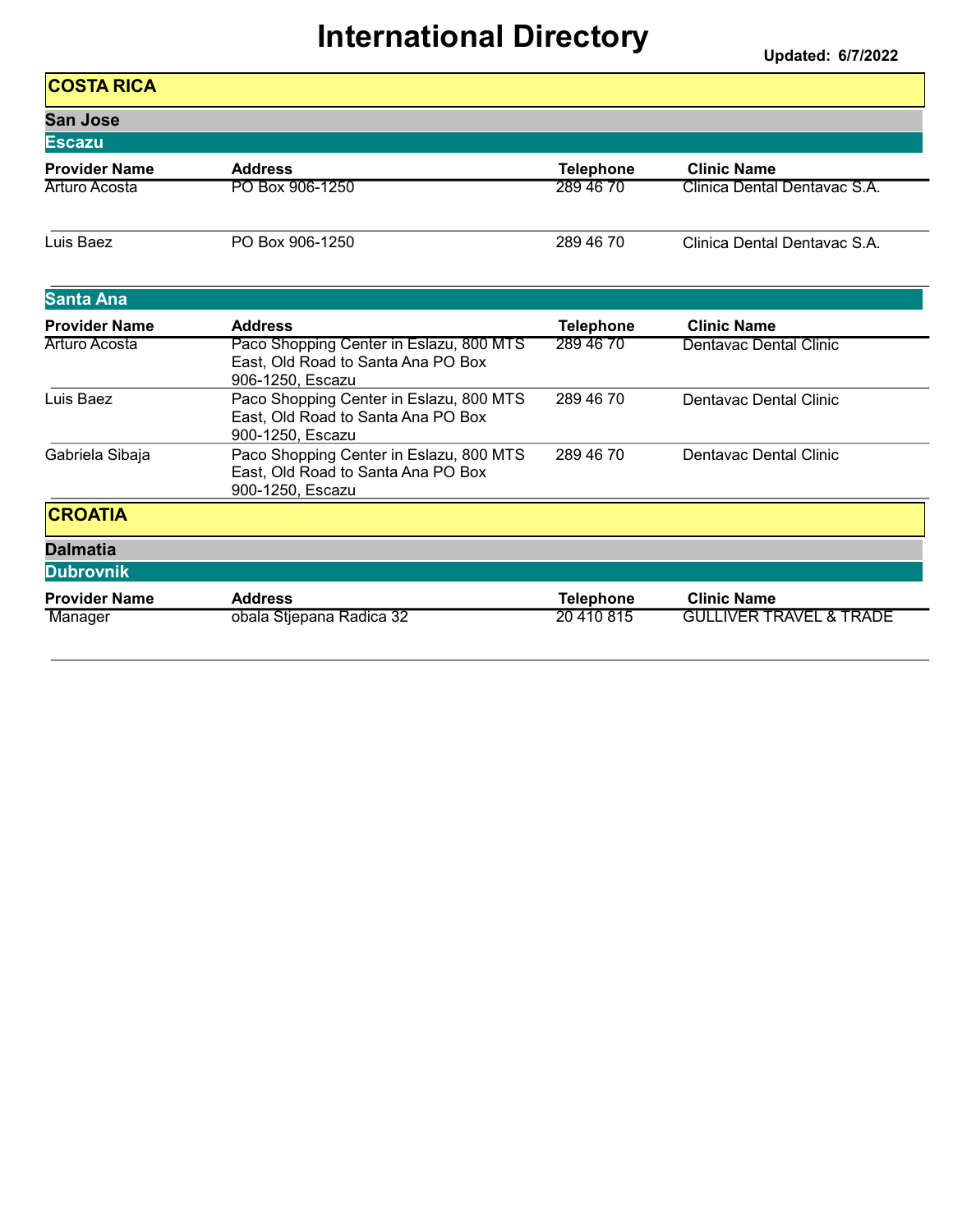# International Directory

**Updated: 6/7/2022**

## COSTA RICA

### San Jose

#### Escazu

| Provider Name | Address | Telephone | Clinic Name |
|---|---|---|---|
| Arturo Acosta | PO Box 906-1250 | 289 46 70 | Clinica Dental Dentavac S.A. |
| Luis Baez | PO Box 906-1250 | 289 46 70 | Clinica Dental Dentavac S.A. |

#### Santa Ana

| Provider Name | Address | Telephone | Clinic Name |
|---|---|---|---|
| Arturo Acosta | Paco Shopping Center in Eslazu, 800 MTS East, Old Road to Santa Ana PO Box 906-1250, Escazu | 289 46 70 | Dentavac Dental Clinic |
| Luis Baez | Paco Shopping Center in Eslazu, 800 MTS East, Old Road to Santa Ana PO Box 900-1250, Escazu | 289 46 70 | Dentavac Dental Clinic |
| Gabriela Sibaja | Paco Shopping Center in Eslazu, 800 MTS East, Old Road to Santa Ana PO Box 900-1250, Escazu | 289 46 70 | Dentavac Dental Clinic |

## CROATIA

### Dalmatia

#### Dubrovnik

| Provider Name | Address | Telephone | Clinic Name |
|---|---|---|---|
| Manager | obala Stjepana Radica 32 | 20 410 815 | GULLIVER TRAVEL & TRADE |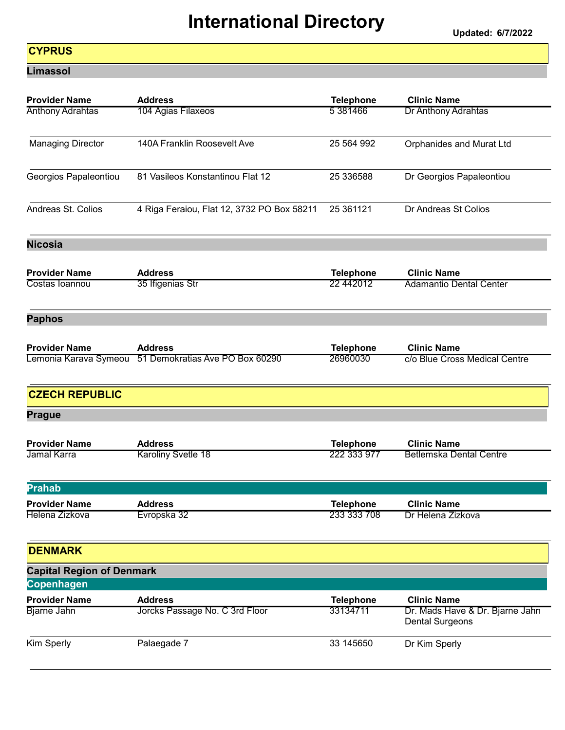# International Directory

**Updated: 6/7/2022**

## CYPRUS

### Limassol

| Provider Name | Address | Telephone | Clinic Name |
|---|---|---|---|
| Anthony Adrahtas | 104 Agias Filaxeos | 5 381466 | Dr Anthony Adrahtas |
| Managing Director | 140A Franklin Roosevelt Ave | 25 564 992 | Orphanides and Murat Ltd |
| Georgios Papaleontiou | 81 Vasileos Konstantinou Flat 12 | 25 336588 | Dr Georgios Papaleontiou |
| Andreas St. Colios | 4 Riga Feraiou, Flat 12, 3732 PO Box 58211 | 25 361121 | Dr Andreas St Colios |

### Nicosia

| Provider Name | Address | Telephone | Clinic Name |
|---|---|---|---|
| Costas Ioannou | 35 Ifigenias Str | 22 442012 | Adamantio Dental Center |

### Paphos

| Provider Name | Address | Telephone | Clinic Name |
|---|---|---|---|
| Lemonia Karava Symeou | 51 Demokratias Ave PO Box 60290 | 26960030 | c/o Blue Cross Medical Centre |

## CZECH REPUBLIC

### Prague

| Provider Name | Address | Telephone | Clinic Name |
|---|---|---|---|
| Jamal Karra | Karoliny Svetle 18 | 222 333 977 | Betlemska Dental Centre |

### Prahab

| Provider Name | Address | Telephone | Clinic Name |
|---|---|---|---|
| Helena Zizkova | Evropska 32 | 233 333 708 | Dr Helena Zizkova |

## DENMARK

### Capital Region of Denmark

#### Copenhagen

| Provider Name | Address | Telephone | Clinic Name |
|---|---|---|---|
| Bjarne Jahn | Jorcks Passage No. C 3rd Floor | 33134711 | Dr. Mads Have & Dr. Bjarne Jahn Dental Surgeons |
| Kim Sperly | Palaegade 7 | 33 145650 | Dr Kim Sperly |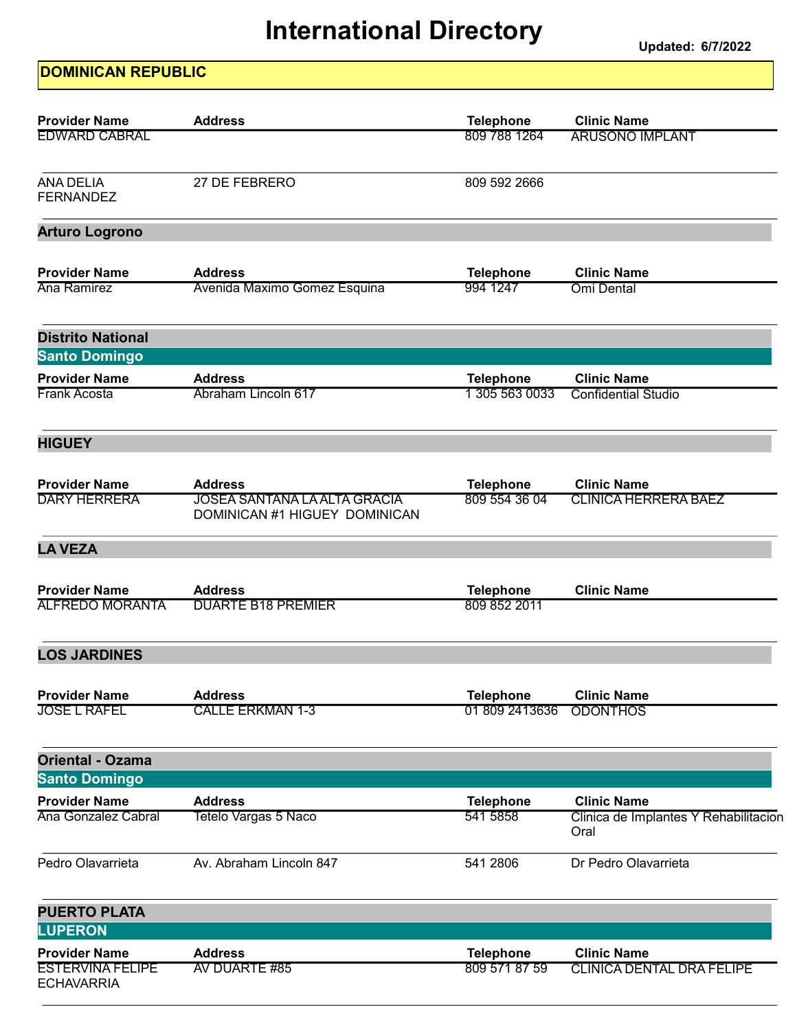# International Directory

Updated: 6/7/2022

## DOMINICAN REPUBLIC

| Provider Name | Address | Telephone | Clinic Name |
|---|---|---|---|
| EDWARD CABRAL | | 809 788 1264 | ARUSONO IMPLANT |
| ANA DELIA FERNANDEZ | 27 DE FEBRERO | 809 592 2666 | |

### Arturo Logrono

| Provider Name | Address | Telephone | Clinic Name |
|---|---|---|---|
| Ana Ramirez | Avenida Maximo Gomez Esquina | 994 1247 | Omi Dental |

### Distrito National

#### Santo Domingo

| Provider Name | Address | Telephone | Clinic Name |
|---|---|---|---|
| Frank Acosta | Abraham Lincoln 617 | 1 305 563 0033 | Confidential Studio |

### HIGUEY

| Provider Name | Address | Telephone | Clinic Name |
|---|---|---|---|
| DARY HERRERA | JOSEA SANTANA LA ALTA GRACIA DOMINICAN #1 HIGUEY DOMINICAN | 809 554 36 04 | CLINICA HERRERA BAEZ |

### LA VEZA

| Provider Name | Address | Telephone | Clinic Name |
|---|---|---|---|
| ALFREDO MORANTA | DUARTE B18 PREMIER | 809 852 2011 | |

### LOS JARDINES

| Provider Name | Address | Telephone | Clinic Name |
|---|---|---|---|
| JOSE L RAFEL | CALLE ERKMAN 1-3 | 01 809 2413636 | ODONTHOS |

### Oriental - Ozama

#### Santo Domingo

| Provider Name | Address | Telephone | Clinic Name |
|---|---|---|---|
| Ana Gonzalez Cabral | Tetelo Vargas 5 Naco | 541 5858 | Clinica de Implantes Y Rehabilitacion Oral |
| Pedro Olavarrieta | Av. Abraham Lincoln 847 | 541 2806 | Dr Pedro Olavarrieta |

### PUERTO PLATA

#### LUPERON

| Provider Name | Address | Telephone | Clinic Name |
|---|---|---|---|
| ESTERVINA FELIPE ECHAVARRIA | AV DUARTE #85 | 809 571 87 59 | CLINICA DENTAL DRA FELIPE |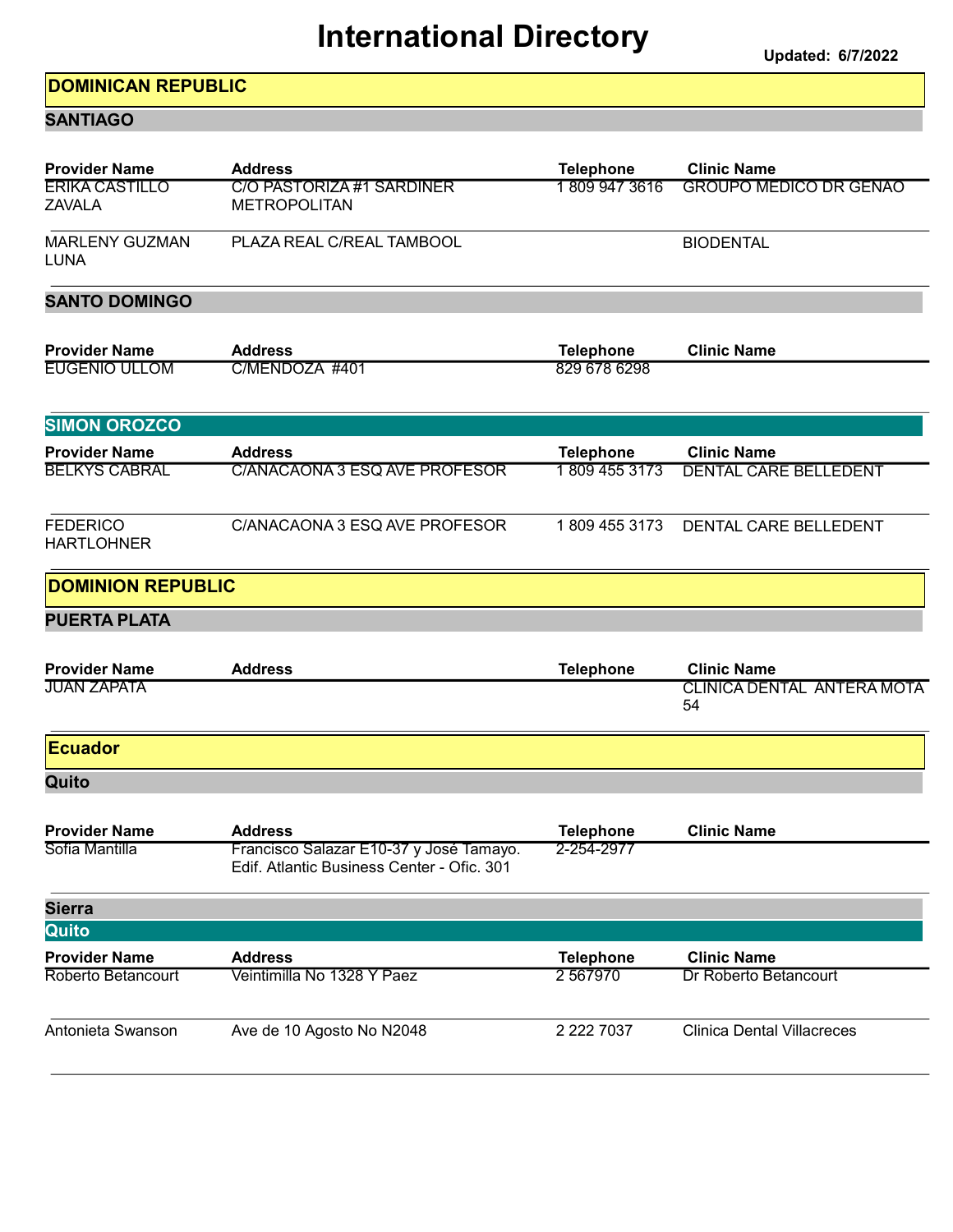# International Directory

**Updated: 6/7/2022**

## DOMINICAN REPUBLIC

### SANTIAGO

| Provider Name | Address | Telephone | Clinic Name |
|---|---|---|---|
| ERIKA CASTILLO ZAVALA | C/O PASTORIZA #1 SARDINER METROPOLITAN | 1 809 947 3616 | GROUPO MEDICO DR GENAO |
| MARLENY GUZMAN LUNA | PLAZA REAL C/REAL TAMBOOL | | BIODENTAL |

### SANTO DOMINGO

| Provider Name | Address | Telephone | Clinic Name |
|---|---|---|---|
| EUGENIO ULLOM | C/MENDOZA #401 | 829 678 6298 | |

#### SIMON OROZCO

| Provider Name | Address | Telephone | Clinic Name |
|---|---|---|---|
| BELKYS CABRAL | C/ANACAONA 3 ESQ AVE PROFESOR | 1 809 455 3173 | DENTAL CARE BELLEDENT |
| FEDERICO HARTLOHNER | C/ANACAONA 3 ESQ AVE PROFESOR | 1 809 455 3173 | DENTAL CARE BELLEDENT |

## DOMINION REPUBLIC

### PUERTA PLATA

| Provider Name | Address | Telephone | Clinic Name |
|---|---|---|---|
| JUAN ZAPATA | | | CLINICA DENTAL ANTERA MOTA 54 |

## Ecuador

### Quito

| Provider Name | Address | Telephone | Clinic Name |
|---|---|---|---|
| Sofia Mantilla | Francisco Salazar E10-37 y José Tamayo. Edif. Atlantic Business Center - Ofic. 301 | 2-254-2977 | |

### Sierra

#### Quito

| Provider Name | Address | Telephone | Clinic Name |
|---|---|---|---|
| Roberto Betancourt | Veintimilla No 1328 Y Paez | 2 567970 | Dr Roberto Betancourt |
| Antonieta Swanson | Ave de 10 Agosto No N2048 | 2 222 7037 | Clinica Dental Villacreces |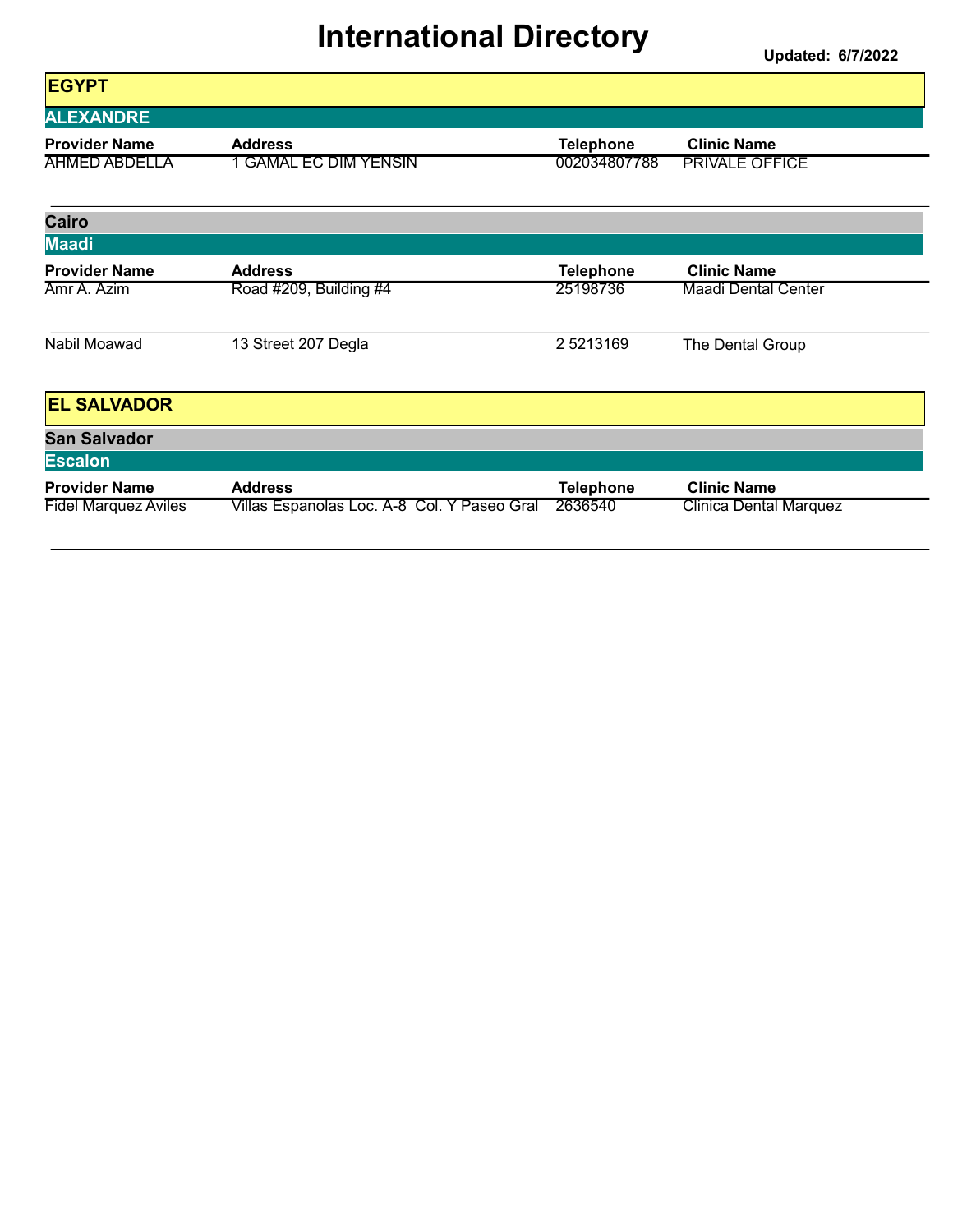# International Directory

**Updated: 6/7/2022**

## EGYPT

### ALEXANDRE

| Provider Name | Address | Telephone | Clinic Name |
|---|---|---|---|
| AHMED ABDELLA | 1 GAMAL EC DIM YENSIN | 002034807788 | PRIVALE OFFICE |

### Cairo

#### Maadi

| Provider Name | Address | Telephone | Clinic Name |
|---|---|---|---|
| Amr A. Azim | Road #209, Building #4 | 25198736 | Maadi Dental Center |
| Nabil Moawad | 13 Street 207 Degla | 2 5213169 | The Dental Group |

## EL SALVADOR

### San Salvador

#### Escalon

| Provider Name | Address | Telephone | Clinic Name |
|---|---|---|---|
| Fidel Marquez Aviles | Villas Espanolas Loc. A-8 Col. Y Paseo Gral | 2636540 | Clinica Dental Marquez |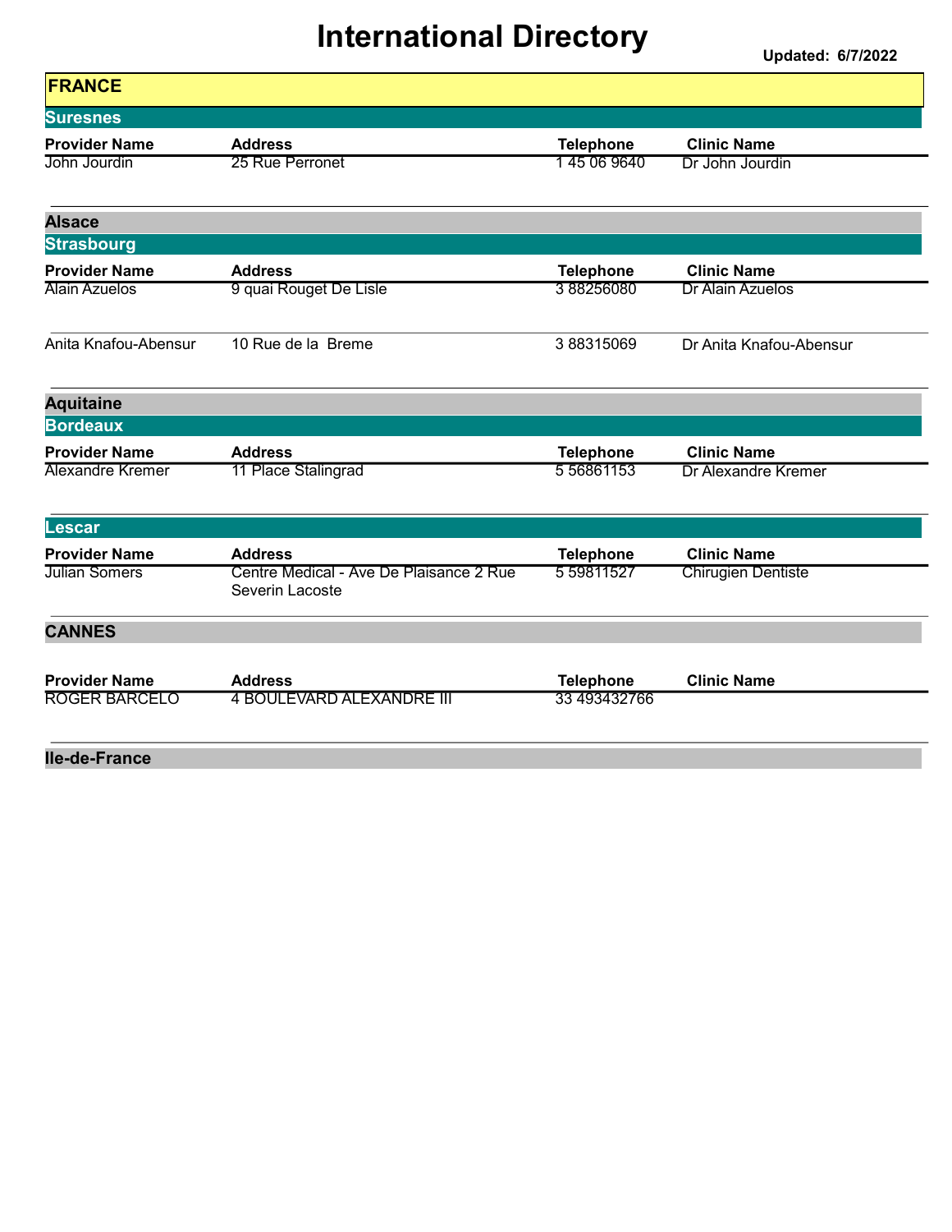# International Directory

**Updated: 6/7/2022**

## FRANCE

### Suresnes

| Provider Name | Address | Telephone | Clinic Name |
|---|---|---|---|
| John Jourdin | 25 Rue Perronet | 1 45 06 9640 | Dr John Jourdin |

## Alsace

### Strasbourg

| Provider Name | Address | Telephone | Clinic Name |
|---|---|---|---|
| Alain Azuelos | 9 quai Rouget De Lisle | 3 88256080 | Dr Alain Azuelos |
| Anita Knafou-Abensur | 10 Rue de la Breme | 3 88315069 | Dr Anita Knafou-Abensur |

## Aquitaine

### Bordeaux

| Provider Name | Address | Telephone | Clinic Name |
|---|---|---|---|
| Alexandre Kremer | 11 Place Stalingrad | 5 56861153 | Dr Alexandre Kremer |

### Lescar

| Provider Name | Address | Telephone | Clinic Name |
|---|---|---|---|
| Julian Somers | Centre Medical - Ave De Plaisance 2 Rue Severin Lacoste | 5 59811527 | Chirugien Dentiste |

## CANNES

| Provider Name | Address | Telephone | Clinic Name |
|---|---|---|---|
| ROGER BARCELO | 4 BOULEVARD ALEXANDRE III | 33 493432766 | |

## Ile-de-France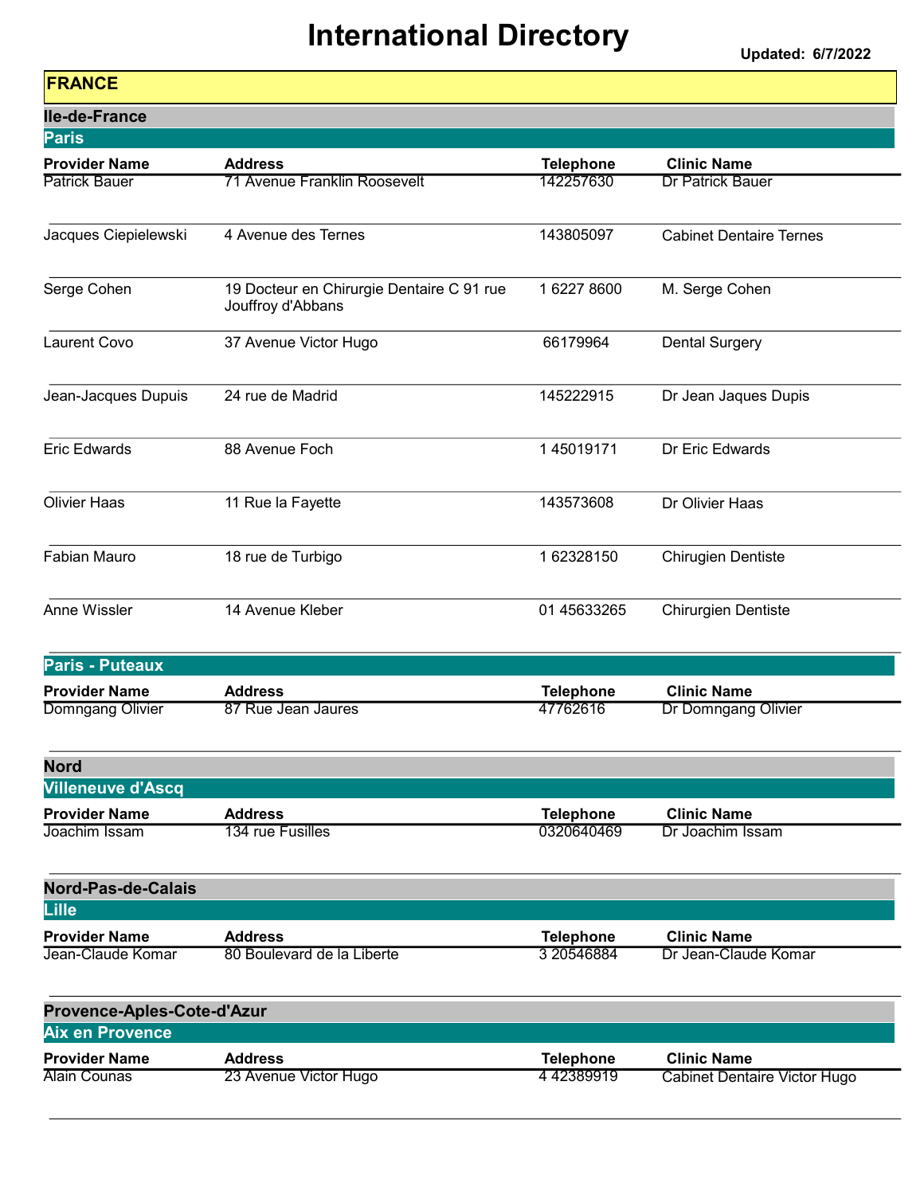# International Directory

Updated: 6/7/2022

## FRANCE

### Ile-de-France

#### Paris

| Provider Name | Address | Telephone | Clinic Name |
|---|---|---|---|
| Patrick Bauer | 71 Avenue Franklin Roosevelt | 142257630 | Dr Patrick Bauer |
| Jacques Ciepielewski | 4 Avenue des Ternes | 143805097 | Cabinet Dentaire Ternes |
| Serge Cohen | 19 Docteur en Chirurgie Dentaire C 91 rue Jouffroy d'Abbans | 1 6227 8600 | M. Serge Cohen |
| Laurent Covo | 37 Avenue Victor Hugo | 66179964 | Dental Surgery |
| Jean-Jacques Dupuis | 24 rue de Madrid | 145222915 | Dr Jean Jaques Dupis |
| Eric Edwards | 88 Avenue Foch | 1 45019171 | Dr Eric Edwards |
| Olivier Haas | 11 Rue la Fayette | 143573608 | Dr Olivier Haas |
| Fabian Mauro | 18 rue de Turbigo | 1 62328150 | Chirugien Dentiste |
| Anne Wissler | 14 Avenue Kleber | 01 45633265 | Chirurgien Dentiste |

#### Paris - Puteaux

| Provider Name | Address | Telephone | Clinic Name |
|---|---|---|---|
| Domngang Olivier | 87 Rue Jean Jaures | 47762616 | Dr Domngang Olivier |

### Nord

#### Villeneuve d'Ascq

| Provider Name | Address | Telephone | Clinic Name |
|---|---|---|---|
| Joachim Issam | 134 rue Fusilles | 0320640469 | Dr Joachim Issam |

### Nord-Pas-de-Calais

#### Lille

| Provider Name | Address | Telephone | Clinic Name |
|---|---|---|---|
| Jean-Claude Komar | 80 Boulevard de la Liberte | 3 20546884 | Dr Jean-Claude Komar |

### Provence-Aples-Cote-d'Azur

#### Aix en Provence

| Provider Name | Address | Telephone | Clinic Name |
|---|---|---|---|
| Alain Counas | 23 Avenue Victor Hugo | 4 42389919 | Cabinet Dentaire Victor Hugo |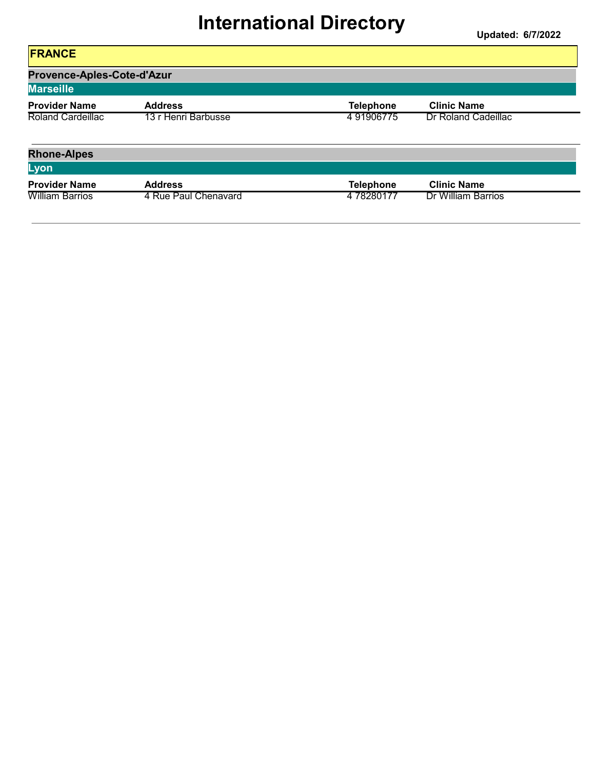# International Directory

**Updated: 6/7/2022**

## FRANCE

### Provence-Aples-Cote-d'Azur

#### Marseille

| Provider Name | Address | Telephone | Clinic Name |
| --- | --- | --- | --- |
| Roland Cardeillac | 13 r Henri Barbusse | 4 91906775 | Dr Roland Cadeillac |

### Rhone-Alpes

#### Lyon

| Provider Name | Address | Telephone | Clinic Name |
| --- | --- | --- | --- |
| William Barrios | 4 Rue Paul Chenavard | 4 78280177 | Dr William Barrios |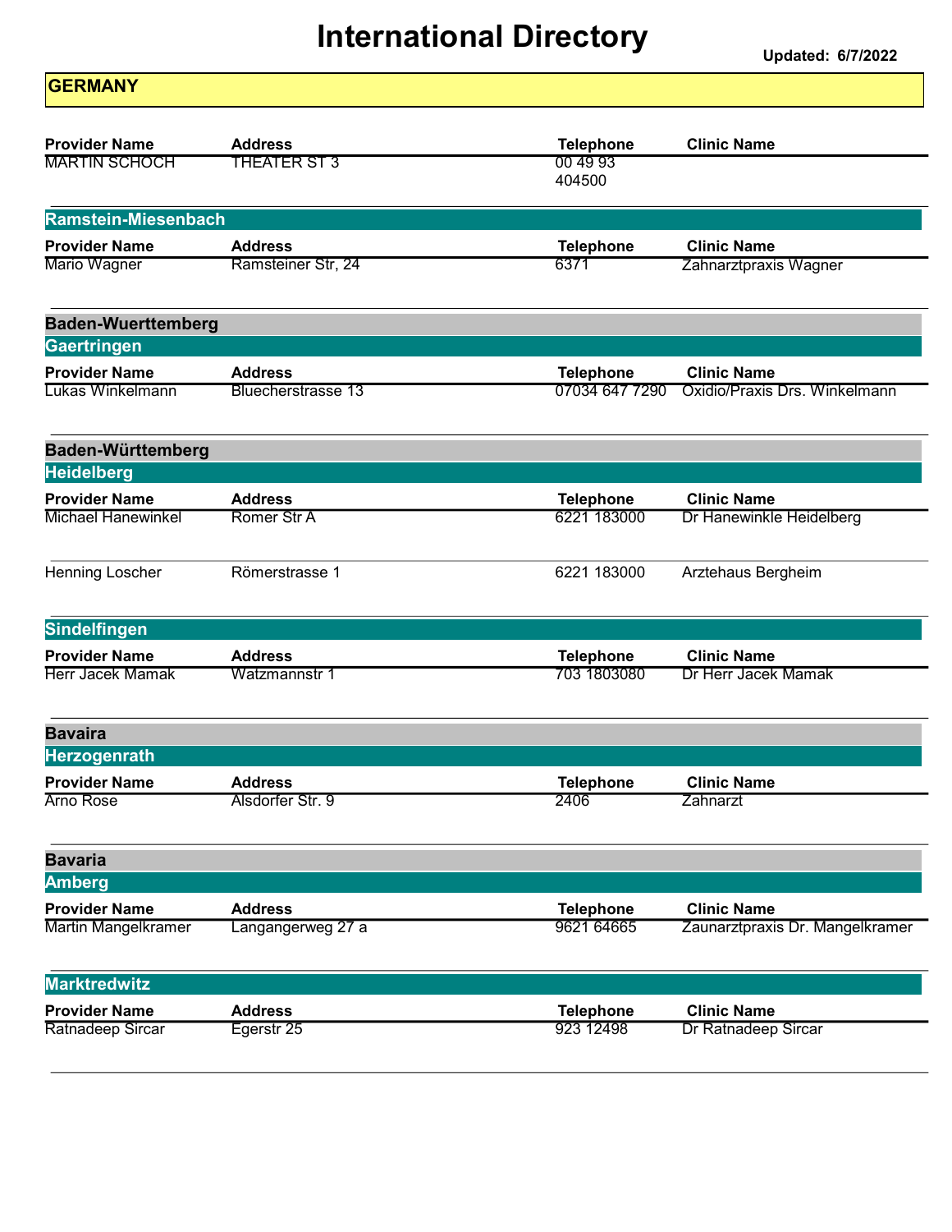# International Directory

**Updated: 6/7/2022**

## GERMANY

| Provider Name | Address | Telephone | Clinic Name |
|---|---|---|---|
| MARTIN SCHOCH | THEATER ST 3 | 00 49 93 404500 | |

### Ramstein-Miesenbach

| Provider Name | Address | Telephone | Clinic Name |
|---|---|---|---|
| Mario Wagner | Ramsteiner Str, 24 | 6371 | Zahnarztpraxis Wagner |

### Baden-Wuerttemberg

#### Gaertringen

| Provider Name | Address | Telephone | Clinic Name |
|---|---|---|---|
| Lukas Winkelmann | Bluecherstrasse 13 | 07034 647 7290 | Oxidio/Praxis Drs. Winkelmann |

### Baden-Württemberg

#### Heidelberg

| Provider Name | Address | Telephone | Clinic Name |
|---|---|---|---|
| Michael Hanewinkel | Romer Str A | 6221 183000 | Dr Hanewinkle Heidelberg |
| Henning Loscher | Römerstrasse 1 | 6221 183000 | Arztehaus Bergheim |

#### Sindelfingen

| Provider Name | Address | Telephone | Clinic Name |
|---|---|---|---|
| Herr Jacek Mamak | Watzmannstr 1 | 703 1803080 | Dr Herr Jacek Mamak |

### Bavaira

#### Herzogenrath

| Provider Name | Address | Telephone | Clinic Name |
|---|---|---|---|
| Arno Rose | Alsdorfer Str. 9 | 2406 | Zahnarzt |

### Bavaria

#### Amberg

| Provider Name | Address | Telephone | Clinic Name |
|---|---|---|---|
| Martin Mangelkramer | Langangerweg 27 a | 9621 64665 | Zaunarztpraxis Dr. Mangelkramer |

#### Marktredwitz

| Provider Name | Address | Telephone | Clinic Name |
|---|---|---|---|
| Ratnadeep Sircar | Egerstr 25 | 923 12498 | Dr Ratnadeep Sircar |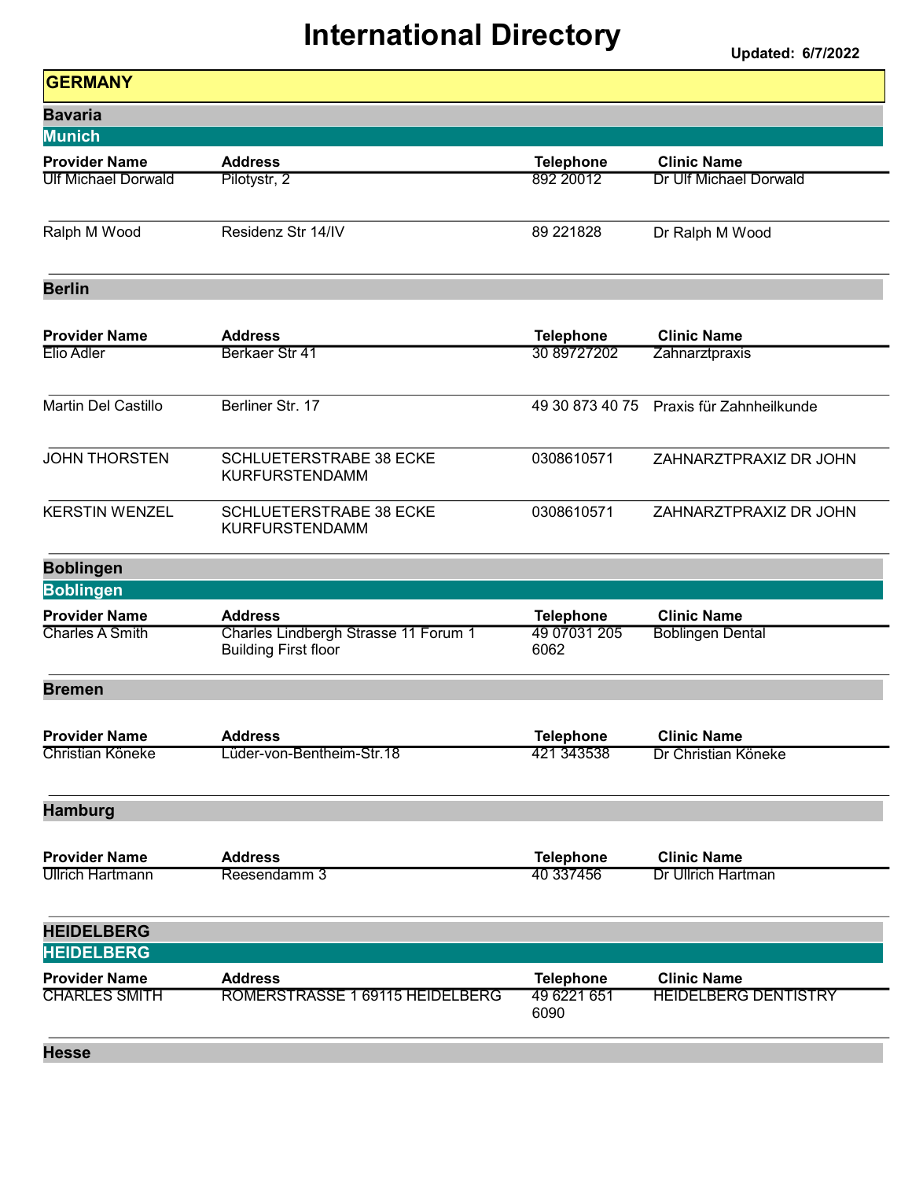# International Directory

**Updated: 6/7/2022**

## GERMANY

### Bavaria

#### Munich

| Provider Name | Address | Telephone | Clinic Name |
|---|---|---|---|
| Ulf Michael Dorwald | Pilotystr, 2 | 892 20012 | Dr Ulf Michael Dorwald |
| Ralph M Wood | Residenz Str 14/IV | 89 221828 | Dr Ralph M Wood |

### Berlin

| Provider Name | Address | Telephone | Clinic Name |
|---|---|---|---|
| Elio Adler | Berkaer Str 41 | 30 89727202 | Zahnarztpraxis |
| Martin Del Castillo | Berliner Str. 17 | 49 30 873 40 75 | Praxis für Zahnheilkunde |
| JOHN THORSTEN | SCHLUETERSTRABE 38 ECKE KURFURSTENDAMM | 0308610571 | ZAHNARZTPRAXIZ DR JOHN |
| KERSTIN WENZEL | SCHLUETERSTRABE 38 ECKE KURFURSTENDAMM | 0308610571 | ZAHNARZTPRAXIZ DR JOHN |

### Boblingen

#### Boblingen

| Provider Name | Address | Telephone | Clinic Name |
|---|---|---|---|
| Charles A Smith | Charles Lindbergh Strasse 11 Forum 1 Building First floor | 49 07031 205 6062 | Boblingen Dental |

### Bremen

| Provider Name | Address | Telephone | Clinic Name |
|---|---|---|---|
| Christian Köneke | Lüder-von-Bentheim-Str.18 | 421 343538 | Dr Christian Köneke |

### Hamburg

| Provider Name | Address | Telephone | Clinic Name |
|---|---|---|---|
| Ullrich Hartmann | Reesendamm 3 | 40 337456 | Dr Ullrich Hartman |

### HEIDELBERG

#### HEIDELBERG

| Provider Name | Address | Telephone | Clinic Name |
|---|---|---|---|
| CHARLES SMITH | ROMERSTRASSE 1 69115 HEIDELBERG | 49 6221 651 6090 | HEIDELBERG DENTISTRY |

### Hesse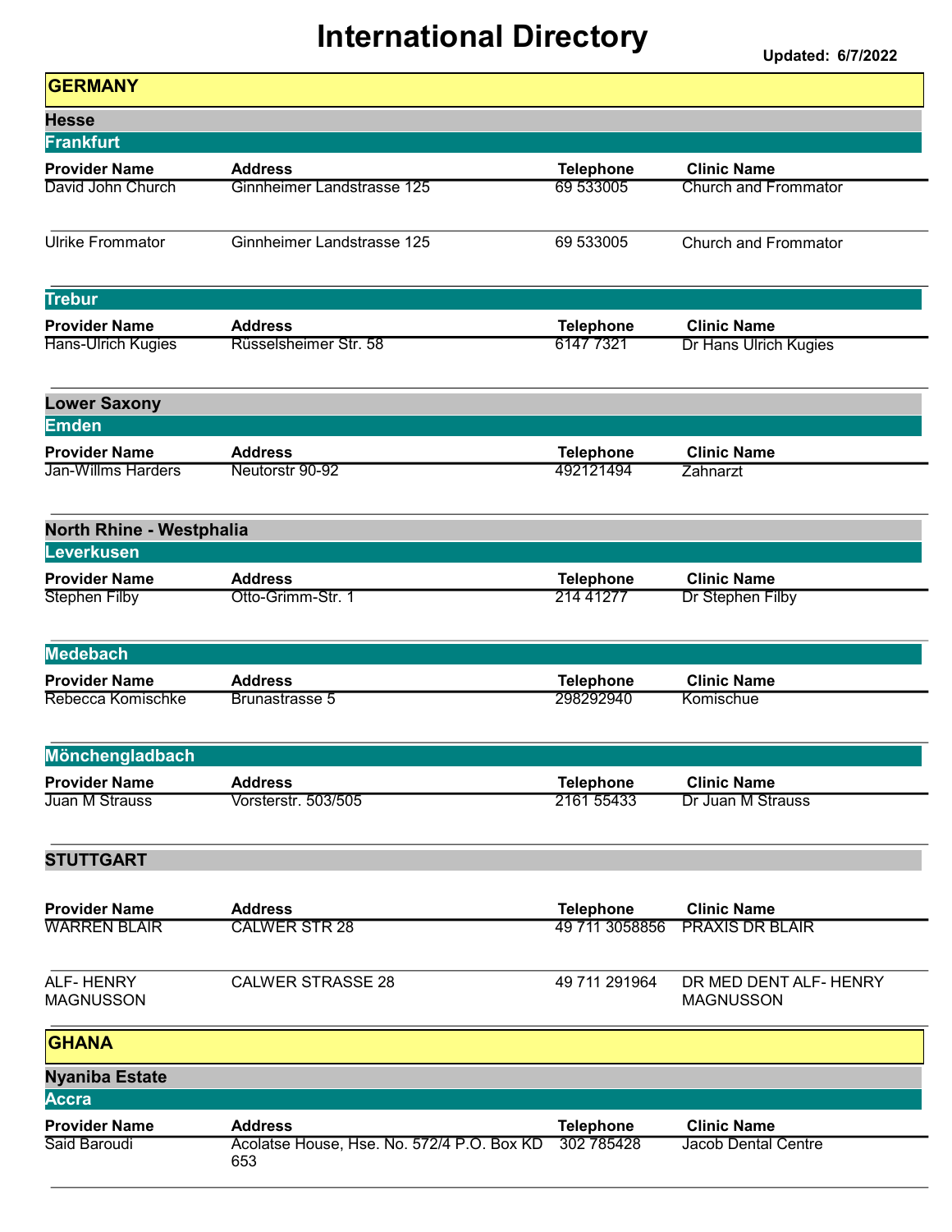# International Directory

**Updated: 6/7/2022**

## GERMANY

### Hesse

#### Frankfurt

| Provider Name | Address | Telephone | Clinic Name |
|---|---|---|---|
| David John Church | Ginnheimer Landstrasse 125 | 69 533005 | Church and Frommator |
| Ulrike Frommator | Ginnheimer Landstrasse 125 | 69 533005 | Church and Frommator |

#### Trebur

| Provider Name | Address | Telephone | Clinic Name |
|---|---|---|---|
| Hans-Ulrich Kugies | Rüsselsheimer Str. 58 | 6147 7321 | Dr Hans Ulrich Kugies |

### Lower Saxony

#### Emden

| Provider Name | Address | Telephone | Clinic Name |
|---|---|---|---|
| Jan-Willms Harders | Neutorstr 90-92 | 492121494 | Zahnarzt |

### North Rhine - Westphalia

#### Leverkusen

| Provider Name | Address | Telephone | Clinic Name |
|---|---|---|---|
| Stephen Filby | Otto-Grimm-Str. 1 | 214 41277 | Dr Stephen Filby |

#### Medebach

| Provider Name | Address | Telephone | Clinic Name |
|---|---|---|---|
| Rebecca Komischke | Brunastrasse 5 | 298292940 | Komischue |

#### Mönchengladbach

| Provider Name | Address | Telephone | Clinic Name |
|---|---|---|---|
| Juan M Strauss | Vorsterstr. 503/505 | 2161 55433 | Dr Juan M Strauss |

### STUTTGART

| Provider Name | Address | Telephone | Clinic Name |
|---|---|---|---|
| WARREN BLAIR | CALWER STR 28 | 49 711 3058856 | PRAXIS DR BLAIR |
| ALF- HENRY MAGNUSSON | CALWER STRASSE 28 | 49 711 291964 | DR MED DENT ALF- HENRY MAGNUSSON |

## GHANA

### Nyaniba Estate

#### Accra

| Provider Name | Address | Telephone | Clinic Name |
|---|---|---|---|
| Said Baroudi | Acolatse House, Hse. No. 572/4 P.O. Box KD 653 | 302 785428 | Jacob Dental Centre |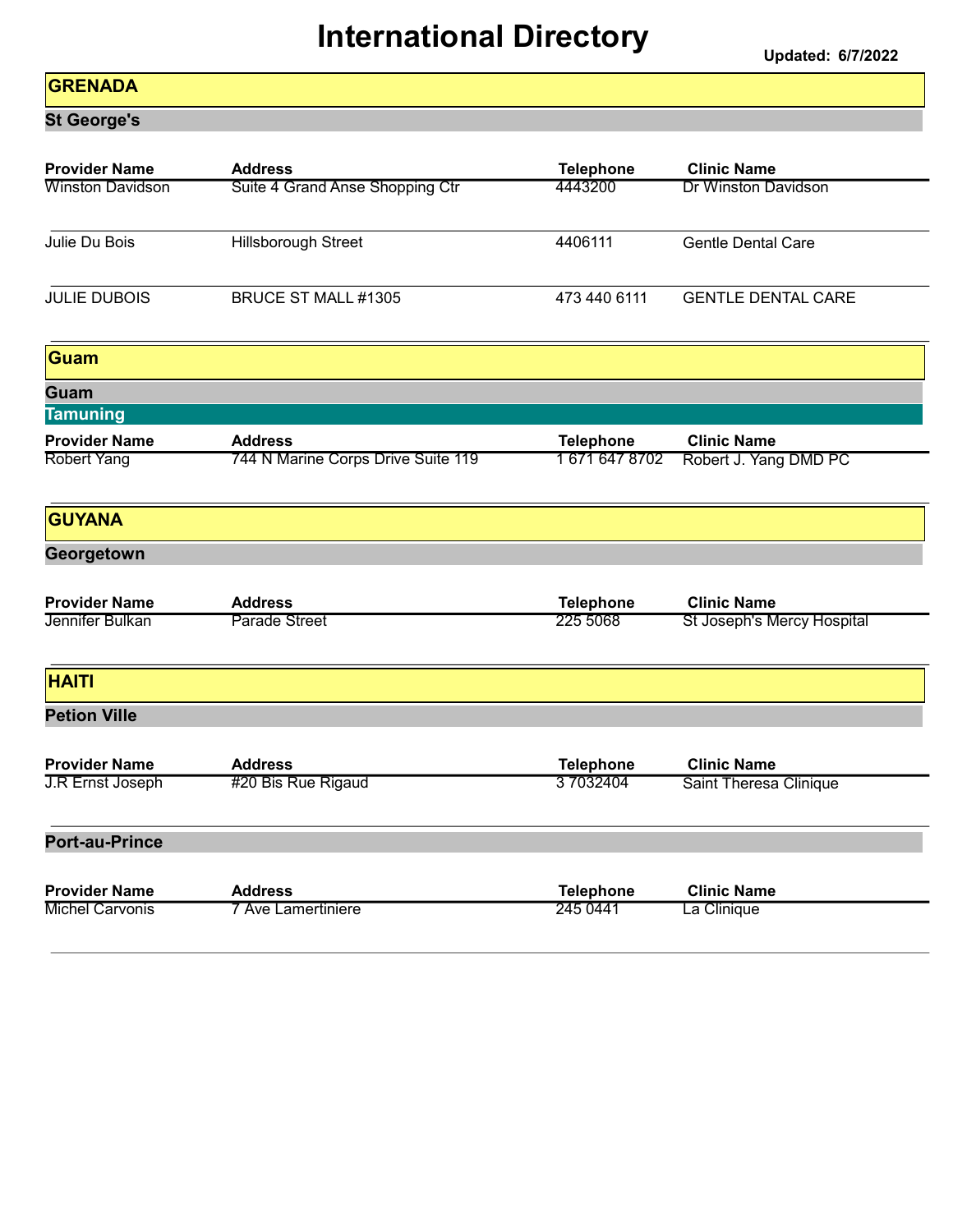# International Directory

**Updated: 6/7/2022**

## GRENADA

### St George's

| Provider Name | Address | Telephone | Clinic Name |
|---|---|---|---|
| Winston Davidson | Suite 4 Grand Anse Shopping Ctr | 4443200 | Dr Winston Davidson |
| Julie Du Bois | Hillsborough Street | 4406111 | Gentle Dental Care |
| JULIE DUBOIS | BRUCE ST MALL #1305 | 473 440 6111 | GENTLE DENTAL CARE |

## Guam

### Guam

#### Tamuning

| Provider Name | Address | Telephone | Clinic Name |
|---|---|---|---|
| Robert Yang | 744 N Marine Corps Drive Suite 119 | 1 671 647 8702 | Robert J. Yang DMD PC |

## GUYANA

### Georgetown

| Provider Name | Address | Telephone | Clinic Name |
|---|---|---|---|
| Jennifer Bulkan | Parade Street | 225 5068 | St Joseph's Mercy Hospital |

## HAITI

### Petion Ville

| Provider Name | Address | Telephone | Clinic Name |
|---|---|---|---|
| J.R Ernst Joseph | #20 Bis Rue Rigaud | 3 7032404 | Saint Theresa Clinique |

### Port-au-Prince

| Provider Name | Address | Telephone | Clinic Name |
|---|---|---|---|
| Michel Carvonis | 7 Ave Lamertiniere | 245 0441 | La Clinique |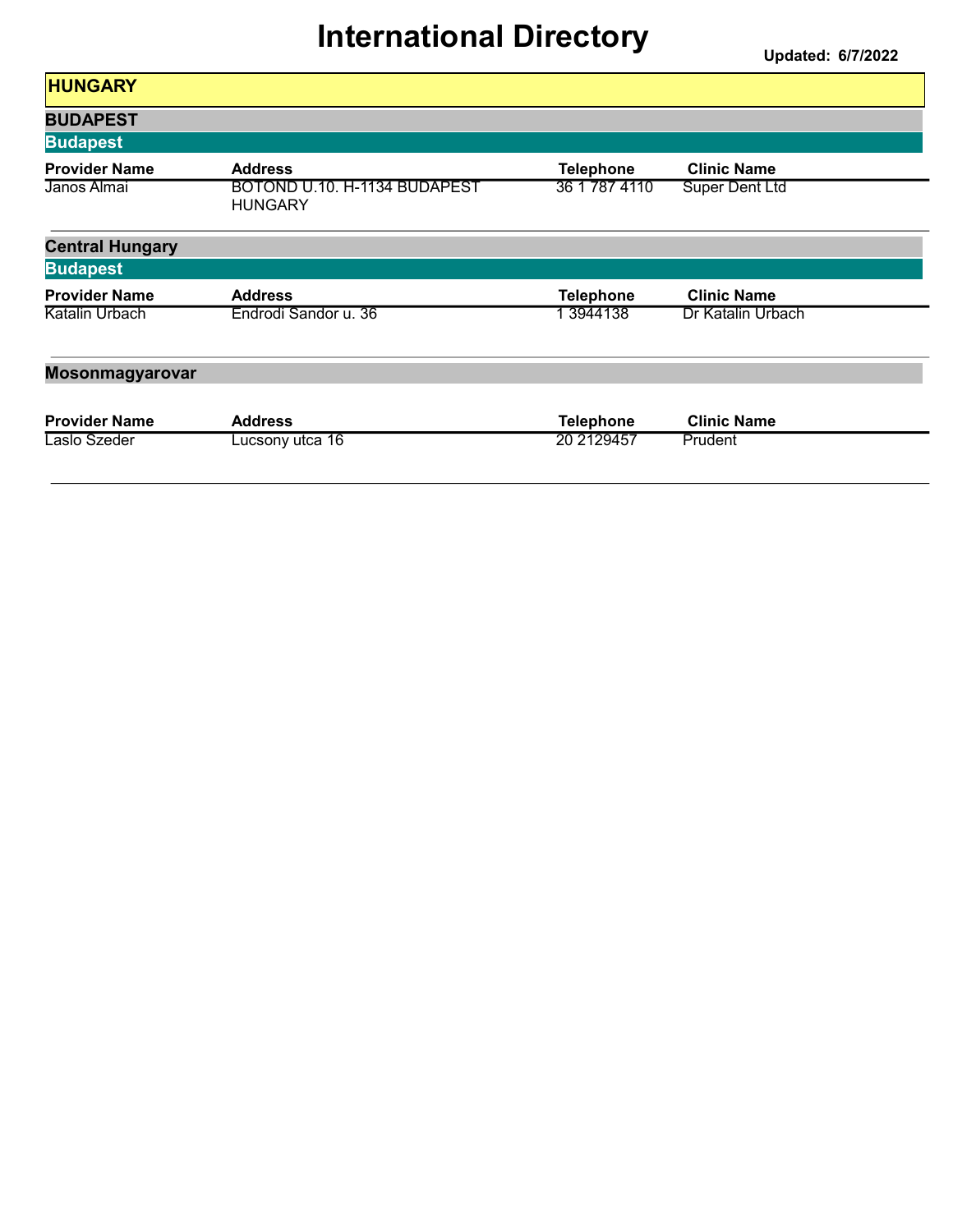# International Directory

**Updated: 6/7/2022**

## HUNGARY

### BUDAPEST

#### Budapest

| Provider Name | Address | Telephone | Clinic Name |
|---|---|---|---|
| Janos Almai | BOTOND U.10. H-1134 BUDAPEST HUNGARY | 36 1 787 4110 | Super Dent Ltd |

### Central Hungary

#### Budapest

| Provider Name | Address | Telephone | Clinic Name |
|---|---|---|---|
| Katalin Urbach | Endrodi Sandor u. 36 | 1 3944138 | Dr Katalin Urbach |

### Mosonmagyarovar

| Provider Name | Address | Telephone | Clinic Name |
|---|---|---|---|
| Laslo Szeder | Lucsony utca 16 | 20 2129457 | Prudent |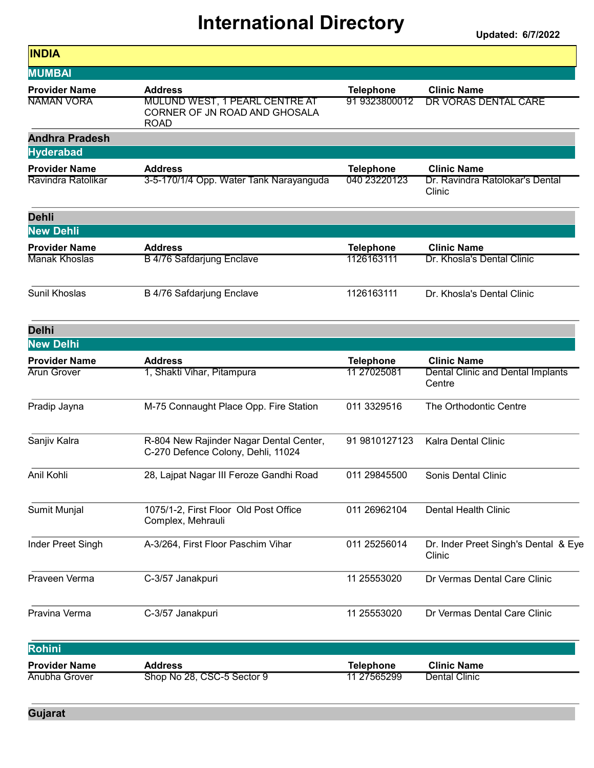# International Directory

Updated: 6/7/2022

## INDIA

### MUMBAI

| Provider Name | Address | Telephone | Clinic Name |
|---|---|---|---|
| NAMAN VORA | MULUND WEST, 1 PEARL CENTRE AT CORNER OF JN ROAD AND GHOSALA ROAD | 91 9323800012 | DR VORAS DENTAL CARE |

### Andhra Pradesh

#### Hyderabad

| Provider Name | Address | Telephone | Clinic Name |
|---|---|---|---|
| Ravindra Ratolikar | 3-5-170/1/4 Opp. Water Tank Narayanguda | 040 23220123 | Dr. Ravindra Ratolokar's Dental Clinic |

### Dehli

#### New Dehli

| Provider Name | Address | Telephone | Clinic Name |
|---|---|---|---|
| Manak Khoslas | B 4/76 Safdarjung Enclave | 1126163111 | Dr. Khosla's Dental Clinic |
| Sunil Khoslas | B 4/76 Safdarjung Enclave | 1126163111 | Dr. Khosla's Dental Clinic |

### Delhi

#### New Delhi

| Provider Name | Address | Telephone | Clinic Name |
|---|---|---|---|
| Arun Grover | 1, Shakti Vihar, Pitampura | 11 27025081 | Dental Clinic and Dental Implants Centre |
| Pradip Jayna | M-75 Connaught Place Opp. Fire Station | 011 3329516 | The Orthodontic Centre |
| Sanjiv Kalra | R-804 New Rajinder Nagar Dental Center, C-270 Defence Colony, Dehli, 11024 | 91 9810127123 | Kalra Dental Clinic |
| Anil Kohli | 28, Lajpat Nagar III Feroze Gandhi Road | 011 29845500 | Sonis Dental Clinic |
| Sumit Munjal | 1075/1-2, First Floor Old Post Office Complex, Mehrauli | 011 26962104 | Dental Health Clinic |
| Inder Preet Singh | A-3/264, First Floor Paschim Vihar | 011 25256014 | Dr. Inder Preet Singh's Dental & Eye Clinic |
| Praveen Verma | C-3/57 Janakpuri | 11 25553020 | Dr Vermas Dental Care Clinic |
| Pravina Verma | C-3/57 Janakpuri | 11 25553020 | Dr Vermas Dental Care Clinic |

#### Rohini

| Provider Name | Address | Telephone | Clinic Name |
|---|---|---|---|
| Anubha Grover | Shop No 28, CSC-5 Sector 9 | 11 27565299 | Dental Clinic |

### Gujarat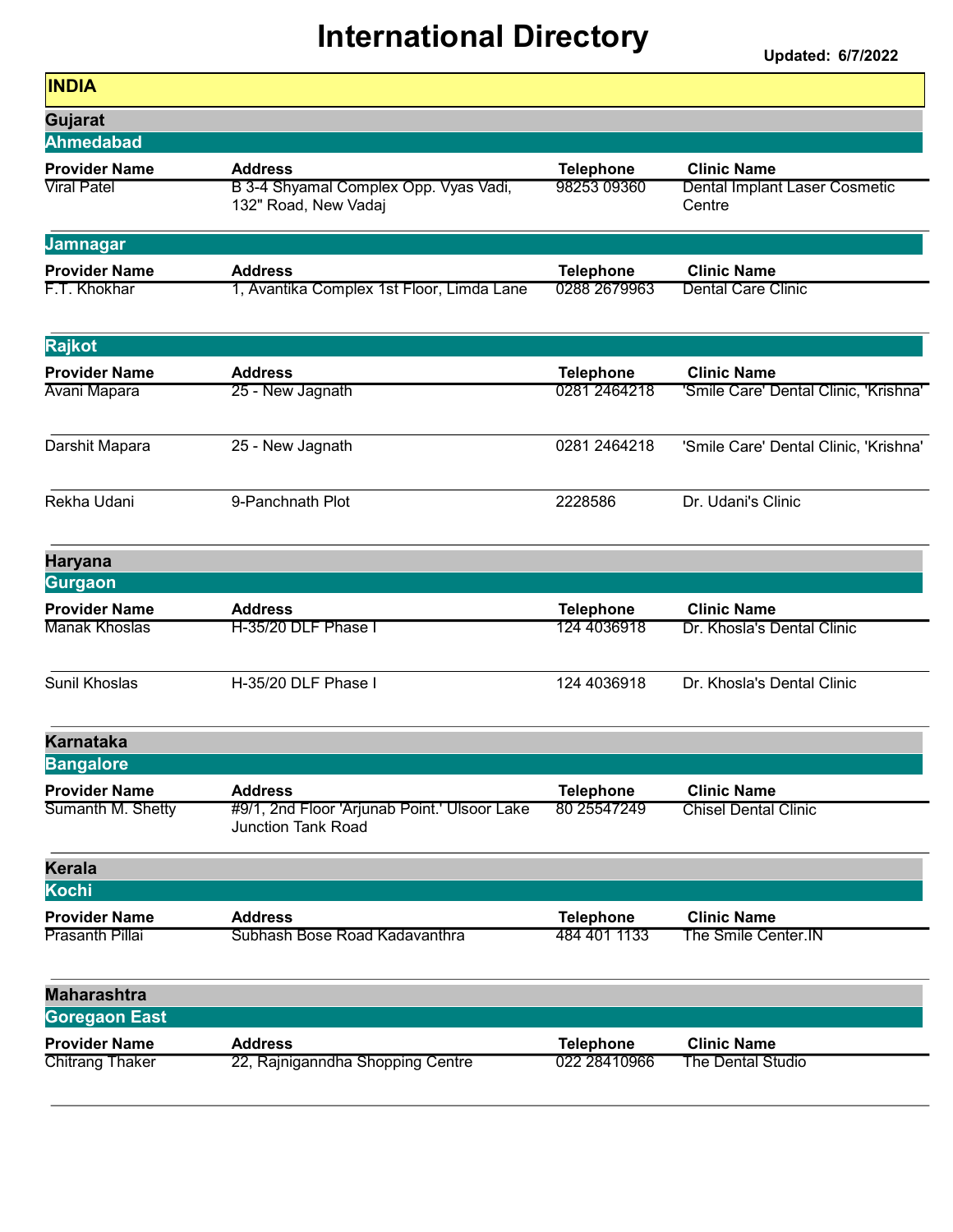# International Directory

**Updated: 6/7/2022**

## INDIA

### Gujarat

#### Ahmedabad

| Provider Name | Address | Telephone | Clinic Name |
|---|---|---|---|
| Viral Patel | B 3-4 Shyamal Complex Opp. Vyas Vadi, 132" Road, New Vadaj | 98253 09360 | Dental Implant Laser Cosmetic Centre |

#### Jamnagar

| Provider Name | Address | Telephone | Clinic Name |
|---|---|---|---|
| F.T. Khokhar | 1, Avantika Complex 1st Floor, Limda Lane | 0288 2679963 | Dental Care Clinic |

#### Rajkot

| Provider Name | Address | Telephone | Clinic Name |
|---|---|---|---|
| Avani Mapara | 25 - New Jagnath | 0281 2464218 | 'Smile Care' Dental Clinic, 'Krishna' |
| Darshit Mapara | 25 - New Jagnath | 0281 2464218 | 'Smile Care' Dental Clinic, 'Krishna' |
| Rekha Udani | 9-Panchnath Plot | 2228586 | Dr. Udani's Clinic |

### Haryana

#### Gurgaon

| Provider Name | Address | Telephone | Clinic Name |
|---|---|---|---|
| Manak Khoslas | H-35/20 DLF Phase I | 124 4036918 | Dr. Khosla's Dental Clinic |
| Sunil Khoslas | H-35/20 DLF Phase I | 124 4036918 | Dr. Khosla's Dental Clinic |

### Karnataka

#### Bangalore

| Provider Name | Address | Telephone | Clinic Name |
|---|---|---|---|
| Sumanth M. Shetty | #9/1, 2nd Floor 'Arjunab Point.' Ulsoor Lake Junction Tank Road | 80 25547249 | Chisel Dental Clinic |

### Kerala

#### Kochi

| Provider Name | Address | Telephone | Clinic Name |
|---|---|---|---|
| Prasanth Pillai | Subhash Bose Road Kadavanthra | 484 401 1133 | The Smile Center.IN |

### Maharashtra

#### Goregaon East

| Provider Name | Address | Telephone | Clinic Name |
|---|---|---|---|
| Chitrang Thaker | 22, Rajniganndha Shopping Centre | 022 28410966 | The Dental Studio |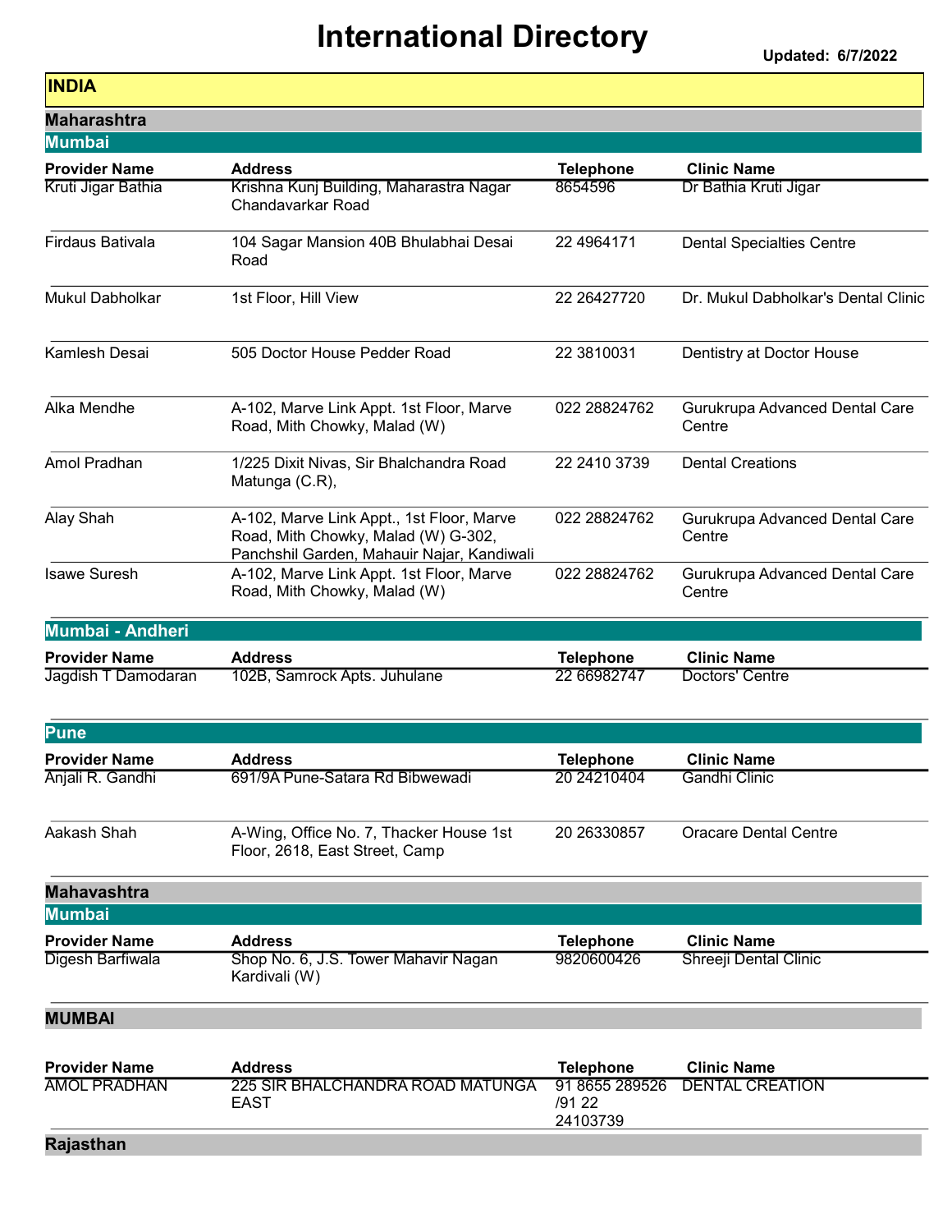# International Directory

Updated: 6/7/2022

## INDIA

### Maharashtra

#### Mumbai

| Provider Name | Address | Telephone | Clinic Name |
|---|---|---|---|
| Kruti Jigar Bathia | Krishna Kunj Building, Maharastra Nagar Chandavarkar Road | 8654596 | Dr Bathia Kruti Jigar |
| Firdaus Bativala | 104 Sagar Mansion 40B Bhulabhai Desai Road | 22 4964171 | Dental Specialties Centre |
| Mukul Dabholkar | 1st Floor, Hill View | 22 26427720 | Dr. Mukul Dabholkar's Dental Clinic |
| Kamlesh Desai | 505 Doctor House Pedder Road | 22 3810031 | Dentistry at Doctor House |
| Alka Mendhe | A-102, Marve Link Appt. 1st Floor, Marve Road, Mith Chowky, Malad (W) | 022 28824762 | Gurukrupa Advanced Dental Care Centre |
| Amol Pradhan | 1/225 Dixit Nivas, Sir Bhalchandra Road Matunga (C.R), | 22 2410 3739 | Dental Creations |
| Alay Shah | A-102, Marve Link Appt., 1st Floor, Marve Road, Mith Chowky, Malad (W) G-302, Panchshil Garden, Mahauir Najar, Kandiwali | 022 28824762 | Gurukrupa Advanced Dental Care Centre |
| Isawe Suresh | A-102, Marve Link Appt. 1st Floor, Marve Road, Mith Chowky, Malad (W) | 022 28824762 | Gurukrupa Advanced Dental Care Centre |

#### Mumbai - Andheri

| Provider Name | Address | Telephone | Clinic Name |
|---|---|---|---|
| Jagdish T Damodaran | 102B, Samrock Apts. Juhulane | 22 66982747 | Doctors' Centre |

#### Pune

| Provider Name | Address | Telephone | Clinic Name |
|---|---|---|---|
| Anjali R. Gandhi | 691/9A Pune-Satara Rd Bibwewadi | 20 24210404 | Gandhi Clinic |
| Aakash Shah | A-Wing, Office No. 7, Thacker House 1st Floor, 2618, East Street, Camp | 20 26330857 | Oracare Dental Centre |

### Mahavashtra

#### Mumbai

| Provider Name | Address | Telephone | Clinic Name |
|---|---|---|---|
| Digesh Barfiwala | Shop No. 6, J.S. Tower Mahavir Nagan Kardivali (W) | 9820600426 | Shreeji Dental Clinic |

### MUMBAI

| Provider Name | Address | Telephone | Clinic Name |
|---|---|---|---|
| AMOL PRADHAN | 225 SIR BHALCHANDRA ROAD MATUNGA EAST | 91 8655 289526 /91 22 24103739 | DENTAL CREATION |

### Rajasthan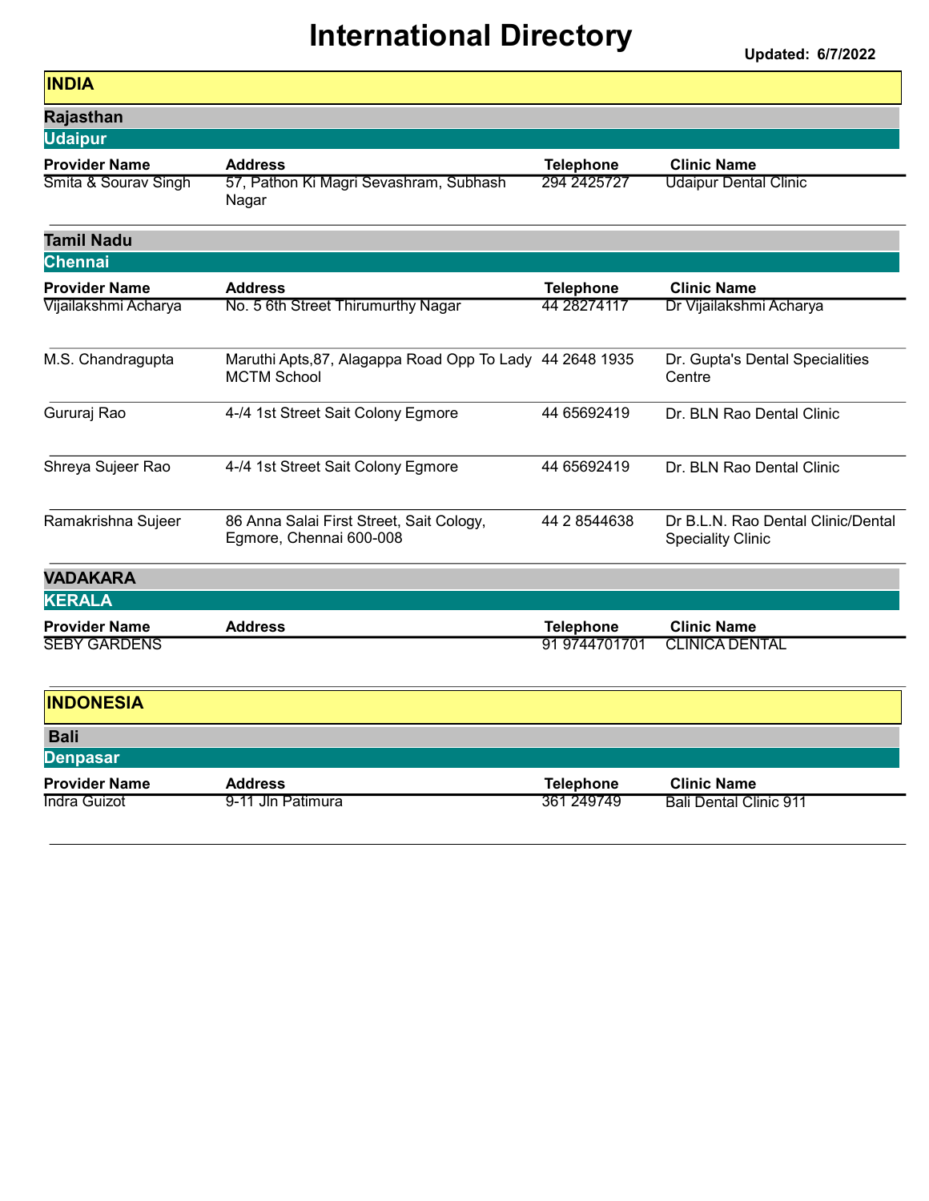# International Directory

**Updated: 6/7/2022**

## INDIA

### Rajasthan

#### Udaipur

| Provider Name | Address | Telephone | Clinic Name |
|---|---|---|---|
| Smita & Sourav Singh | 57, Pathon Ki Magri Sevashram, Subhash Nagar | 294 2425727 | Udaipur Dental Clinic |

### Tamil Nadu

#### Chennai

| Provider Name | Address | Telephone | Clinic Name |
|---|---|---|---|
| Vijailakshmi Acharya | No. 5 6th Street Thirumurthy Nagar | 44 28274117 | Dr Vijailakshmi Acharya |
| M.S. Chandragupta | Maruthi Apts,87, Alagappa Road Opp To Lady MCTM School | 44 2648 1935 | Dr. Gupta's Dental Specialities Centre |
| Gururaj Rao | 4-/4 1st Street Sait Colony Egmore | 44 65692419 | Dr. BLN Rao Dental Clinic |
| Shreya Sujeer Rao | 4-/4 1st Street Sait Colony Egmore | 44 65692419 | Dr. BLN Rao Dental Clinic |
| Ramakrishna Sujeer | 86 Anna Salai First Street, Sait Cology, Egmore, Chennai 600-008 | 44 2 8544638 | Dr B.L.N. Rao Dental Clinic/Dental Speciality Clinic |

### VADAKARA

#### KERALA

| Provider Name | Address | Telephone | Clinic Name |
|---|---|---|---|
| SEBY GARDENS | | 91 9744701701 | CLINICA DENTAL |

## INDONESIA

### Bali

#### Denpasar

| Provider Name | Address | Telephone | Clinic Name |
|---|---|---|---|
| Indra Guizot | 9-11 Jln Patimura | 361 249749 | Bali Dental Clinic 911 |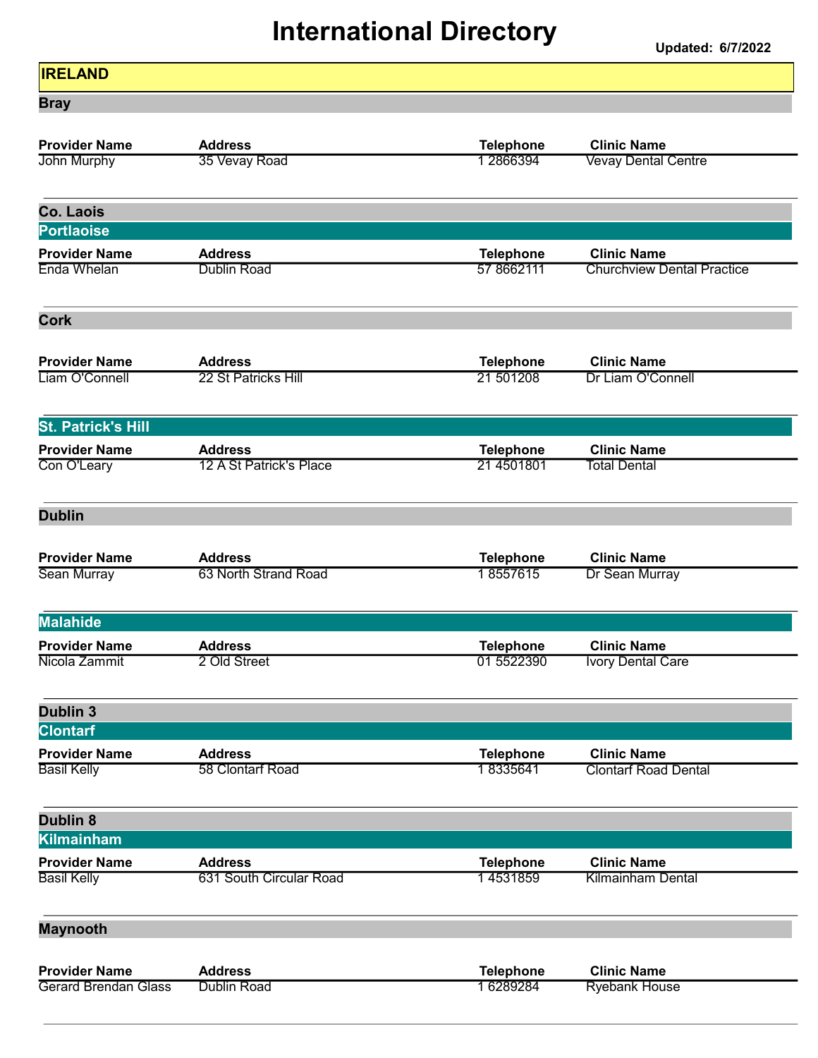# International Directory

**Updated: 6/7/2022**

## IRELAND

### Bray

| Provider Name | Address | Telephone | Clinic Name |
| --- | --- | --- | --- |
| John Murphy | 35 Vevay Road | 1 2866394 | Vevay Dental Centre |

### Co. Laois

#### Portlaoise

| Provider Name | Address | Telephone | Clinic Name |
| --- | --- | --- | --- |
| Enda Whelan | Dublin Road | 57 8662111 | Churchview Dental Practice |

### Cork

| Provider Name | Address | Telephone | Clinic Name |
| --- | --- | --- | --- |
| Liam O'Connell | 22 St Patricks Hill | 21 501208 | Dr Liam O'Connell |

#### St. Patrick's Hill

| Provider Name | Address | Telephone | Clinic Name |
| --- | --- | --- | --- |
| Con O'Leary | 12 A St Patrick's Place | 21 4501801 | Total Dental |

### Dublin

| Provider Name | Address | Telephone | Clinic Name |
| --- | --- | --- | --- |
| Sean Murray | 63 North Strand Road | 1 8557615 | Dr Sean Murray |

#### Malahide

| Provider Name | Address | Telephone | Clinic Name |
| --- | --- | --- | --- |
| Nicola Zammit | 2 Old Street | 01 5522390 | Ivory Dental Care |

### Dublin 3

#### Clontarf

| Provider Name | Address | Telephone | Clinic Name |
| --- | --- | --- | --- |
| Basil Kelly | 58 Clontarf Road | 1 8335641 | Clontarf Road Dental |

### Dublin 8

#### Kilmainham

| Provider Name | Address | Telephone | Clinic Name |
| --- | --- | --- | --- |
| Basil Kelly | 631 South Circular Road | 1 4531859 | Kilmainham Dental |

### Maynooth

| Provider Name | Address | Telephone | Clinic Name |
| --- | --- | --- | --- |
| Gerard Brendan Glass | Dublin Road | 1 6289284 | Ryebank House |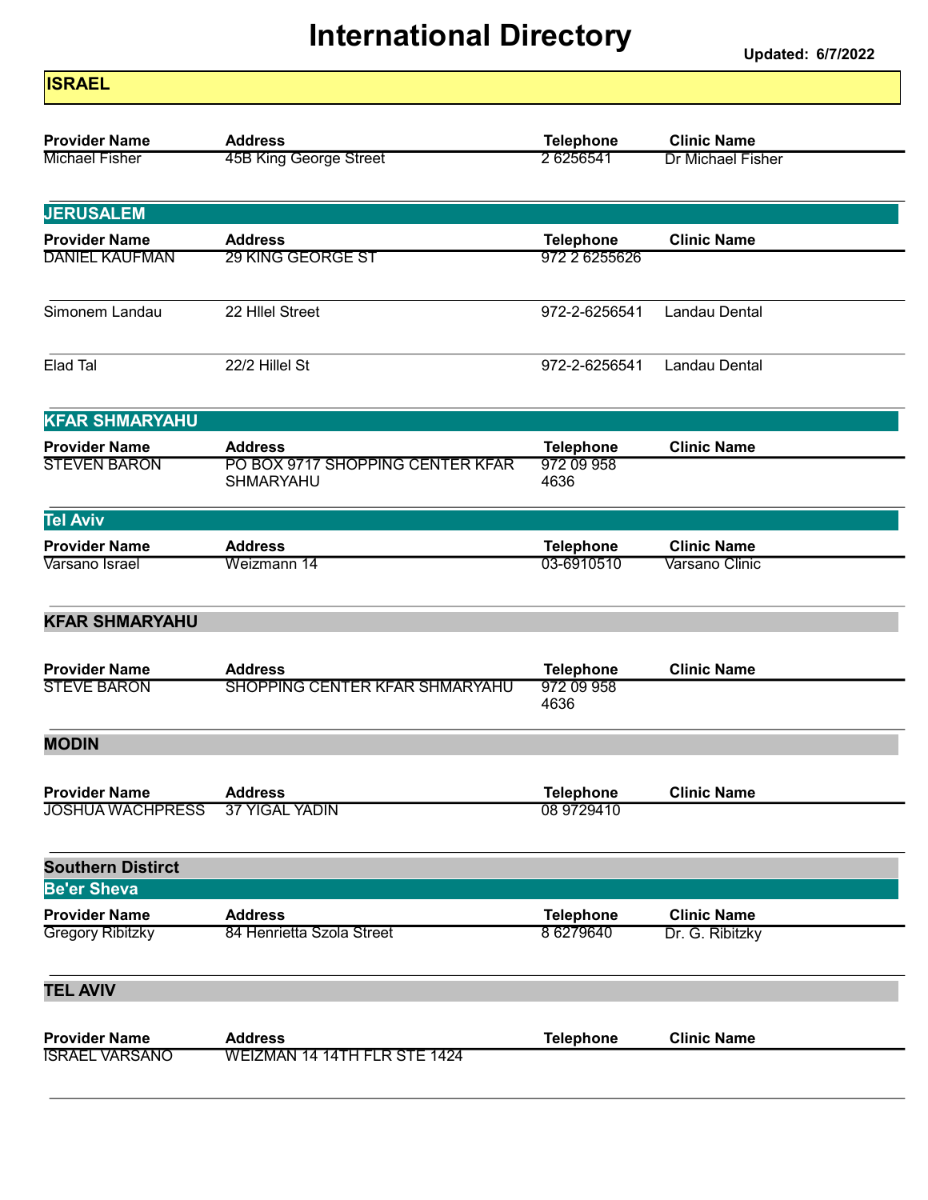# International Directory

**Updated: 6/7/2022**

## ISRAEL

| Provider Name | Address | Telephone | Clinic Name |
|---|---|---|---|
| Michael Fisher | 45B King George Street | 2 6256541 | Dr Michael Fisher |

### JERUSALEM

| Provider Name | Address | Telephone | Clinic Name |
|---|---|---|---|
| DANIEL KAUFMAN | 29 KING GEORGE ST | 972 2 6255626 | |
| Simonem Landau | 22 Hllel Street | 972-2-6256541 | Landau Dental |
| Elad Tal | 22/2 Hillel St | 972-2-6256541 | Landau Dental |

### KFAR SHMARYAHU

| Provider Name | Address | Telephone | Clinic Name |
|---|---|---|---|
| STEVEN BARON | PO BOX 9717 SHOPPING CENTER KFAR SHMARYAHU | 972 09 958 4636 | |

### Tel Aviv

| Provider Name | Address | Telephone | Clinic Name |
|---|---|---|---|
| Varsano Israel | Weizmann 14 | 03-6910510 | Varsano Clinic |

### KFAR SHMARYAHU

| Provider Name | Address | Telephone | Clinic Name |
|---|---|---|---|
| STEVE BARON | SHOPPING CENTER KFAR SHMARYAHU | 972 09 958 4636 | |

### MODIN

| Provider Name | Address | Telephone | Clinic Name |
|---|---|---|---|
| JOSHUA WACHPRESS | 37 YIGAL YADIN | 08 9729410 | |

### Southern Distirct

#### Be'er Sheva

| Provider Name | Address | Telephone | Clinic Name |
|---|---|---|---|
| Gregory Ribitzky | 84 Henrietta Szola Street | 8 6279640 | Dr. G. Ribitzky |

### TEL AVIV

| Provider Name | Address | Telephone | Clinic Name |
|---|---|---|---|
| ISRAEL VARSANO | WEIZMAN 14 14TH FLR STE 1424 | | |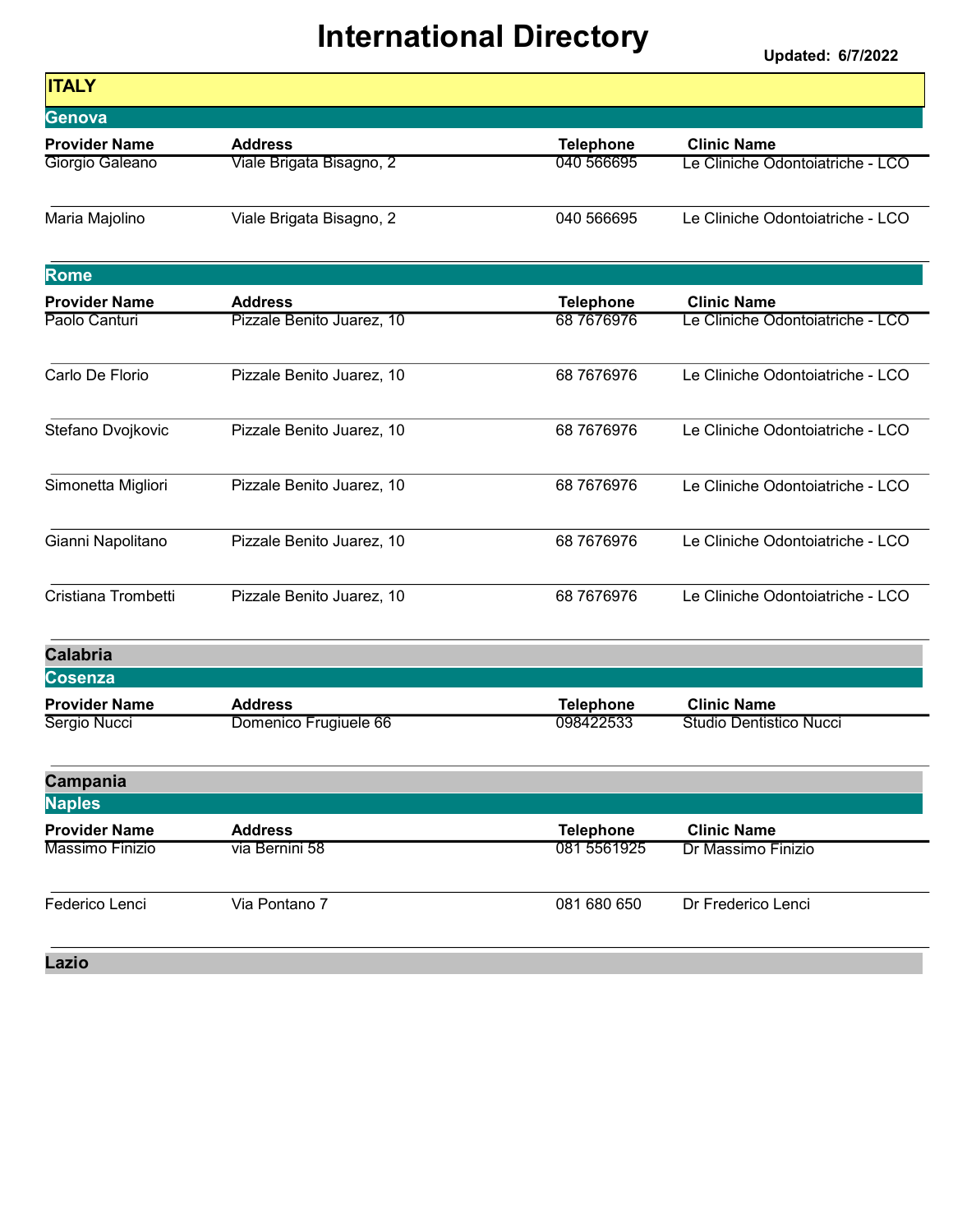# International Directory

**Updated: 6/7/2022**

## ITALY

### Genova

| Provider Name | Address | Telephone | Clinic Name |
|---|---|---|---|
| Giorgio Galeano | Viale Brigata Bisagno, 2 | 040 566695 | Le Cliniche Odontoiatriche - LCO |
| Maria Majolino | Viale Brigata Bisagno, 2 | 040 566695 | Le Cliniche Odontoiatriche - LCO |

### Rome

| Provider Name | Address | Telephone | Clinic Name |
|---|---|---|---|
| Paolo Canturi | Pizzale Benito Juarez, 10 | 68 7676976 | Le Cliniche Odontoiatriche - LCO |
| Carlo De Florio | Pizzale Benito Juarez, 10 | 68 7676976 | Le Cliniche Odontoiatriche - LCO |
| Stefano Dvojkovic | Pizzale Benito Juarez, 10 | 68 7676976 | Le Cliniche Odontoiatriche - LCO |
| Simonetta Migliori | Pizzale Benito Juarez, 10 | 68 7676976 | Le Cliniche Odontoiatriche - LCO |
| Gianni Napolitano | Pizzale Benito Juarez, 10 | 68 7676976 | Le Cliniche Odontoiatriche - LCO |
| Cristiana Trombetti | Pizzale Benito Juarez, 10 | 68 7676976 | Le Cliniche Odontoiatriche - LCO |

## Calabria

### Cosenza

| Provider Name | Address | Telephone | Clinic Name |
|---|---|---|---|
| Sergio Nucci | Domenico Frugiuele 66 | 098422533 | Studio Dentistico Nucci |

## Campania

### Naples

| Provider Name | Address | Telephone | Clinic Name |
|---|---|---|---|
| Massimo Finizio | via Bernini 58 | 081 5561925 | Dr Massimo Finizio |
| Federico Lenci | Via Pontano 7 | 081 680 650 | Dr Frederico Lenci |

## Lazio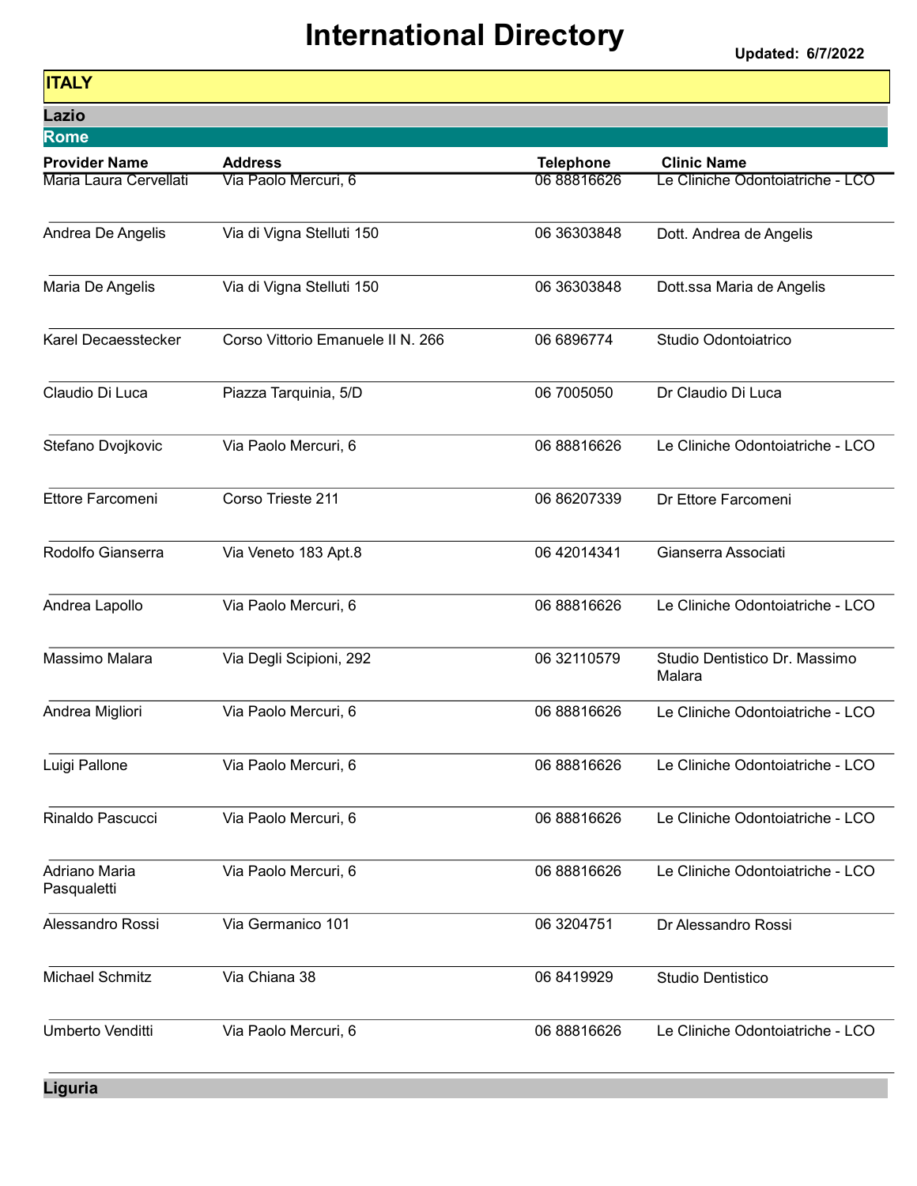# International Directory

**Updated: 6/7/2022**

## ITALY

### Lazio

#### Rome

| Provider Name | Address | Telephone | Clinic Name |
| --- | --- | --- | --- |
| Maria Laura Cervellati | Via Paolo Mercuri, 6 | 06 88816626 | Le Cliniche Odontoiatriche - LCO |
| Andrea De Angelis | Via di Vigna Stelluti 150 | 06 36303848 | Dott. Andrea de Angelis |
| Maria De Angelis | Via di Vigna Stelluti 150 | 06 36303848 | Dott.ssa Maria de Angelis |
| Karel Decaesstecker | Corso Vittorio Emanuele II N. 266 | 06 6896774 | Studio Odontoiatrico |
| Claudio Di Luca | Piazza Tarquinia, 5/D | 06 7005050 | Dr Claudio Di Luca |
| Stefano Dvojkovic | Via Paolo Mercuri, 6 | 06 88816626 | Le Cliniche Odontoiatriche - LCO |
| Ettore Farcomeni | Corso Trieste 211 | 06 86207339 | Dr Ettore Farcomeni |
| Rodolfo Gianserra | Via Veneto 183 Apt.8 | 06 42014341 | Gianserra Associati |
| Andrea Lapollo | Via Paolo Mercuri, 6 | 06 88816626 | Le Cliniche Odontoiatriche - LCO |
| Massimo Malara | Via Degli Scipioni, 292 | 06 32110579 | Studio Dentistico Dr. Massimo Malara |
| Andrea Migliori | Via Paolo Mercuri, 6 | 06 88816626 | Le Cliniche Odontoiatriche - LCO |
| Luigi Pallone | Via Paolo Mercuri, 6 | 06 88816626 | Le Cliniche Odontoiatriche - LCO |
| Rinaldo Pascucci | Via Paolo Mercuri, 6 | 06 88816626 | Le Cliniche Odontoiatriche - LCO |
| Adriano Maria Pasqualetti | Via Paolo Mercuri, 6 | 06 88816626 | Le Cliniche Odontoiatriche - LCO |
| Alessandro Rossi | Via Germanico 101 | 06 3204751 | Dr Alessandro Rossi |
| Michael Schmitz | Via Chiana 38 | 06 8419929 | Studio Dentistico |
| Umberto Venditti | Via Paolo Mercuri, 6 | 06 88816626 | Le Cliniche Odontoiatriche - LCO |

### Liguria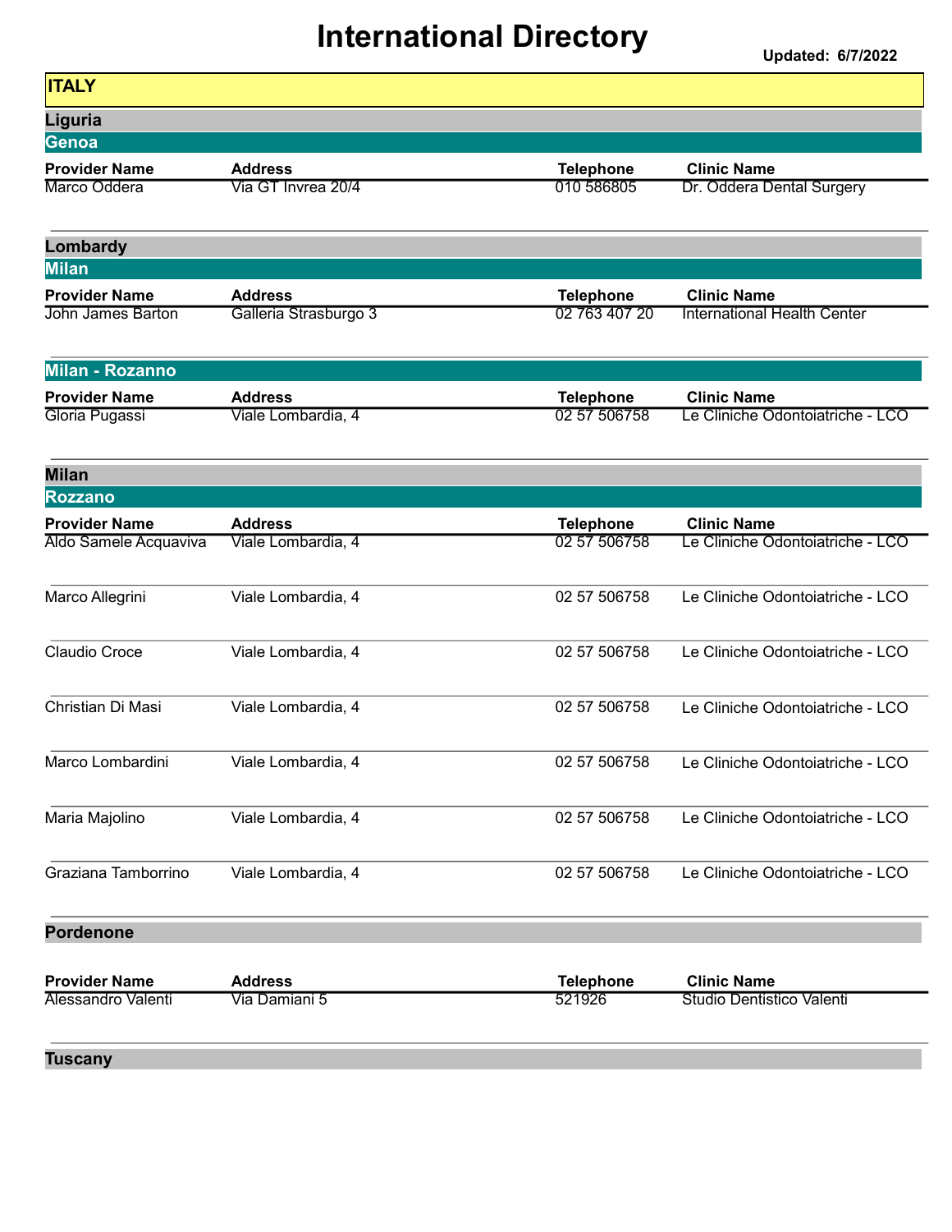# International Directory

**Updated: 6/7/2022**

## ITALY

### Liguria

#### Genoa

| Provider Name | Address | Telephone | Clinic Name |
| --- | --- | --- | --- |
| Marco Oddera | Via GT Invrea 20/4 | 010 586805 | Dr. Oddera Dental Surgery |

### Lombardy

#### Milan

| Provider Name | Address | Telephone | Clinic Name |
| --- | --- | --- | --- |
| John James Barton | Galleria Strasburgo 3 | 02 763 407 20 | International Health Center |

#### Milan - Rozanno

| Provider Name | Address | Telephone | Clinic Name |
| --- | --- | --- | --- |
| Gloria Pugassi | Viale Lombardia, 4 | 02 57 506758 | Le Cliniche Odontoiatriche - LCO |

### Milan

#### Rozzano

| Provider Name | Address | Telephone | Clinic Name |
| --- | --- | --- | --- |
| Aldo Samele Acquaviva | Viale Lombardia, 4 | 02 57 506758 | Le Cliniche Odontoiatriche - LCO |
| Marco Allegrini | Viale Lombardia, 4 | 02 57 506758 | Le Cliniche Odontoiatriche - LCO |
| Claudio Croce | Viale Lombardia, 4 | 02 57 506758 | Le Cliniche Odontoiatriche - LCO |
| Christian Di Masi | Viale Lombardia, 4 | 02 57 506758 | Le Cliniche Odontoiatriche - LCO |
| Marco Lombardini | Viale Lombardia, 4 | 02 57 506758 | Le Cliniche Odontoiatriche - LCO |
| Maria Majolino | Viale Lombardia, 4 | 02 57 506758 | Le Cliniche Odontoiatriche - LCO |
| Graziana Tamborrino | Viale Lombardia, 4 | 02 57 506758 | Le Cliniche Odontoiatriche - LCO |

### Pordenone

| Provider Name | Address | Telephone | Clinic Name |
| --- | --- | --- | --- |
| Alessandro Valenti | Via Damiani 5 | 521926 | Studio Dentistico Valenti |

### Tuscany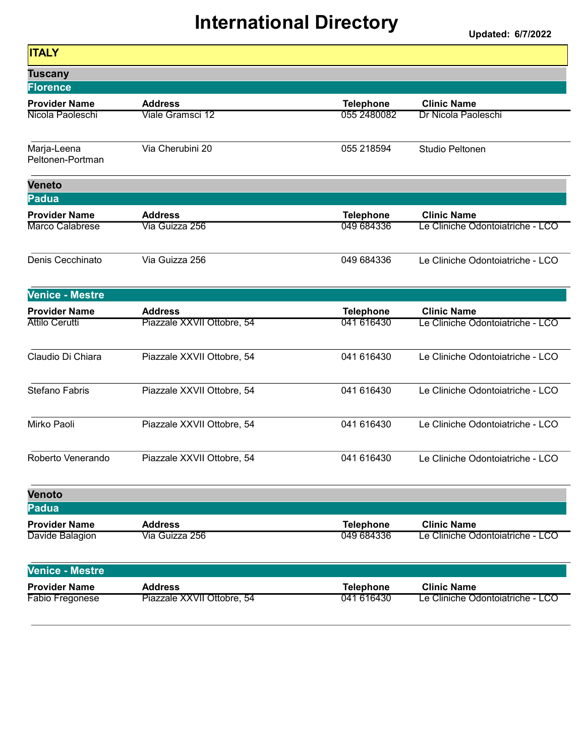# International Directory

**Updated: 6/7/2022**

## ITALY

### Tuscany

#### Florence

| Provider Name | Address | Telephone | Clinic Name |
| --- | --- | --- | --- |
| Nicola Paoleschi | Viale Gramsci 12 | 055 2480082 | Dr Nicola Paoleschi |
| Marja-Leena Peltonen-Portman | Via Cherubini 20 | 055 218594 | Studio Peltonen |

### Veneto

#### Padua

| Provider Name | Address | Telephone | Clinic Name |
| --- | --- | --- | --- |
| Marco Calabrese | Via Guizza 256 | 049 684336 | Le Cliniche Odontoiatriche - LCO |
| Denis Cecchinato | Via Guizza 256 | 049 684336 | Le Cliniche Odontoiatriche - LCO |

#### Venice - Mestre

| Provider Name | Address | Telephone | Clinic Name |
| --- | --- | --- | --- |
| Attilo Cerutti | Piazzale XXVII Ottobre, 54 | 041 616430 | Le Cliniche Odontoiatriche - LCO |
| Claudio Di Chiara | Piazzale XXVII Ottobre, 54 | 041 616430 | Le Cliniche Odontoiatriche - LCO |
| Stefano Fabris | Piazzale XXVII Ottobre, 54 | 041 616430 | Le Cliniche Odontoiatriche - LCO |
| Mirko Paoli | Piazzale XXVII Ottobre, 54 | 041 616430 | Le Cliniche Odontoiatriche - LCO |
| Roberto Venerando | Piazzale XXVII Ottobre, 54 | 041 616430 | Le Cliniche Odontoiatriche - LCO |

### Venoto

#### Padua

| Provider Name | Address | Telephone | Clinic Name |
| --- | --- | --- | --- |
| Davide Balagion | Via Guizza 256 | 049 684336 | Le Cliniche Odontoiatriche - LCO |

#### Venice - Mestre

| Provider Name | Address | Telephone | Clinic Name |
| --- | --- | --- | --- |
| Fabio Fregonese | Piazzale XXVII Ottobre, 54 | 041 616430 | Le Cliniche Odontoiatriche - LCO |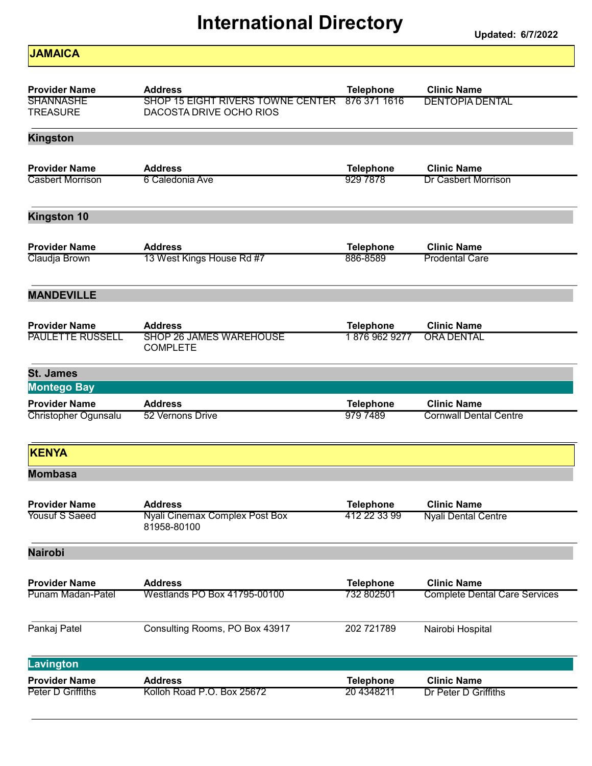# International Directory

**Updated: 6/7/2022**

## JAMAICA

| Provider Name | Address | Telephone | Clinic Name |
|---|---|---|---|
| SHANNASHE TREASURE | SHOP 15 EIGHT RIVERS TOWNE CENTER DACOSTA DRIVE OCHO RIOS | 876 371 1616 | DENTOPIA DENTAL |

### Kingston

| Provider Name | Address | Telephone | Clinic Name |
|---|---|---|---|
| Casbert Morrison | 6 Caledonia Ave | 929 7878 | Dr Casbert Morrison |

### Kingston 10

| Provider Name | Address | Telephone | Clinic Name |
|---|---|---|---|
| Claudja Brown | 13 West Kings House Rd #7 | 886-8589 | Prodental Care |

### MANDEVILLE

| Provider Name | Address | Telephone | Clinic Name |
|---|---|---|---|
| PAULETTE RUSSELL | SHOP 26 JAMES WAREHOUSE COMPLETE | 1 876 962 9277 | ORA DENTAL |

### St. James

#### Montego Bay

| Provider Name | Address | Telephone | Clinic Name |
|---|---|---|---|
| Christopher Ogunsalu | 52 Vernons Drive | 979 7489 | Cornwall Dental Centre |

## KENYA

### Mombasa

| Provider Name | Address | Telephone | Clinic Name |
|---|---|---|---|
| Yousuf S Saeed | Nyali Cinemax Complex Post Box 81958-80100 | 412 22 33 99 | Nyali Dental Centre |

### Nairobi

| Provider Name | Address | Telephone | Clinic Name |
|---|---|---|---|
| Punam Madan-Patel | Westlands PO Box 41795-00100 | 732 802501 | Complete Dental Care Services |
| Pankaj Patel | Consulting Rooms, PO Box 43917 | 202 721789 | Nairobi Hospital |

#### Lavington

| Provider Name | Address | Telephone | Clinic Name |
|---|---|---|---|
| Peter D Griffiths | Kolloh Road P.O. Box 25672 | 20 4348211 | Dr Peter D Griffiths |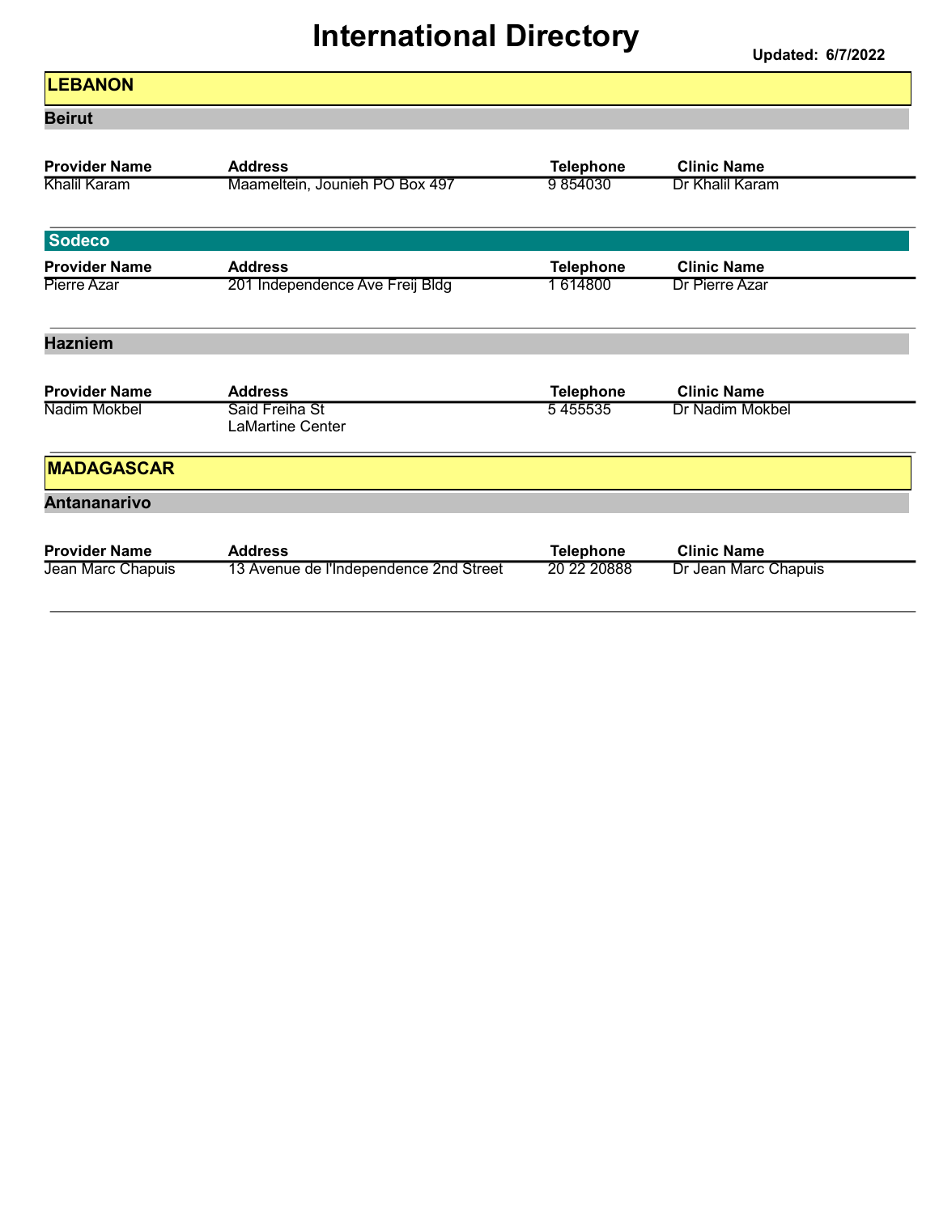# International Directory

**Updated: 6/7/2022**

## LEBANON

### Beirut

| Provider Name | Address | Telephone | Clinic Name |
|---|---|---|---|
| Khalil Karam | Maameltein, Jounieh PO Box 497 | 9 854030 | Dr Khalil Karam |

### Sodeco

| Provider Name | Address | Telephone | Clinic Name |
|---|---|---|---|
| Pierre Azar | 201 Independence Ave Freij Bldg | 1 614800 | Dr Pierre Azar |

### Hazniem

| Provider Name | Address | Telephone | Clinic Name |
|---|---|---|---|
| Nadim Mokbel | Said Freiha St LaMartine Center | 5 455535 | Dr Nadim Mokbel |

## MADAGASCAR

### Antananarivo

| Provider Name | Address | Telephone | Clinic Name |
|---|---|---|---|
| Jean Marc Chapuis | 13 Avenue de l'Independence 2nd Street | 20 22 20888 | Dr Jean Marc Chapuis |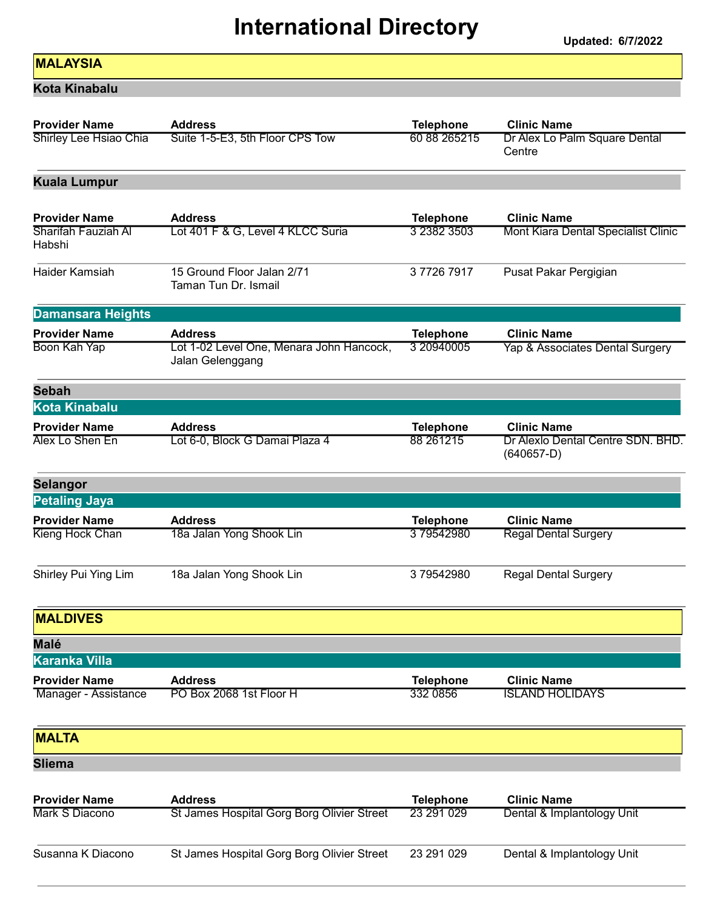# International Directory

Updated: 6/7/2022

## MALAYSIA

### Kota Kinabalu

| Provider Name | Address | Telephone | Clinic Name |
|---|---|---|---|
| Shirley Lee Hsiao Chia | Suite 1-5-E3, 5th Floor CPS Tow | 60 88 265215 | Dr Alex Lo Palm Square Dental Centre |

### Kuala Lumpur

| Provider Name | Address | Telephone | Clinic Name |
|---|---|---|---|
| Sharifah Fauziah Al Habshi | Lot 401 F & G, Level 4 KLCC Suria | 3 2382 3503 | Mont Kiara Dental Specialist Clinic |
| Haider Kamsiah | 15 Ground Floor Jalan 2/71 Taman Tun Dr. Ismail | 3 7726 7917 | Pusat Pakar Pergigian |

#### Damansara Heights

| Provider Name | Address | Telephone | Clinic Name |
|---|---|---|---|
| Boon Kah Yap | Lot 1-02 Level One, Menara John Hancock, Jalan Gelenggang | 3 20940005 | Yap & Associates Dental Surgery |

### Sebah

#### Kota Kinabalu

| Provider Name | Address | Telephone | Clinic Name |
|---|---|---|---|
| Alex Lo Shen En | Lot 6-0, Block G Damai Plaza 4 | 88 261215 | Dr Alexlo Dental Centre SDN. BHD. (640657-D) |

### Selangor

#### Petaling Jaya

| Provider Name | Address | Telephone | Clinic Name |
|---|---|---|---|
| Kieng Hock Chan | 18a Jalan Yong Shook Lin | 3 79542980 | Regal Dental Surgery |
| Shirley Pui Ying Lim | 18a Jalan Yong Shook Lin | 3 79542980 | Regal Dental Surgery |

## MALDIVES

### Malé

#### Karanka Villa

| Provider Name | Address | Telephone | Clinic Name |
|---|---|---|---|
| Manager - Assistance | PO Box 2068 1st Floor H | 332 0856 | ISLAND HOLIDAYS |

## MALTA

### Sliema

| Provider Name | Address | Telephone | Clinic Name |
|---|---|---|---|
| Mark S Diacono | St James Hospital Gorg Borg Olivier Street | 23 291 029 | Dental & Implantology Unit |
| Susanna K Diacono | St James Hospital Gorg Borg Olivier Street | 23 291 029 | Dental & Implantology Unit |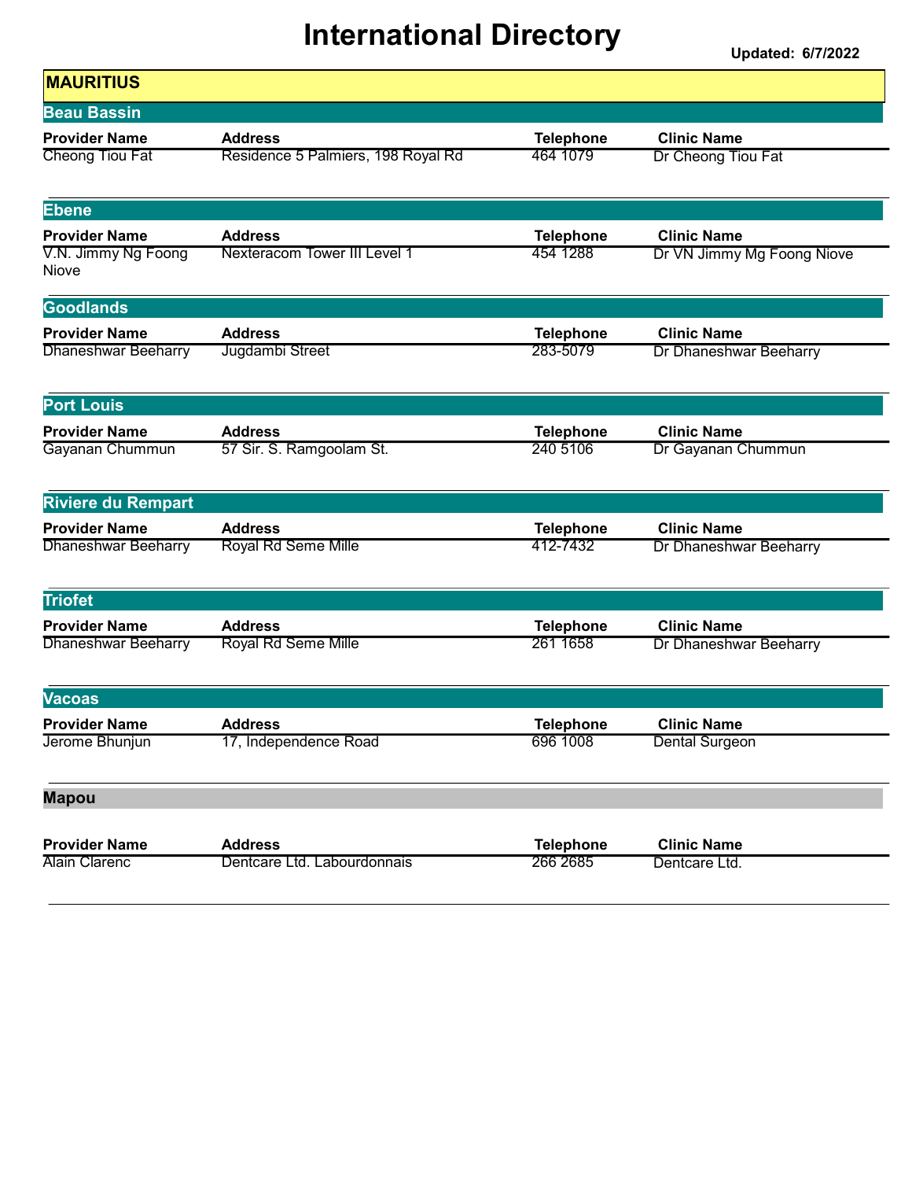# International Directory

**Updated: 6/7/2022**

## MAURITIUS

### Beau Bassin

| Provider Name | Address | Telephone | Clinic Name |
| --- | --- | --- | --- |
| Cheong Tiou Fat | Residence 5 Palmiers, 198 Royal Rd | 464 1079 | Dr Cheong Tiou Fat |

### Ebene

| Provider Name | Address | Telephone | Clinic Name |
| --- | --- | --- | --- |
| V.N. Jimmy Ng Foong Niove | Nexteracom Tower III Level 1 | 454 1288 | Dr VN Jimmy Mg Foong Niove |

### Goodlands

| Provider Name | Address | Telephone | Clinic Name |
| --- | --- | --- | --- |
| Dhaneshwar Beeharry | Jugdambi Street | 283-5079 | Dr Dhaneshwar Beeharry |

### Port Louis

| Provider Name | Address | Telephone | Clinic Name |
| --- | --- | --- | --- |
| Gayanan Chummun | 57 Sir. S. Ramgoolam St. | 240 5106 | Dr Gayanan Chummun |

### Riviere du Rempart

| Provider Name | Address | Telephone | Clinic Name |
| --- | --- | --- | --- |
| Dhaneshwar Beeharry | Royal Rd Seme Mille | 412-7432 | Dr Dhaneshwar Beeharry |

### Triofet

| Provider Name | Address | Telephone | Clinic Name |
| --- | --- | --- | --- |
| Dhaneshwar Beeharry | Royal Rd Seme Mille | 261 1658 | Dr Dhaneshwar Beeharry |

### Vacoas

| Provider Name | Address | Telephone | Clinic Name |
| --- | --- | --- | --- |
| Jerome Bhunjun | 17, Independence Road | 696 1008 | Dental Surgeon |

### Mapou

| Provider Name | Address | Telephone | Clinic Name |
| --- | --- | --- | --- |
| Alain Clarenc | Dentcare Ltd. Labourdonnais | 266 2685 | Dentcare Ltd. |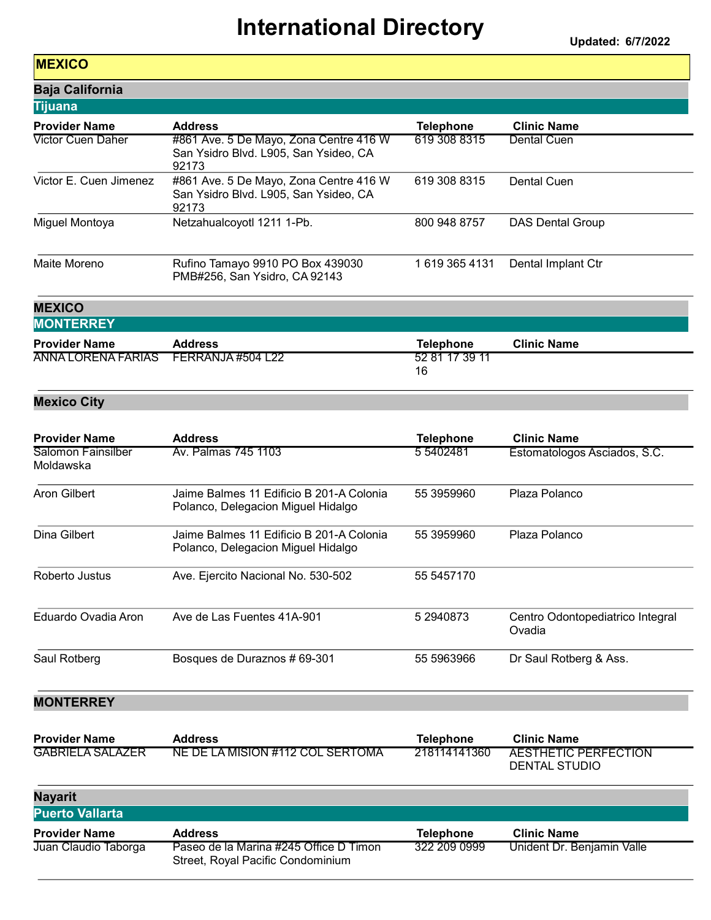# International Directory

Updated: 6/7/2022

## MEXICO

### Baja California

#### Tijuana

| Provider Name | Address | Telephone | Clinic Name |
|---|---|---|---|
| Victor Cuen Daher | #861 Ave. 5 De Mayo, Zona Centre 416 W San Ysidro Blvd. L905, San Ysideo, CA 92173 | 619 308 8315 | Dental Cuen |
| Victor E. Cuen Jimenez | #861 Ave. 5 De Mayo, Zona Centre 416 W San Ysidro Blvd. L905, San Ysideo, CA 92173 | 619 308 8315 | Dental Cuen |
| Miguel Montoya | Netzahualcoyotl 1211 1-Pb. | 800 948 8757 | DAS Dental Group |
| Maite Moreno | Rufino Tamayo 9910 PO Box 439030 PMB#256, San Ysidro, CA 92143 | 1 619 365 4131 | Dental Implant Ctr |

### MEXICO

#### MONTERREY

| Provider Name | Address | Telephone | Clinic Name |
|---|---|---|---|
| ANNA LORENA FARIAS | FERRANJA #504 L22 | 52 81 17 39 11 16 | |

### Mexico City

| Provider Name | Address | Telephone | Clinic Name |
|---|---|---|---|
| Salomon Fainsilber Moldawska | Av. Palmas 745 1103 | 5 5402481 | Estomatologos Asciados, S.C. |
| Aron Gilbert | Jaime Balmes 11 Edificio B 201-A Colonia Polanco, Delegacion Miguel Hidalgo | 55 3959960 | Plaza Polanco |
| Dina Gilbert | Jaime Balmes 11 Edificio B 201-A Colonia Polanco, Delegacion Miguel Hidalgo | 55 3959960 | Plaza Polanco |
| Roberto Justus | Ave. Ejercito Nacional No. 530-502 | 55 5457170 | |
| Eduardo Ovadia Aron | Ave de Las Fuentes 41A-901 | 5 2940873 | Centro Odontopediatrico Integral Ovadia |
| Saul Rotberg | Bosques de Duraznos # 69-301 | 55 5963966 | Dr Saul Rotberg & Ass. |

### MONTERREY

| Provider Name | Address | Telephone | Clinic Name |
|---|---|---|---|
| GABRIELA SALAZER | NE DE LA MISION #112 COL SERTOMA | 218114141360 | AESTHETIC PERFECTION DENTAL STUDIO |

### Nayarit

#### Puerto Vallarta

| Provider Name | Address | Telephone | Clinic Name |
|---|---|---|---|
| Juan Claudio Taborga | Paseo de la Marina #245 Office D Timon Street, Royal Pacific Condominium | 322 209 0999 | Unident Dr. Benjamin Valle |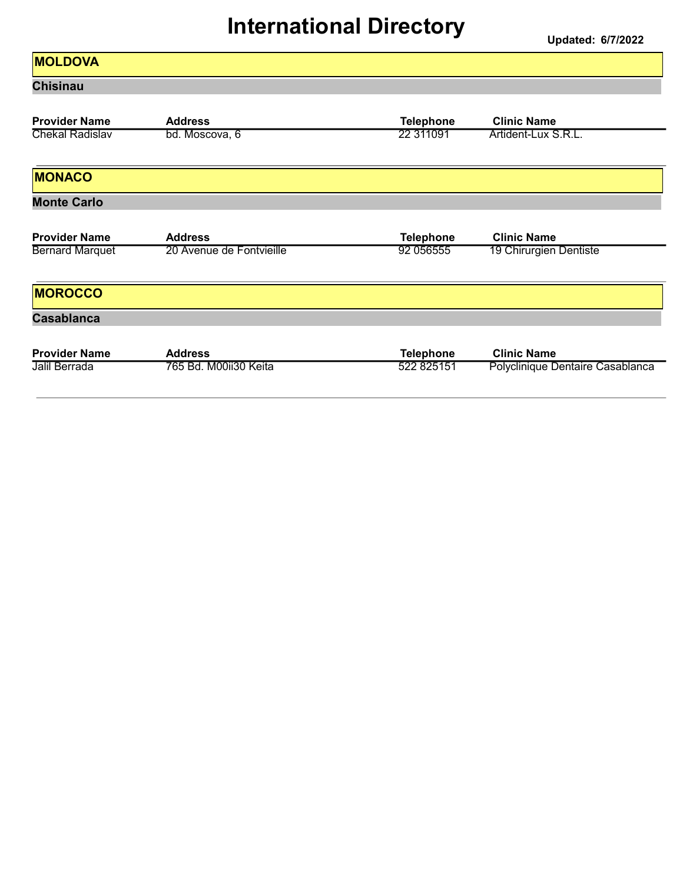# International Directory

**Updated: 6/7/2022**

## MOLDOVA

### Chisinau

| Provider Name | Address | Telephone | Clinic Name |
|---|---|---|---|
| Chekal Radislav | bd. Moscova, 6 | 22 311091 | Artident-Lux S.R.L. |

## MONACO

### Monte Carlo

| Provider Name | Address | Telephone | Clinic Name |
|---|---|---|---|
| Bernard Marquet | 20 Avenue de Fontvieille | 92 056555 | 19 Chirurgien Dentiste |

## MOROCCO

### Casablanca

| Provider Name | Address | Telephone | Clinic Name |
|---|---|---|---|
| Jalil Berrada | 765 Bd. M00ii30 Keita | 522 825151 | Polyclinique Dentaire Casablanca |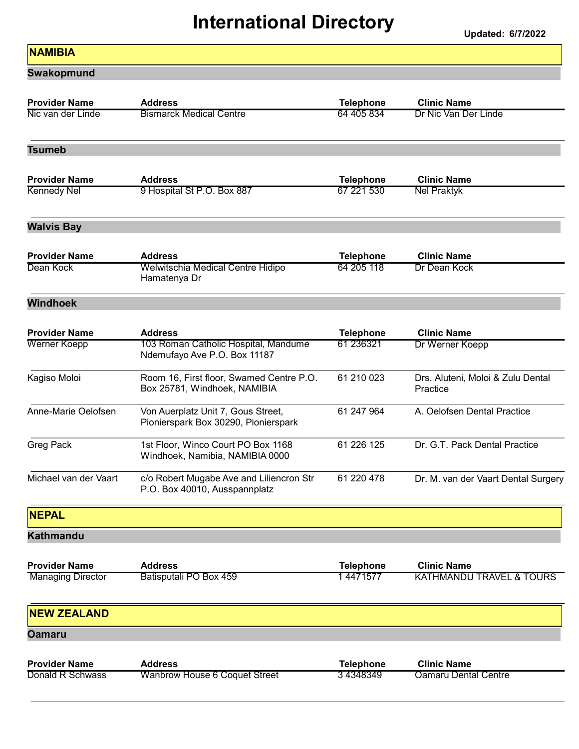# International Directory

**Updated: 6/7/2022**

## NAMIBIA

### Swakopmund

| Provider Name | Address | Telephone | Clinic Name |
|---|---|---|---|
| Nic van der Linde | Bismarck Medical Centre | 64 405 834 | Dr Nic Van Der Linde |

### Tsumeb

| Provider Name | Address | Telephone | Clinic Name |
|---|---|---|---|
| Kennedy Nel | 9 Hospital St P.O. Box 887 | 67 221 530 | Nel Praktyk |

### Walvis Bay

| Provider Name | Address | Telephone | Clinic Name |
|---|---|---|---|
| Dean Kock | Welwitschia Medical Centre Hidipo Hamatenya Dr | 64 205 118 | Dr Dean Kock |

### Windhoek

| Provider Name | Address | Telephone | Clinic Name |
|---|---|---|---|
| Werner Koepp | 103 Roman Catholic Hospital, Mandume Ndemufayo Ave P.O. Box 11187 | 61 236321 | Dr Werner Koepp |
| Kagiso Moloi | Room 16, First floor, Swamed Centre P.O. Box 25781, Windhoek, NAMIBIA | 61 210 023 | Drs. Aluteni, Moloi & Zulu Dental Practice |
| Anne-Marie Oelofsen | Von Auerplatz Unit 7, Gous Street, Pionierspark Box 30290, Pionierspark | 61 247 964 | A. Oelofsen Dental Practice |
| Greg Pack | 1st Floor, Winco Court PO Box 1168 Windhoek, Namibia, NAMIBIA 0000 | 61 226 125 | Dr. G.T. Pack Dental Practice |
| Michael van der Vaart | c/o Robert Mugabe Ave and Liliencron Str P.O. Box 40010, Ausspannplatz | 61 220 478 | Dr. M. van der Vaart Dental Surgery |

## NEPAL

### Kathmandu

| Provider Name | Address | Telephone | Clinic Name |
|---|---|---|---|
| Managing Director | Batisputali PO Box 459 | 1 4471577 | KATHMANDU TRAVEL & TOURS |

## NEW ZEALAND

### Oamaru

| Provider Name | Address | Telephone | Clinic Name |
|---|---|---|---|
| Donald R Schwass | Wanbrow House 6 Coquet Street | 3 4348349 | Oamaru Dental Centre |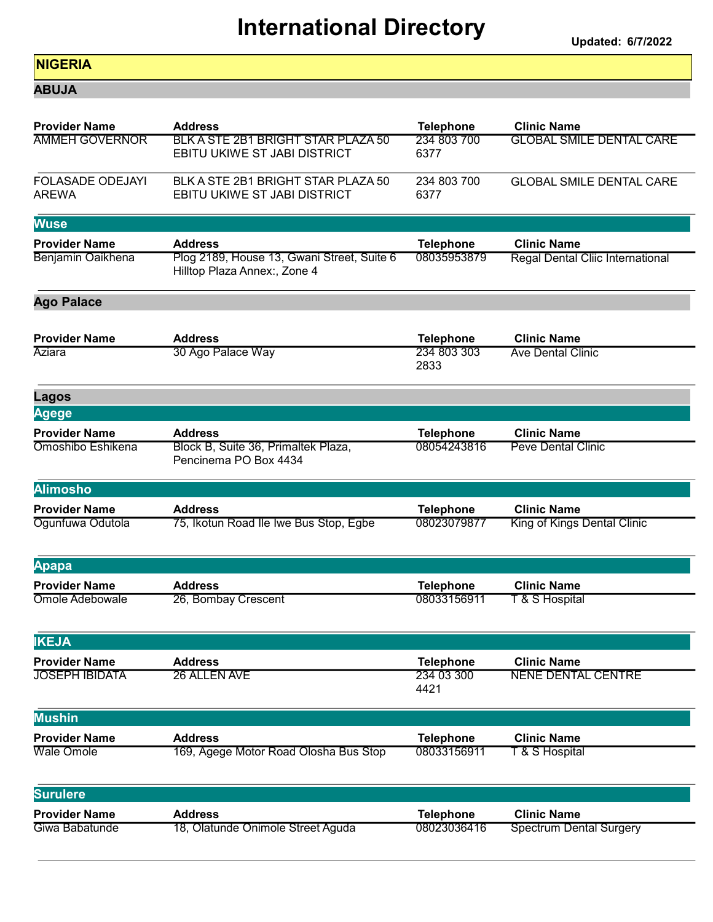# International Directory

**Updated: 6/7/2022**

## NIGERIA

### ABUJA

| Provider Name | Address | Telephone | Clinic Name |
| --- | --- | --- | --- |
| AMMEH GOVERNOR | BLK A STE 2B1 BRIGHT STAR PLAZA 50 EBITU UKIWE ST JABI DISTRICT | 234 803 700 6377 | GLOBAL SMILE DENTAL CARE |
| FOLASADE ODEJAYI AREWA | BLK A STE 2B1 BRIGHT STAR PLAZA 50 EBITU UKIWE ST JABI DISTRICT | 234 803 700 6377 | GLOBAL SMILE DENTAL CARE |

#### Wuse

| Provider Name | Address | Telephone | Clinic Name |
| --- | --- | --- | --- |
| Benjamin Oaikhena | Plog 2189, House 13, Gwani Street, Suite 6 Hilltop Plaza Annex:, Zone 4 | 08035953879 | Regal Dental Cliic International |

### Ago Palace

| Provider Name | Address | Telephone | Clinic Name |
| --- | --- | --- | --- |
| Aziara | 30 Ago Palace Way | 234 803 303 2833 | Ave Dental Clinic |

### Lagos

#### Agege

| Provider Name | Address | Telephone | Clinic Name |
| --- | --- | --- | --- |
| Omoshibo Eshikena | Block B, Suite 36, Primaltek Plaza, Pencinema PO Box 4434 | 08054243816 | Peve Dental Clinic |

#### Alimosho

| Provider Name | Address | Telephone | Clinic Name |
| --- | --- | --- | --- |
| Ogunfuwa Odutola | 75, Ikotun Road Ile Iwe Bus Stop, Egbe | 08023079877 | King of Kings Dental Clinic |

#### Apapa

| Provider Name | Address | Telephone | Clinic Name |
| --- | --- | --- | --- |
| Omole Adebowale | 26, Bombay Crescent | 08033156911 | T & S Hospital |

#### IKEJA

| Provider Name | Address | Telephone | Clinic Name |
| --- | --- | --- | --- |
| JOSEPH IBIDATA | 26 ALLEN AVE | 234 03 300 4421 | NENE DENTAL CENTRE |

#### Mushin

| Provider Name | Address | Telephone | Clinic Name |
| --- | --- | --- | --- |
| Wale Omole | 169, Agege Motor Road Olosha Bus Stop | 08033156911 | T & S Hospital |

#### Surulere

| Provider Name | Address | Telephone | Clinic Name |
| --- | --- | --- | --- |
| Giwa Babatunde | 18, Olatunde Onimole Street Aguda | 08023036416 | Spectrum Dental Surgery |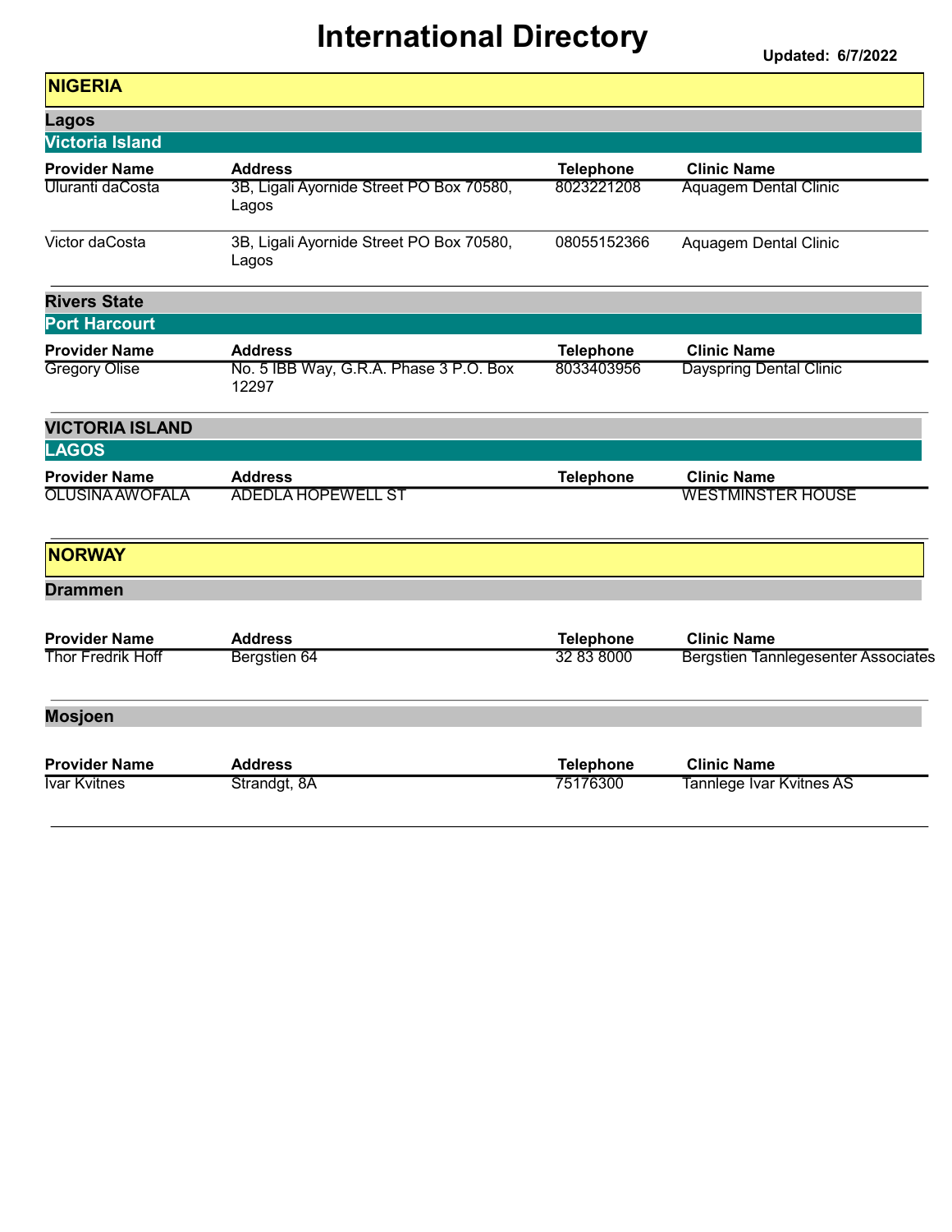# International Directory

**Updated: 6/7/2022**

## NIGERIA

### Lagos

#### Victoria Island

| Provider Name | Address | Telephone | Clinic Name |
| --- | --- | --- | --- |
| Uluranti daCosta | 3B, Ligali Ayornide Street PO Box 70580, Lagos | 8023221208 | Aquagem Dental Clinic |
| Victor daCosta | 3B, Ligali Ayornide Street PO Box 70580, Lagos | 08055152366 | Aquagem Dental Clinic |

### Rivers State

#### Port Harcourt

| Provider Name | Address | Telephone | Clinic Name |
| --- | --- | --- | --- |
| Gregory Olise | No. 5 IBB Way, G.R.A. Phase 3 P.O. Box 12297 | 8033403956 | Dayspring Dental Clinic |

### VICTORIA ISLAND

#### LAGOS

| Provider Name | Address | Telephone | Clinic Name |
| --- | --- | --- | --- |
| OLUSINA AWOFALA | ADEDLA HOPEWELL ST | | WESTMINSTER HOUSE |

## NORWAY

### Drammen

| Provider Name | Address | Telephone | Clinic Name |
| --- | --- | --- | --- |
| Thor Fredrik Hoff | Bergstien 64 | 32 83 8000 | Bergstien Tannlegesenter Associates |

### Mosjoen

| Provider Name | Address | Telephone | Clinic Name |
| --- | --- | --- | --- |
| Ivar Kvitnes | Strandgt, 8A | 75176300 | Tannlege Ivar Kvitnes AS |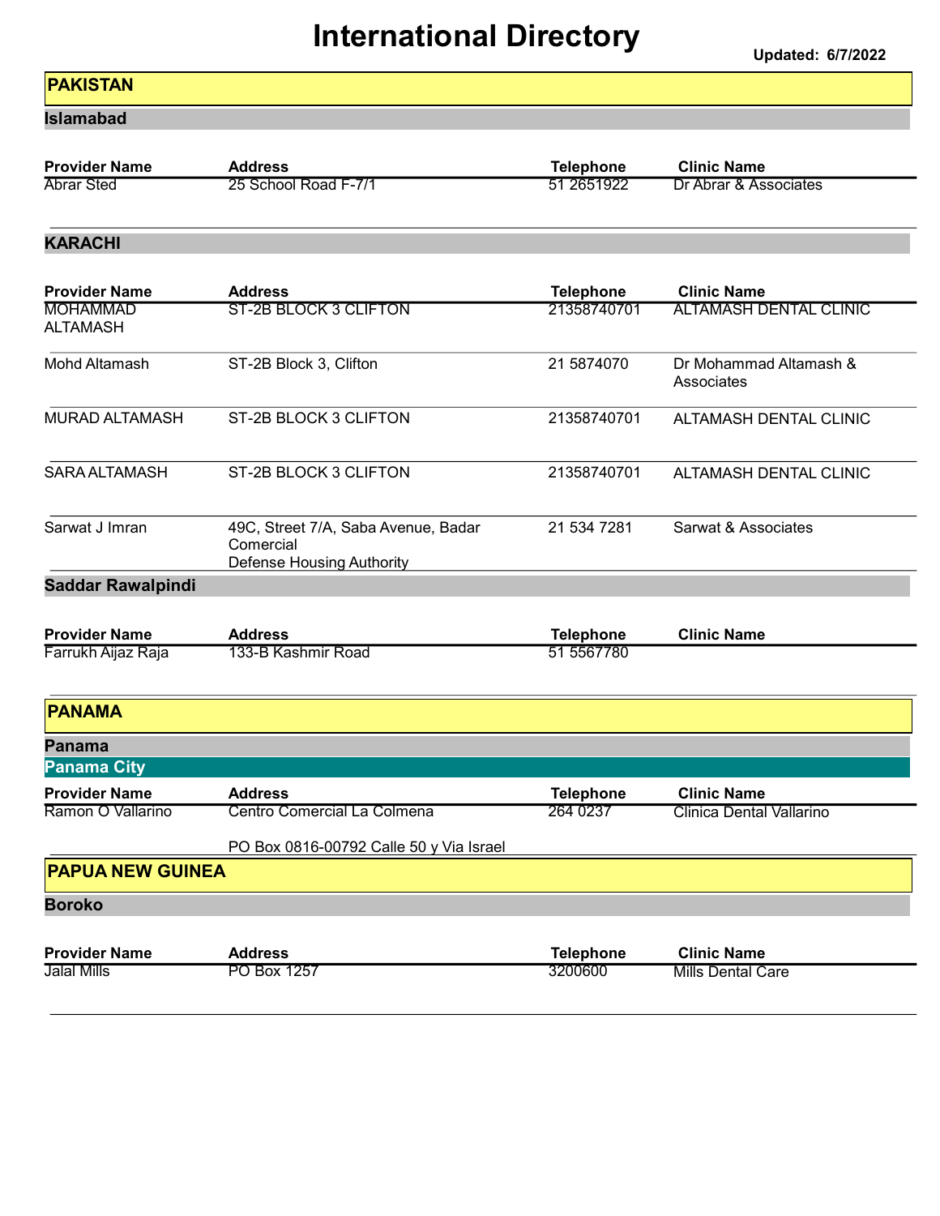# International Directory

**Updated: 6/7/2022**

## PAKISTAN

### Islamabad

| Provider Name | Address | Telephone | Clinic Name |
|---|---|---|---|
| Abrar Sted | 25 School Road F-7/1 | 51 2651922 | Dr Abrar & Associates |

### KARACHI

| Provider Name | Address | Telephone | Clinic Name |
|---|---|---|---|
| MOHAMMAD ALTAMASH | ST-2B BLOCK 3 CLIFTON | 21358740701 | ALTAMASH DENTAL CLINIC |
| Mohd Altamash | ST-2B Block 3, Clifton | 21 5874070 | Dr Mohammad Altamash & Associates |
| MURAD ALTAMASH | ST-2B BLOCK 3 CLIFTON | 21358740701 | ALTAMASH DENTAL CLINIC |
| SARA ALTAMASH | ST-2B BLOCK 3 CLIFTON | 21358740701 | ALTAMASH DENTAL CLINIC |
| Sarwat J Imran | 49C, Street 7/A, Saba Avenue, Badar Comercial Defense Housing Authority | 21 534 7281 | Sarwat & Associates |

### Saddar Rawalpindi

| Provider Name | Address | Telephone | Clinic Name |
|---|---|---|---|
| Farrukh Aijaz Raja | 133-B Kashmir Road | 51 5567780 | |

## PANAMA

### Panama

#### Panama City

| Provider Name | Address | Telephone | Clinic Name |
|---|---|---|---|
| Ramon O Vallarino | Centro Comercial La Colmena PO Box 0816-00792 Calle 50 y Via Israel | 264 0237 | Clinica Dental Vallarino |

## PAPUA NEW GUINEA

### Boroko

| Provider Name | Address | Telephone | Clinic Name |
|---|---|---|---|
| Jalal Mills | PO Box 1257 | 3200600 | Mills Dental Care |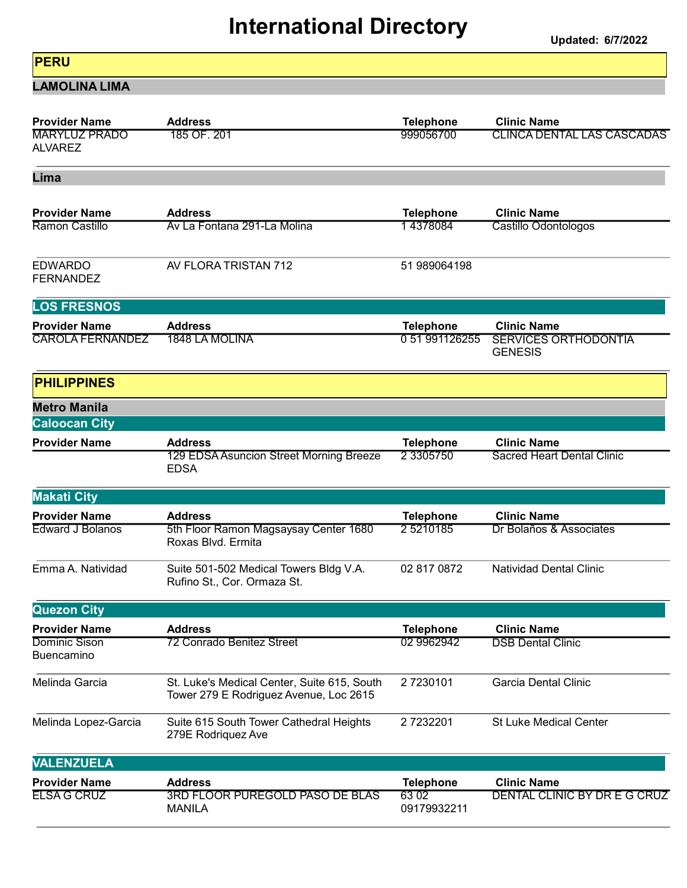# International Directory

**Updated: 6/7/2022**

## PERU

### LAMOLINA LIMA

| Provider Name | Address | Telephone | Clinic Name |
|---|---|---|---|
| MARYLUZ PRADO ALVAREZ | 185 OF. 201 | 999056700 | CLINCA DENTAL LAS CASCADAS |

### Lima

| Provider Name | Address | Telephone | Clinic Name |
|---|---|---|---|
| Ramon Castillo | Av La Fontana 291-La Molina | 1 4378084 | Castillo Odontologos |
| EDWARDO FERNANDEZ | AV FLORA TRISTAN 712 | 51 989064198 | |

#### LOS FRESNOS

| Provider Name | Address | Telephone | Clinic Name |
|---|---|---|---|
| CAROLA FERNANDEZ | 1848 LA MOLINA | 0 51 991126255 | SERVICES ORTHODONTIA GENESIS |

## PHILIPPINES

### Metro Manila

#### Caloocan City

| Provider Name | Address | Telephone | Clinic Name |
|---|---|---|---|
| | 129 EDSA Asuncion Street Morning Breeze EDSA | 2 3305750 | Sacred Heart Dental Clinic |

#### Makati City

| Provider Name | Address | Telephone | Clinic Name |
|---|---|---|---|
| Edward J Bolanos | 5th Floor Ramon Magsaysay Center 1680 Roxas Blvd. Ermita | 2 5210185 | Dr Bolaños & Associates |
| Emma A. Natividad | Suite 501-502 Medical Towers Bldg V.A. Rufino St., Cor. Ormaza St. | 02 817 0872 | Natividad Dental Clinic |

#### Quezon City

| Provider Name | Address | Telephone | Clinic Name |
|---|---|---|---|
| Dominic Sison Buencamino | 72 Conrado Benitez Street | 02 9962942 | DSB Dental Clinic |
| Melinda Garcia | St. Luke's Medical Center, Suite 615, South Tower 279 E Rodriguez Avenue, Loc 2615 | 2 7230101 | Garcia Dental Clinic |
| Melinda Lopez-Garcia | Suite 615 South Tower Cathedral Heights 279E Rodriquez Ave | 2 7232201 | St Luke Medical Center |

#### VALENZUELA

| Provider Name | Address | Telephone | Clinic Name |
|---|---|---|---|
| ELSA G CRUZ | 3RD FLOOR PUREGOLD PASO DE BLAS MANILA | 63 02 09179932211 | DENTAL CLINIC BY DR E G CRUZ |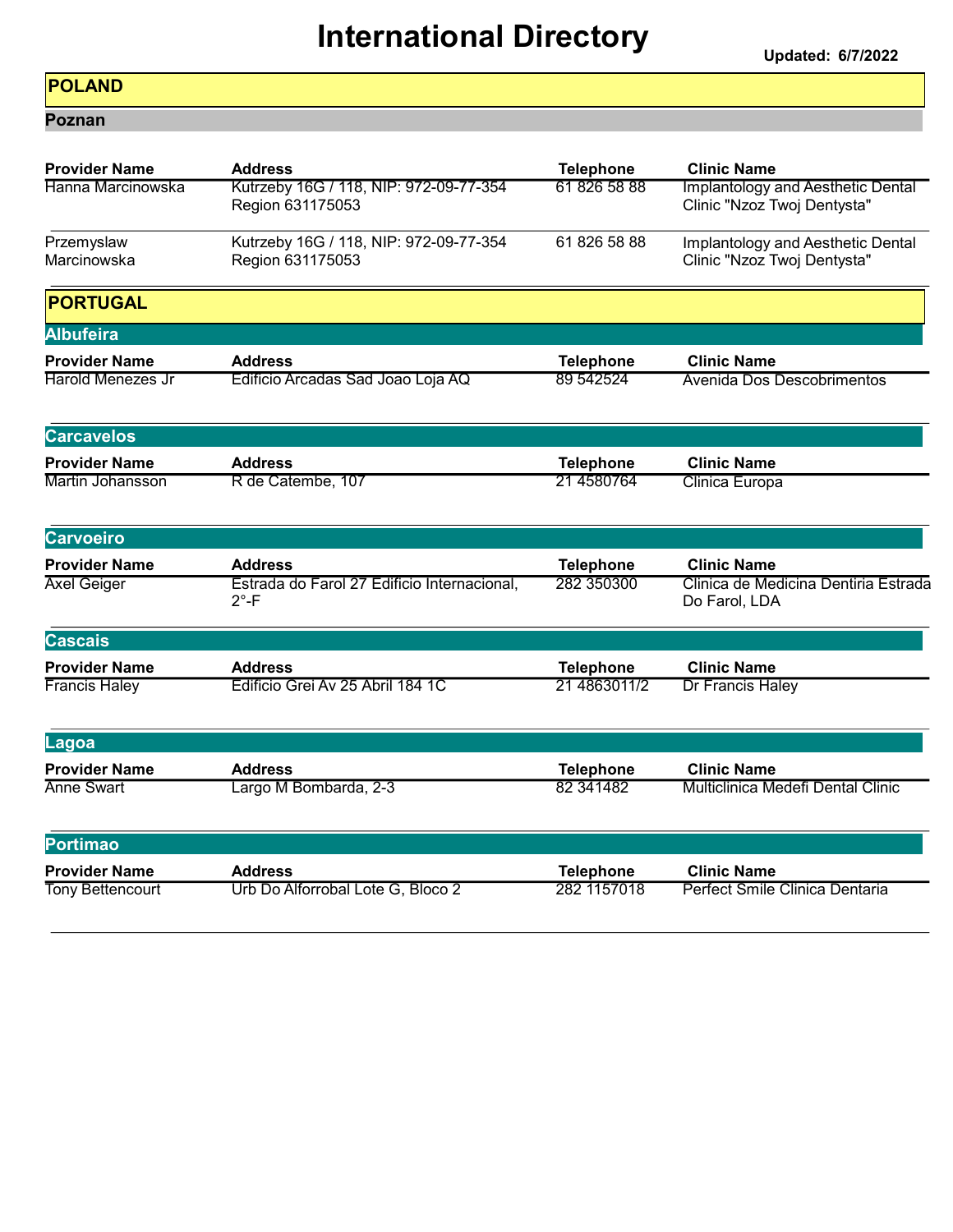# International Directory

**Updated: 6/7/2022**

## POLAND

### Poznan

| Provider Name | Address | Telephone | Clinic Name |
|---|---|---|---|
| Hanna Marcinowska | Kutrzeby 16G / 118, NIP: 972-09-77-354 Region 631175053 | 61 826 58 88 | Implantology and Aesthetic Dental Clinic "Nzoz Twoj Dentysta" |
| Przemyslaw Marcinowska | Kutrzeby 16G / 118, NIP: 972-09-77-354 Region 631175053 | 61 826 58 88 | Implantology and Aesthetic Dental Clinic "Nzoz Twoj Dentysta" |

## PORTUGAL

### Albufeira

| Provider Name | Address | Telephone | Clinic Name |
|---|---|---|---|
| Harold Menezes Jr | Edificio Arcadas Sad Joao Loja AQ | 89 542524 | Avenida Dos Descobrimentos |

### Carcavelos

| Provider Name | Address | Telephone | Clinic Name |
|---|---|---|---|
| Martin Johansson | R de Catembe, 107 | 21 4580764 | Clinica Europa |

### Carvoeiro

| Provider Name | Address | Telephone | Clinic Name |
|---|---|---|---|
| Axel Geiger | Estrada do Farol 27 Edificio Internacional, 2°-F | 282 350300 | Clinica de Medicina Dentiria Estrada Do Farol, LDA |

### Cascais

| Provider Name | Address | Telephone | Clinic Name |
|---|---|---|---|
| Francis Haley | Edificio Grei Av 25 Abril 184 1C | 21 4863011/2 | Dr Francis Haley |

### Lagoa

| Provider Name | Address | Telephone | Clinic Name |
|---|---|---|---|
| Anne Swart | Largo M Bombarda, 2-3 | 82 341482 | Multiclinica Medefi Dental Clinic |

### Portimao

| Provider Name | Address | Telephone | Clinic Name |
|---|---|---|---|
| Tony Bettencourt | Urb Do Alforrobal Lote G, Bloco 2 | 282 1157018 | Perfect Smile Clinica Dentaria |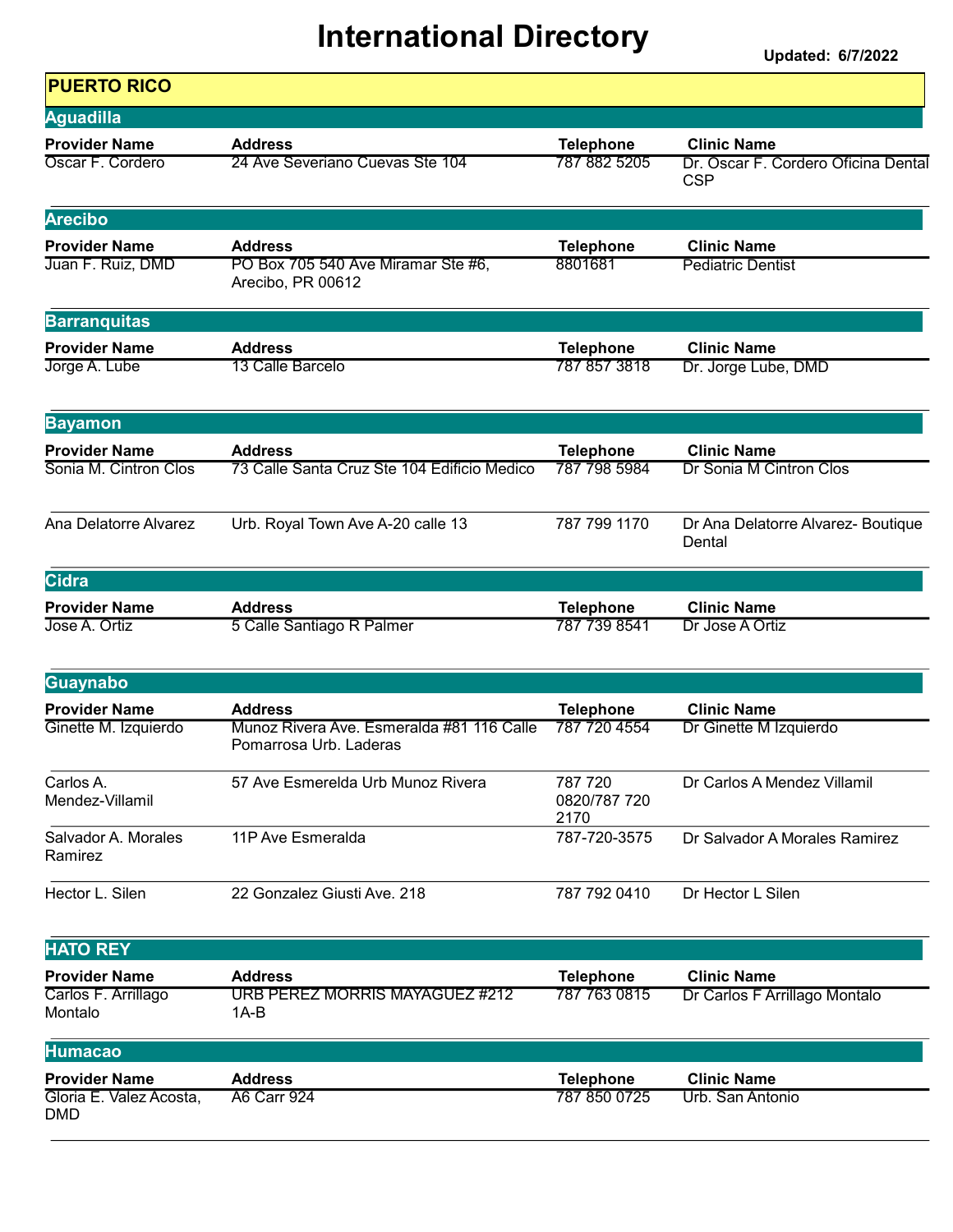# International Directory

Updated: 6/7/2022

## PUERTO RICO

### Aguadilla

| Provider Name | Address | Telephone | Clinic Name |
|---|---|---|---|
| Oscar F. Cordero | 24 Ave Severiano Cuevas Ste 104 | 787 882 5205 | Dr. Oscar F. Cordero Oficina Dental CSP |

### Arecibo

| Provider Name | Address | Telephone | Clinic Name |
|---|---|---|---|
| Juan F. Ruiz, DMD | PO Box 705 540 Ave Miramar Ste #6, Arecibo, PR 00612 | 8801681 | Pediatric Dentist |

### Barranquitas

| Provider Name | Address | Telephone | Clinic Name |
|---|---|---|---|
| Jorge A. Lube | 13 Calle Barcelo | 787 857 3818 | Dr. Jorge Lube, DMD |

### Bayamon

| Provider Name | Address | Telephone | Clinic Name |
|---|---|---|---|
| Sonia M. Cintron Clos | 73 Calle Santa Cruz Ste 104 Edificio Medico | 787 798 5984 | Dr Sonia M Cintron Clos |
| Ana Delatorre Alvarez | Urb. Royal Town Ave A-20 calle 13 | 787 799 1170 | Dr Ana Delatorre Alvarez- Boutique Dental |

### Cidra

| Provider Name | Address | Telephone | Clinic Name |
|---|---|---|---|
| Jose A. Ortiz | 5 Calle Santiago R Palmer | 787 739 8541 | Dr Jose A Ortiz |

### Guaynabo

| Provider Name | Address | Telephone | Clinic Name |
|---|---|---|---|
| Ginette M. Izquierdo | Munoz Rivera Ave. Esmeralda #81 116 Calle Pomarrosa Urb. Laderas | 787 720 4554 | Dr Ginette M Izquierdo |
| Carlos A. Mendez-Villamil | 57 Ave Esmerelda Urb Munoz Rivera | 787 720 0820/787 720 2170 | Dr Carlos A Mendez Villamil |
| Salvador A. Morales Ramirez | 11P Ave Esmeralda | 787-720-3575 | Dr Salvador A Morales Ramirez |
| Hector L. Silen | 22 Gonzalez Giusti Ave. 218 | 787 792 0410 | Dr Hector L Silen |

### HATO REY

| Provider Name | Address | Telephone | Clinic Name |
|---|---|---|---|
| Carlos F. Arrillago Montalo | URB PEREZ MORRIS MAYAGUEZ #212 1A-B | 787 763 0815 | Dr Carlos F Arrillago Montalo |

### Humacao

| Provider Name | Address | Telephone | Clinic Name |
|---|---|---|---|
| Gloria E. Valez Acosta, DMD | A6 Carr 924 | 787 850 0725 | Urb. San Antonio |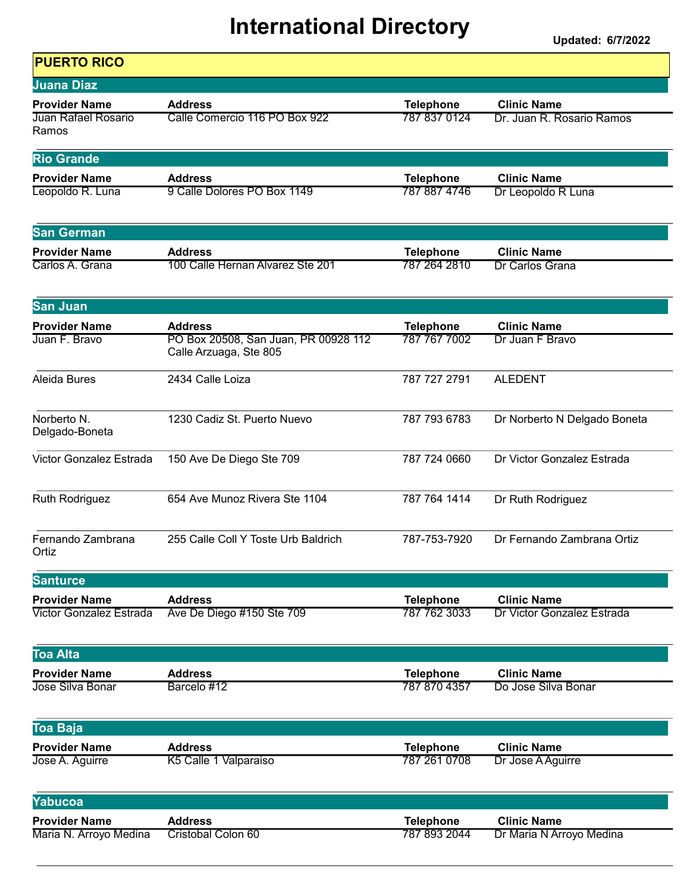# International Directory

**Updated: 6/7/2022**

## PUERTO RICO

### Juana Diaz

| Provider Name | Address | Telephone | Clinic Name |
|---|---|---|---|
| Juan Rafael Rosario Ramos | Calle Comercio 116 PO Box 922 | 787 837 0124 | Dr. Juan R. Rosario Ramos |

### Rio Grande

| Provider Name | Address | Telephone | Clinic Name |
|---|---|---|---|
| Leopoldo R. Luna | 9 Calle Dolores PO Box 1149 | 787 887 4746 | Dr Leopoldo R Luna |

### San German

| Provider Name | Address | Telephone | Clinic Name |
|---|---|---|---|
| Carlos A. Grana | 100 Calle Hernan Alvarez Ste 201 | 787 264 2810 | Dr Carlos Grana |

### San Juan

| Provider Name | Address | Telephone | Clinic Name |
|---|---|---|---|
| Juan F. Bravo | PO Box 20508, San Juan, PR 00928 112 Calle Arzuaga, Ste 805 | 787 767 7002 | Dr Juan F Bravo |
| Aleida Bures | 2434 Calle Loiza | 787 727 2791 | ALEDENT |
| Norberto N. Delgado-Boneta | 1230 Cadiz St. Puerto Nuevo | 787 793 6783 | Dr Norberto N Delgado Boneta |
| Victor Gonzalez Estrada | 150 Ave De Diego Ste 709 | 787 724 0660 | Dr Victor Gonzalez Estrada |
| Ruth Rodriguez | 654 Ave Munoz Rivera Ste 1104 | 787 764 1414 | Dr Ruth Rodriguez |
| Fernando Zambrana Ortiz | 255 Calle Coll Y Toste Urb Baldrich | 787-753-7920 | Dr Fernando Zambrana Ortiz |

### Santurce

| Provider Name | Address | Telephone | Clinic Name |
|---|---|---|---|
| Victor Gonzalez Estrada | Ave De Diego #150 Ste 709 | 787 762 3033 | Dr Victor Gonzalez Estrada |

### Toa Alta

| Provider Name | Address | Telephone | Clinic Name |
|---|---|---|---|
| Jose Silva Bonar | Barcelo #12 | 787 870 4357 | Do Jose Silva Bonar |

### Toa Baja

| Provider Name | Address | Telephone | Clinic Name |
|---|---|---|---|
| Jose A. Aguirre | K5 Calle 1 Valparaiso | 787 261 0708 | Dr Jose A Aguirre |

### Yabucoa

| Provider Name | Address | Telephone | Clinic Name |
|---|---|---|---|
| Maria N. Arroyo Medina | Cristobal Colon 60 | 787 893 2044 | Dr Maria N Arroyo Medina |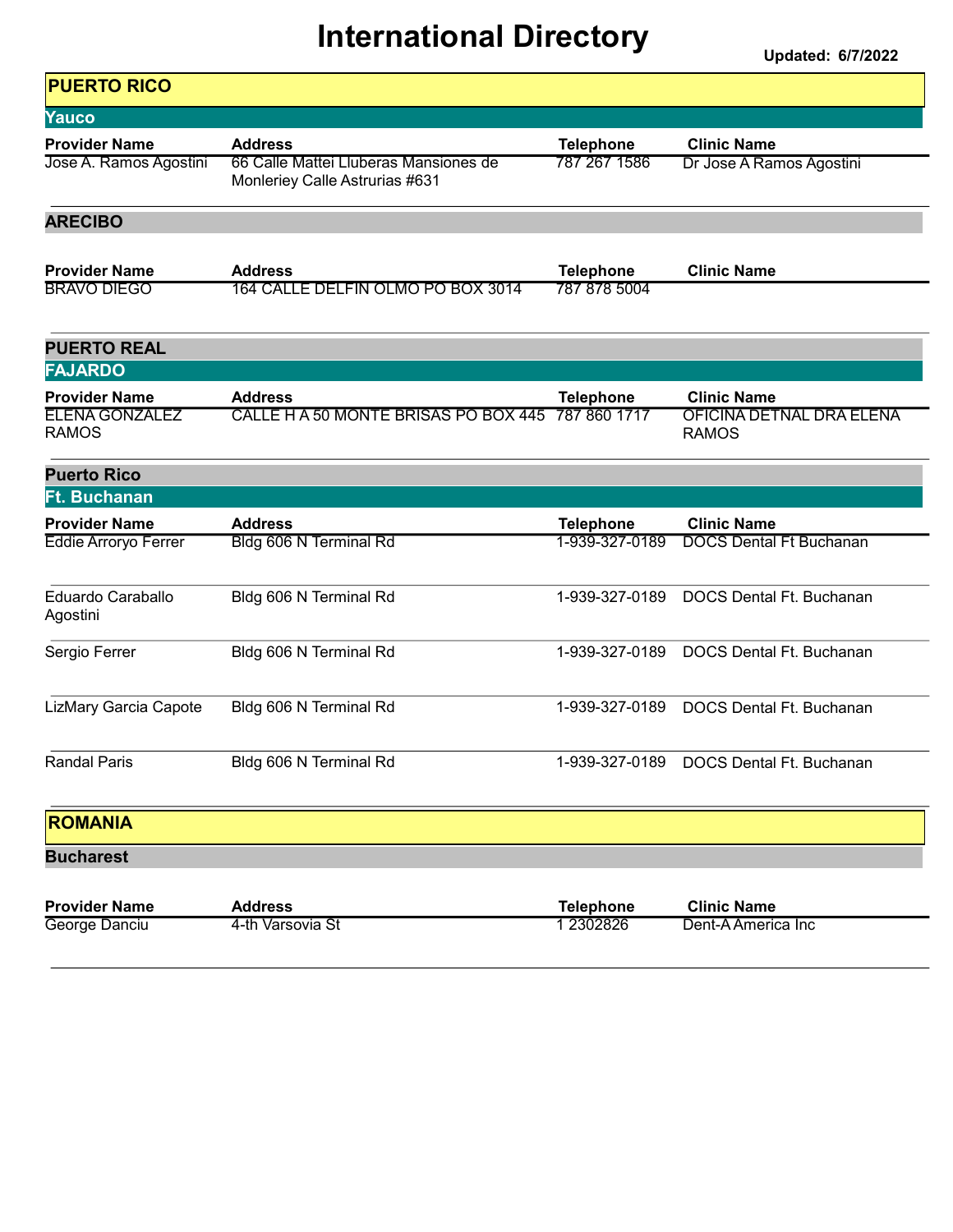# International Directory

**Updated: 6/7/2022**

## PUERTO RICO

### Yauco

| Provider Name | Address | Telephone | Clinic Name |
|---|---|---|---|
| Jose A. Ramos Agostini | 66 Calle Mattei Lluberas Mansiones de Monleriey Calle Astrurias #631 | 787 267 1586 | Dr Jose A Ramos Agostini |

### ARECIBO

| Provider Name | Address | Telephone | Clinic Name |
|---|---|---|---|
| BRAVO DIEGO | 164 CALLE DELFIN OLMO PO BOX 3014 | 787 878 5004 | |

### PUERTO REAL

### FAJARDO

| Provider Name | Address | Telephone | Clinic Name |
|---|---|---|---|
| ELENA GONZALEZ RAMOS | CALLE H A 50 MONTE BRISAS PO BOX 445 | 787 860 1717 | OFICINA DETNAL DRA ELENA RAMOS |

### Puerto Rico

### Ft. Buchanan

| Provider Name | Address | Telephone | Clinic Name |
|---|---|---|---|
| Eddie Arroryo Ferrer | Bldg 606 N Terminal Rd | 1-939-327-0189 | DOCS Dental Ft Buchanan |
| Eduardo Caraballo Agostini | Bldg 606 N Terminal Rd | 1-939-327-0189 | DOCS Dental Ft. Buchanan |
| Sergio Ferrer | Bldg 606 N Terminal Rd | 1-939-327-0189 | DOCS Dental Ft. Buchanan |
| LizMary Garcia Capote | Bldg 606 N Terminal Rd | 1-939-327-0189 | DOCS Dental Ft. Buchanan |
| Randal Paris | Bldg 606 N Terminal Rd | 1-939-327-0189 | DOCS Dental Ft. Buchanan |

## ROMANIA

### Bucharest

| Provider Name | Address | Telephone | Clinic Name |
|---|---|---|---|
| George Danciu | 4-th Varsovia St | 1 2302826 | Dent-A America Inc |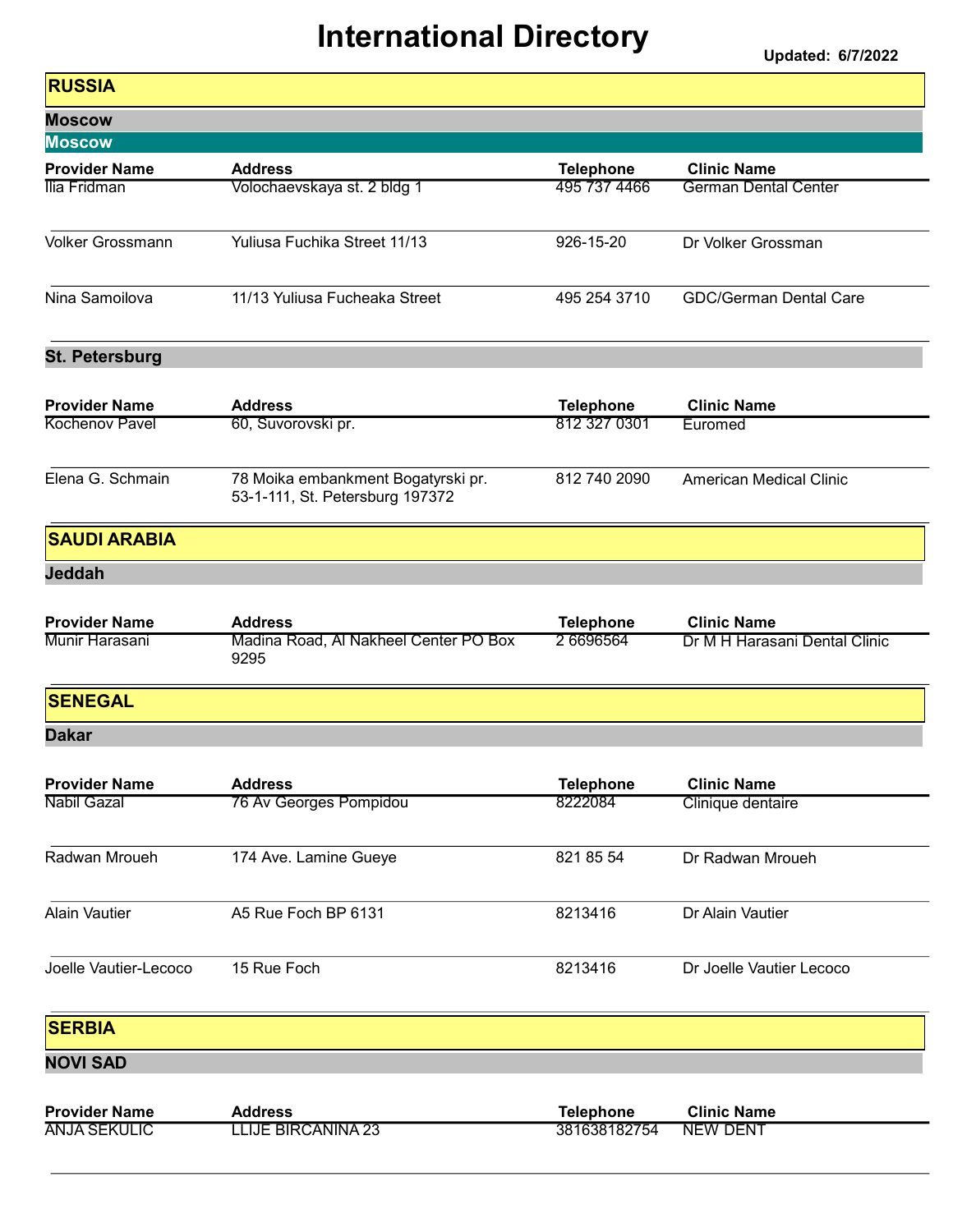# International Directory

**Updated: 6/7/2022**

## RUSSIA

### Moscow

#### Moscow

| Provider Name | Address | Telephone | Clinic Name |
|---|---|---|---|
| Ilia Fridman | Volochaevskaya st. 2 bldg 1 | 495 737 4466 | German Dental Center |
| Volker Grossmann | Yuliusa Fuchika Street 11/13 | 926-15-20 | Dr Volker Grossman |
| Nina Samoilova | 11/13 Yuliusa Fucheaka Street | 495 254 3710 | GDC/German Dental Care |

### St. Petersburg

| Provider Name | Address | Telephone | Clinic Name |
|---|---|---|---|
| Kochenov Pavel | 60, Suvorovski pr. | 812 327 0301 | Euromed |
| Elena G. Schmain | 78 Moika embankment Bogatyrski pr. 53-1-111, St. Petersburg 197372 | 812 740 2090 | American Medical Clinic |

## SAUDI ARABIA

### Jeddah

| Provider Name | Address | Telephone | Clinic Name |
|---|---|---|---|
| Munir Harasani | Madina Road, Al Nakheel Center PO Box 9295 | 2 6696564 | Dr M H Harasani Dental Clinic |

## SENEGAL

### Dakar

| Provider Name | Address | Telephone | Clinic Name |
|---|---|---|---|
| Nabil Gazal | 76 Av Georges Pompidou | 8222084 | Clinique dentaire |
| Radwan Mroueh | 174 Ave. Lamine Gueye | 821 85 54 | Dr Radwan Mroueh |
| Alain Vautier | A5 Rue Foch BP 6131 | 8213416 | Dr Alain Vautier |
| Joelle Vautier-Lecoco | 15 Rue Foch | 8213416 | Dr Joelle Vautier Lecoco |

## SERBIA

### NOVI SAD

| Provider Name | Address | Telephone | Clinic Name |
|---|---|---|---|
| ANJA SEKULIC | LLIJE BIRCANINA 23 | 381638182754 | NEW DENT |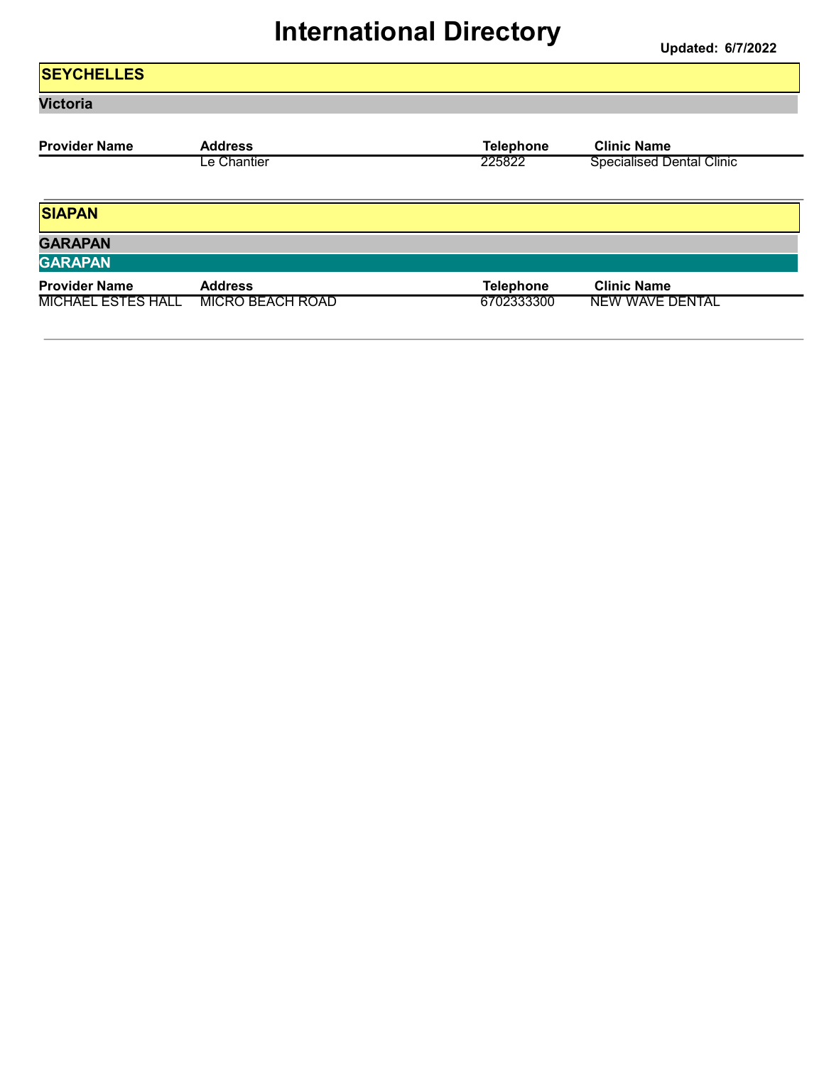# International Directory

**Updated: 6/7/2022**

## SEYCHELLES

### Victoria

| Provider Name | Address | Telephone | Clinic Name |
|---|---|---|---|
| | Le Chantier | 225822 | Specialised Dental Clinic |

## SIAPAN

### GARAPAN

#### GARAPAN

| Provider Name | Address | Telephone | Clinic Name |
|---|---|---|---|
| MICHAEL ESTES HALL | MICRO BEACH ROAD | 6702333300 | NEW WAVE DENTAL |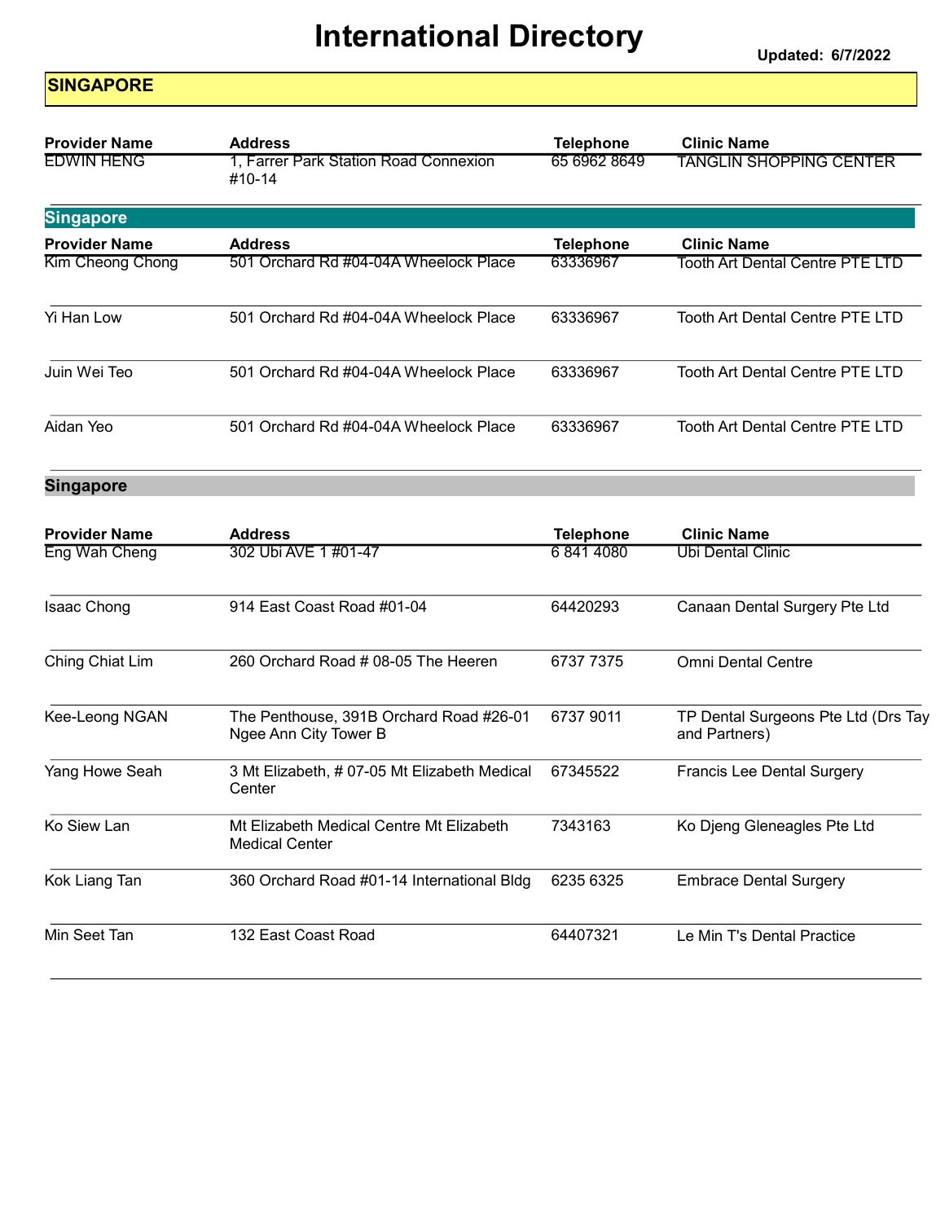# International Directory

**Updated: 6/7/2022**

## SINGAPORE

| Provider Name | Address | Telephone | Clinic Name |
|---|---|---|---|
| EDWIN HENG | 1, Farrer Park Station Road Connexion #10-14 | 65 6962 8649 | TANGLIN SHOPPING CENTER |

## Singapore

| Provider Name | Address | Telephone | Clinic Name |
|---|---|---|---|
| Kim Cheong Chong | 501 Orchard Rd #04-04A Wheelock Place | 63336967 | Tooth Art Dental Centre PTE LTD |
| Yi Han Low | 501 Orchard Rd #04-04A Wheelock Place | 63336967 | Tooth Art Dental Centre PTE LTD |
| Juin Wei Teo | 501 Orchard Rd #04-04A Wheelock Place | 63336967 | Tooth Art Dental Centre PTE LTD |
| Aidan Yeo | 501 Orchard Rd #04-04A Wheelock Place | 63336967 | Tooth Art Dental Centre PTE LTD |

## Singapore

| Provider Name | Address | Telephone | Clinic Name |
|---|---|---|---|
| Eng Wah Cheng | 302 Ubi AVE 1 #01-47 | 6 841 4080 | Ubi Dental Clinic |
| Isaac Chong | 914 East Coast Road #01-04 | 64420293 | Canaan Dental Surgery Pte Ltd |
| Ching Chiat Lim | 260 Orchard Road # 08-05 The Heeren | 6737 7375 | Omni Dental Centre |
| Kee-Leong NGAN | The Penthouse, 391B Orchard Road #26-01 Ngee Ann City Tower B | 6737 9011 | TP Dental Surgeons Pte Ltd (Drs Tay and Partners) |
| Yang Howe Seah | 3 Mt Elizabeth, # 07-05 Mt Elizabeth Medical Center | 67345522 | Francis Lee Dental Surgery |
| Ko Siew Lan | Mt Elizabeth Medical Centre Mt Elizabeth Medical Center | 7343163 | Ko Djeng Gleneagles Pte Ltd |
| Kok Liang Tan | 360 Orchard Road #01-14 International Bldg | 6235 6325 | Embrace Dental Surgery |
| Min Seet Tan | 132 East Coast Road | 64407321 | Le Min T's Dental Practice |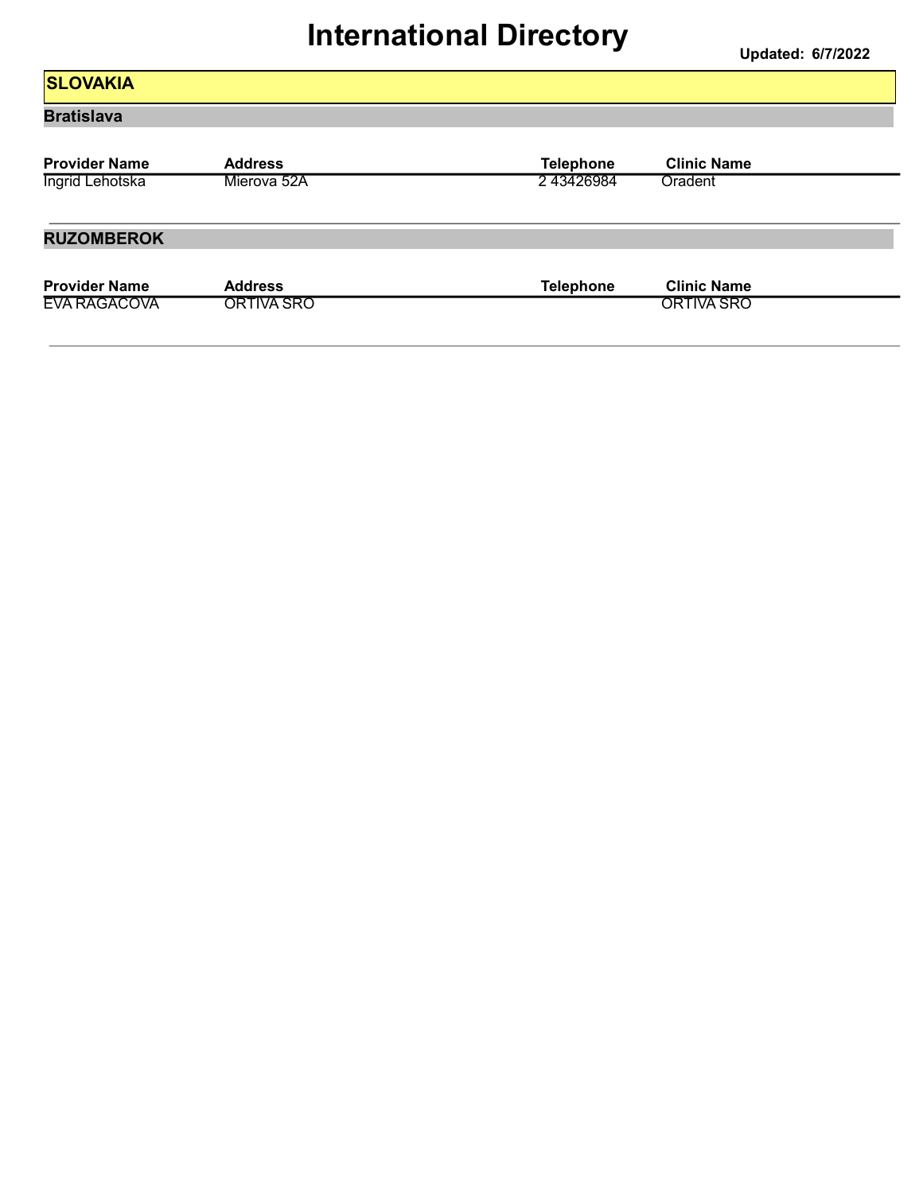# International Directory

**Updated: 6/7/2022**

## SLOVAKIA

### Bratislava

| Provider Name | Address | Telephone | Clinic Name |
|---|---|---|---|
| Ingrid Lehotska | Mierova 52A | 2 43426984 | Oradent |

### RUZOMBEROK

| Provider Name | Address | Telephone | Clinic Name |
|---|---|---|---|
| EVA RAGACOVA | ORTIVA SRO | | ORTIVA SRO |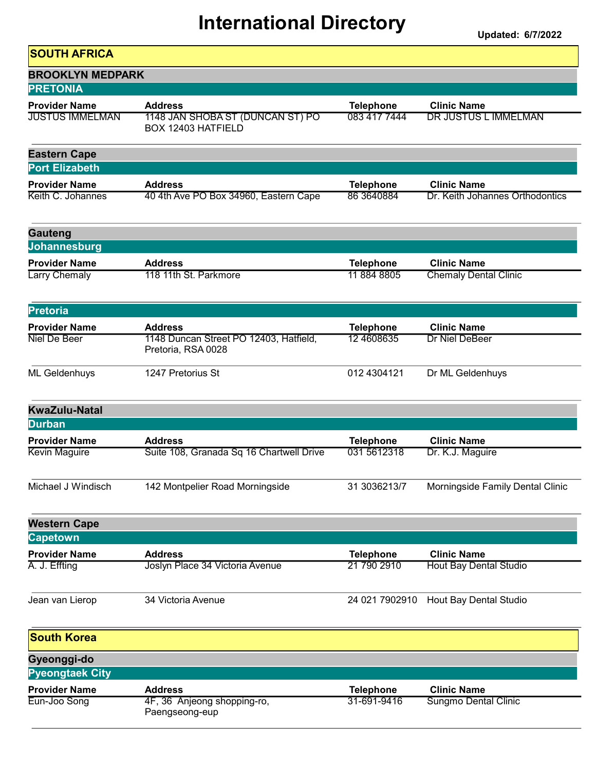# International Directory

**Updated: 6/7/2022**

## SOUTH AFRICA

### BROOKLYN MEDPARK

#### PRETONIA

| Provider Name | Address | Telephone | Clinic Name |
|---|---|---|---|
| JUSTUS IMMELMAN | 1148 JAN SHOBA ST (DUNCAN ST) PO BOX 12403 HATFIELD | 083 417 7444 | DR JUSTUS L IMMELMAN |

### Eastern Cape

#### Port Elizabeth

| Provider Name | Address | Telephone | Clinic Name |
|---|---|---|---|
| Keith C. Johannes | 40 4th Ave PO Box 34960, Eastern Cape | 86 3640884 | Dr. Keith Johannes Orthodontics |

### Gauteng

#### Johannesburg

| Provider Name | Address | Telephone | Clinic Name |
|---|---|---|---|
| Larry Chemaly | 118 11th St. Parkmore | 11 884 8805 | Chemaly Dental Clinic |

#### Pretoria

| Provider Name | Address | Telephone | Clinic Name |
|---|---|---|---|
| Niel De Beer | 1148 Duncan Street PO 12403, Hatfield, Pretoria, RSA 0028 | 12 4608635 | Dr Niel DeBeer |
| ML Geldenhuys | 1247 Pretorius St | 012 4304121 | Dr ML Geldenhuys |

### KwaZulu-Natal

#### Durban

| Provider Name | Address | Telephone | Clinic Name |
|---|---|---|---|
| Kevin Maguire | Suite 108, Granada Sq 16 Chartwell Drive | 031 5612318 | Dr. K.J. Maguire |
| Michael J Windisch | 142 Montpelier Road Morningside | 31 3036213/7 | Morningside Family Dental Clinic |

### Western Cape

#### Capetown

| Provider Name | Address | Telephone | Clinic Name |
|---|---|---|---|
| A. J. Effting | Joslyn Place 34 Victoria Avenue | 21 790 2910 | Hout Bay Dental Studio |
| Jean van Lierop | 34 Victoria Avenue | 24 021 7902910 | Hout Bay Dental Studio |

## South Korea

### Gyeonggi-do

#### Pyeongtaek City

| Provider Name | Address | Telephone | Clinic Name |
|---|---|---|---|
| Eun-Joo Song | 4F, 36 Anjeong shopping-ro, Paengseong-eup | 31-691-9416 | Sungmo Dental Clinic |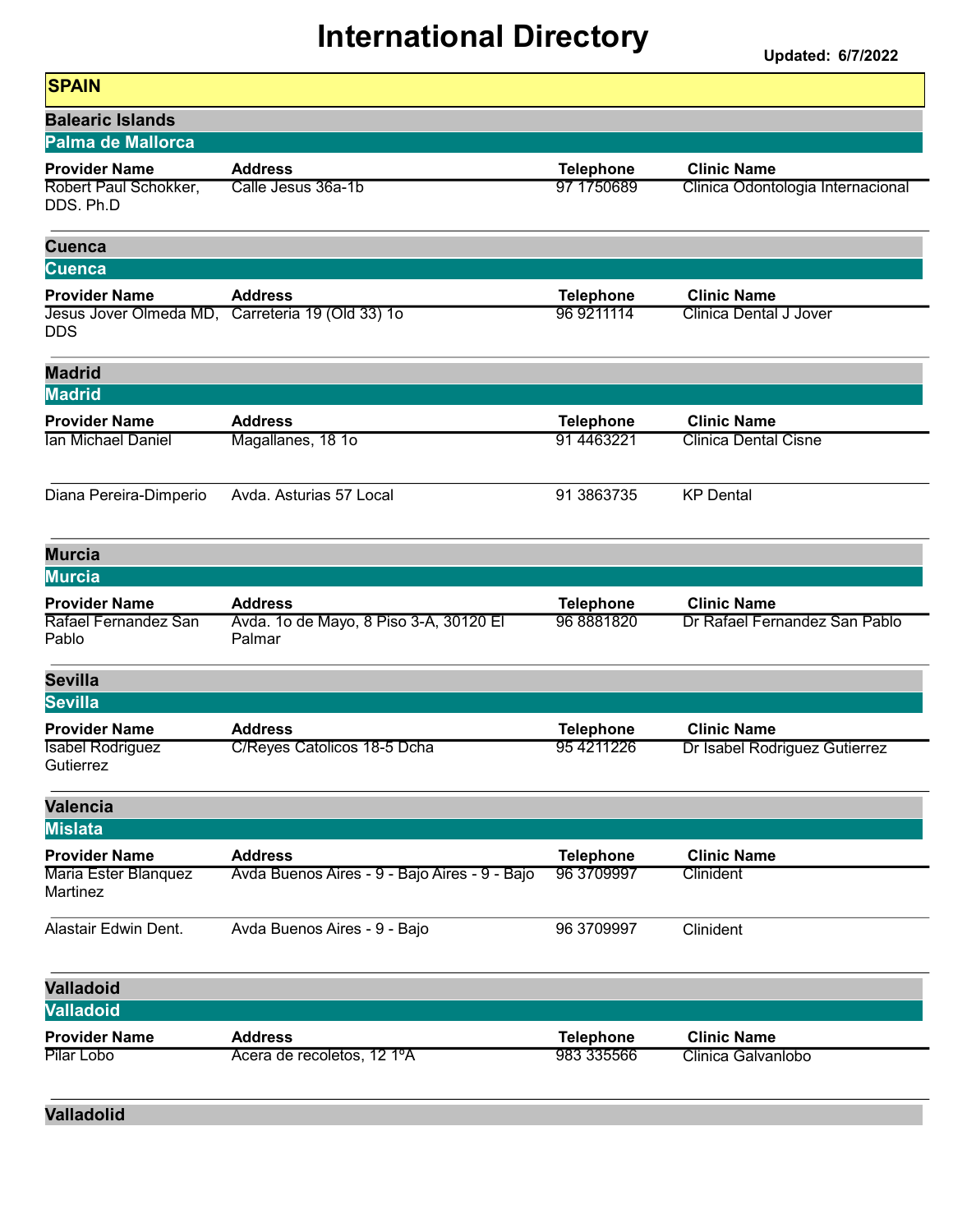# International Directory

**Updated: 6/7/2022**

## SPAIN

### Balearic Islands

#### Palma de Mallorca

| Provider Name | Address | Telephone | Clinic Name |
| --- | --- | --- | --- |
| Robert Paul Schokker, DDS. Ph.D | Calle Jesus 36a-1b | 97 1750689 | Clinica Odontologia Internacional |

### Cuenca

#### Cuenca

| Provider Name | Address | Telephone | Clinic Name |
| --- | --- | --- | --- |
| Jesus Jover Olmeda MD, DDS | Carreteria 19 (Old 33) 1o | 96 9211114 | Clinica Dental J Jover |

### Madrid

#### Madrid

| Provider Name | Address | Telephone | Clinic Name |
| --- | --- | --- | --- |
| Ian Michael Daniel | Magallanes, 18 1o | 91 4463221 | Clinica Dental Cisne |
| Diana Pereira-Dimperio | Avda. Asturias 57 Local | 91 3863735 | KP Dental |

### Murcia

#### Murcia

| Provider Name | Address | Telephone | Clinic Name |
| --- | --- | --- | --- |
| Rafael Fernandez San Pablo | Avda. 1o de Mayo, 8 Piso 3-A, 30120 El Palmar | 96 8881820 | Dr Rafael Fernandez San Pablo |

### Sevilla

#### Sevilla

| Provider Name | Address | Telephone | Clinic Name |
| --- | --- | --- | --- |
| Isabel Rodriguez Gutierrez | C/Reyes Catolicos 18-5 Dcha | 95 4211226 | Dr Isabel Rodriguez Gutierrez |

### Valencia

#### Mislata

| Provider Name | Address | Telephone | Clinic Name |
| --- | --- | --- | --- |
| Maria Ester Blanquez Martinez | Avda Buenos Aires - 9 - Bajo Aires - 9 - Bajo | 96 3709997 | Clinident |
| Alastair Edwin Dent. | Avda Buenos Aires - 9 - Bajo | 96 3709997 | Clinident |

### Valladoid

#### Valladoid

| Provider Name | Address | Telephone | Clinic Name |
| --- | --- | --- | --- |
| Pilar Lobo | Acera de recoletos, 12 1ºA | 983 335566 | Clinica Galvanlobo |

### Valladolid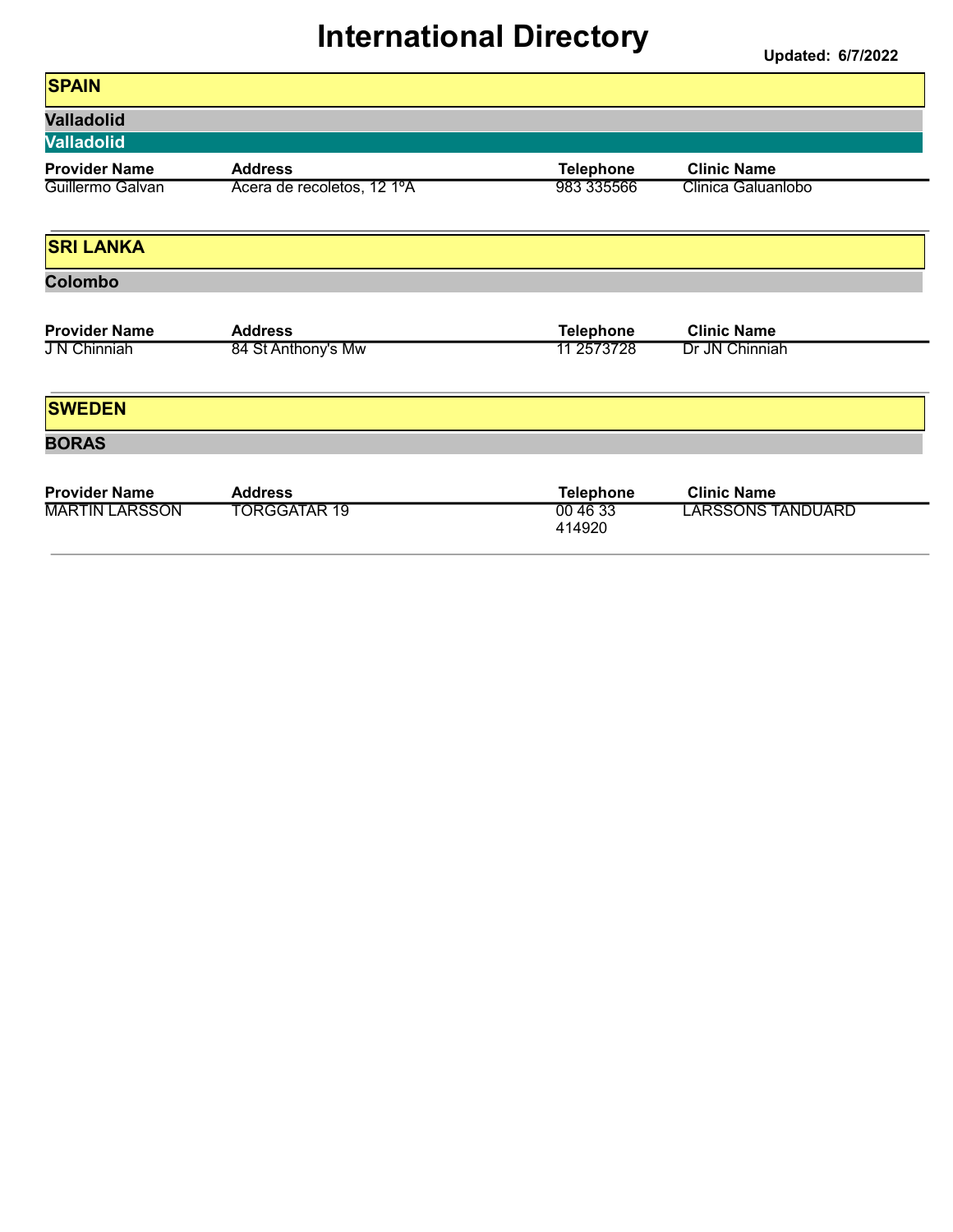# International Directory

**Updated: 6/7/2022**

## SPAIN

### Valladolid

#### Valladolid

| Provider Name | Address | Telephone | Clinic Name |
|---|---|---|---|
| Guillermo Galvan | Acera de recoletos, 12 1ºA | 983 335566 | Clinica Galuanlobo |

## SRI LANKA

### Colombo

| Provider Name | Address | Telephone | Clinic Name |
|---|---|---|---|
| J N Chinniah | 84 St Anthony's Mw | 11 2573728 | Dr JN Chinniah |

## SWEDEN

### BORAS

| Provider Name | Address | Telephone | Clinic Name |
|---|---|---|---|
| MARTIN LARSSON | TORGGATAR 19 | 00 46 33 414920 | LARSSONS TANDUARD |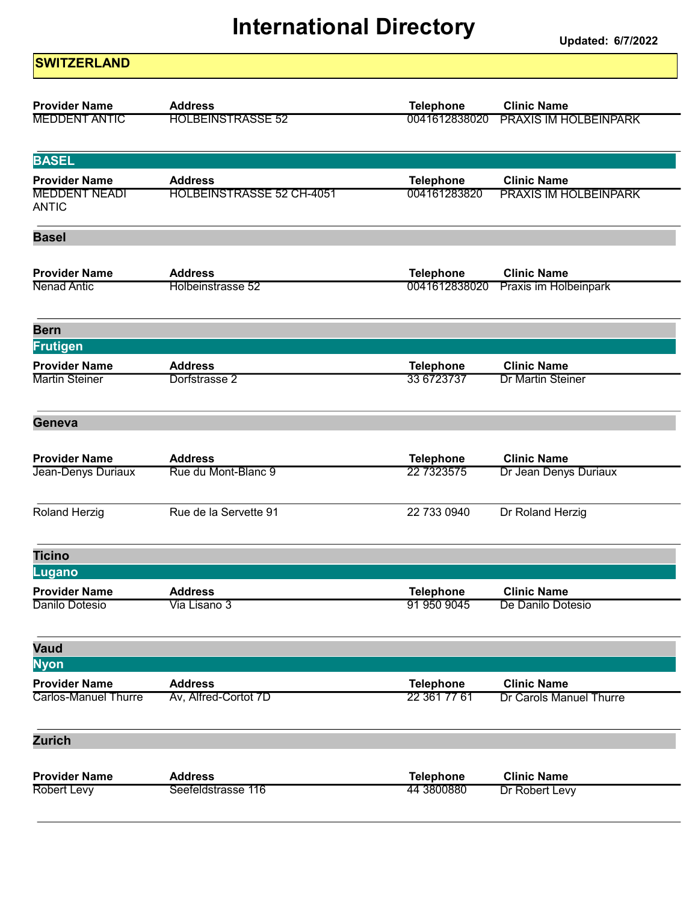# International Directory

**Updated: 6/7/2022**

## SWITZERLAND

| Provider Name | Address | Telephone | Clinic Name |
|---|---|---|---|
| MEDDENT ANTIC | HOLBEINSTRASSE 52 | 0041612838020 | PRAXIS IM HOLBEINPARK |

### BASEL

| Provider Name | Address | Telephone | Clinic Name |
|---|---|---|---|
| MEDDENT NEADI ANTIC | HOLBEINSTRASSE 52 CH-4051 | 004161283820 | PRAXIS IM HOLBEINPARK |

### Basel

| Provider Name | Address | Telephone | Clinic Name |
|---|---|---|---|
| Nenad Antic | Holbeinstrasse 52 | 0041612838020 | Praxis im Holbeinpark |

### Bern

#### Frutigen

| Provider Name | Address | Telephone | Clinic Name |
|---|---|---|---|
| Martin Steiner | Dorfstrasse 2 | 33 6723737 | Dr Martin Steiner |

### Geneva

| Provider Name | Address | Telephone | Clinic Name |
|---|---|---|---|
| Jean-Denys Duriaux | Rue du Mont-Blanc 9 | 22 7323575 | Dr Jean Denys Duriaux |
| Roland Herzig | Rue de la Servette 91 | 22 733 0940 | Dr Roland Herzig |

### Ticino

#### Lugano

| Provider Name | Address | Telephone | Clinic Name |
|---|---|---|---|
| Danilo Dotesio | Via Lisano 3 | 91 950 9045 | De Danilo Dotesio |

### Vaud

#### Nyon

| Provider Name | Address | Telephone | Clinic Name |
|---|---|---|---|
| Carlos-Manuel Thurre | Av, Alfred-Cortot 7D | 22 361 77 61 | Dr Carols Manuel Thurre |

### Zurich

| Provider Name | Address | Telephone | Clinic Name |
|---|---|---|---|
| Robert Levy | Seefeldstrasse 116 | 44 3800880 | Dr Robert Levy |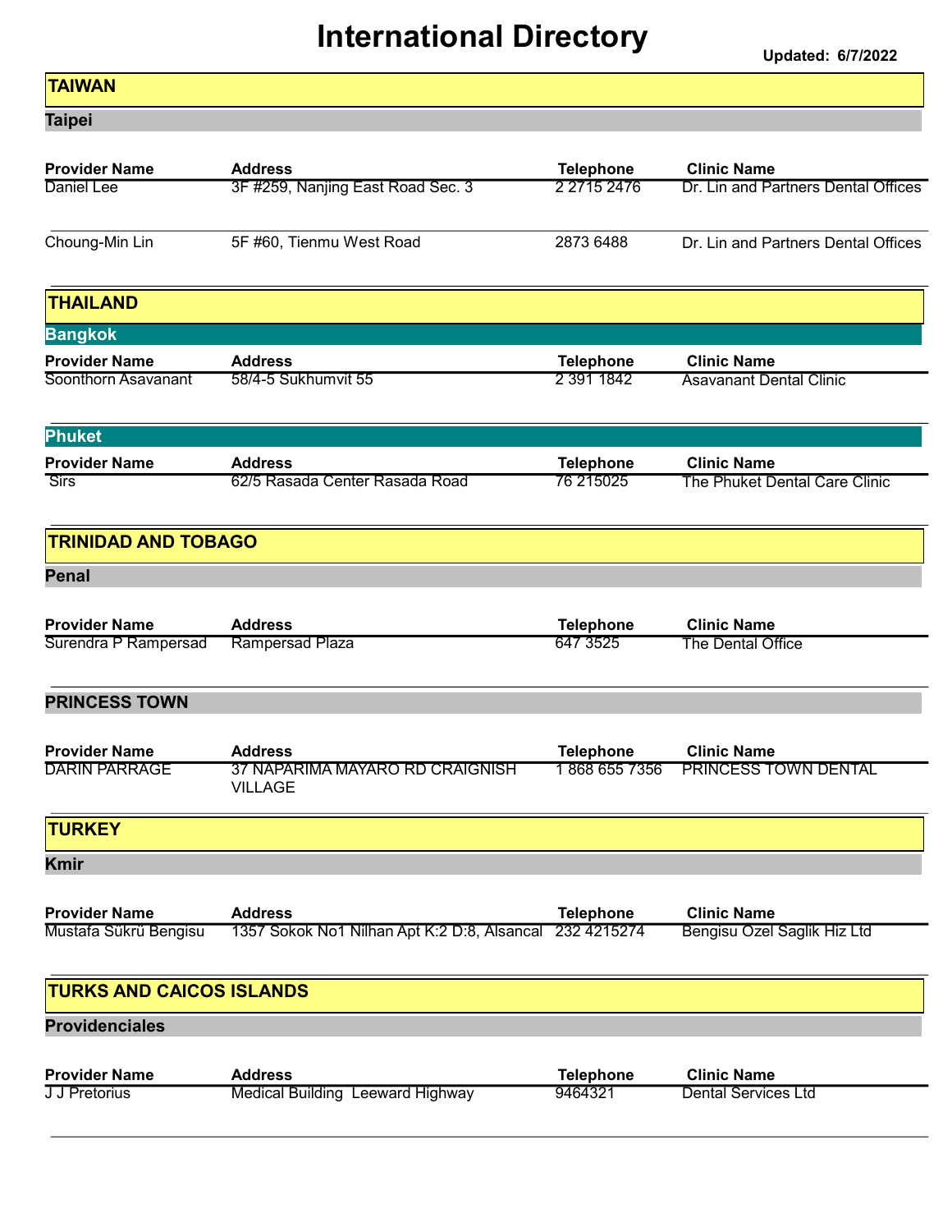# International Directory

Updated: 6/7/2022

## TAIWAN

### Taipei

| Provider Name | Address | Telephone | Clinic Name |
|---|---|---|---|
| Daniel Lee | 3F #259, Nanjing East Road Sec. 3 | 2 2715 2476 | Dr. Lin and Partners Dental Offices |
| Choung-Min Lin | 5F #60, Tienmu West Road | 2873 6488 | Dr. Lin and Partners Dental Offices |

## THAILAND

### Bangkok

| Provider Name | Address | Telephone | Clinic Name |
|---|---|---|---|
| Soonthorn Asavanant | 58/4-5 Sukhumvit 55 | 2 391 1842 | Asavanant Dental Clinic |

### Phuket

| Provider Name | Address | Telephone | Clinic Name |
|---|---|---|---|
| Sirs | 62/5 Rasada Center Rasada Road | 76 215025 | The Phuket Dental Care Clinic |

## TRINIDAD AND TOBAGO

### Penal

| Provider Name | Address | Telephone | Clinic Name |
|---|---|---|---|
| Surendra P Rampersad | Rampersad Plaza | 647 3525 | The Dental Office |

### PRINCESS TOWN

| Provider Name | Address | Telephone | Clinic Name |
|---|---|---|---|
| DARIN PARRAGE | 37 NAPARIMA MAYARO RD CRAIGNISH VILLAGE | 1 868 655 7356 | PRINCESS TOWN DENTAL |

## TURKEY

### Kmir

| Provider Name | Address | Telephone | Clinic Name |
|---|---|---|---|
| Mustafa Sükrü Bengisu | 1357 Sokok No1 Nilhan Apt K:2 D:8, Alsancal | 232 4215274 | Bengisu Ozel Saglik Hiz Ltd |

## TURKS AND CAICOS ISLANDS

### Providenciales

| Provider Name | Address | Telephone | Clinic Name |
|---|---|---|---|
| J J Pretorius | Medical Building Leeward Highway | 9464321 | Dental Services Ltd |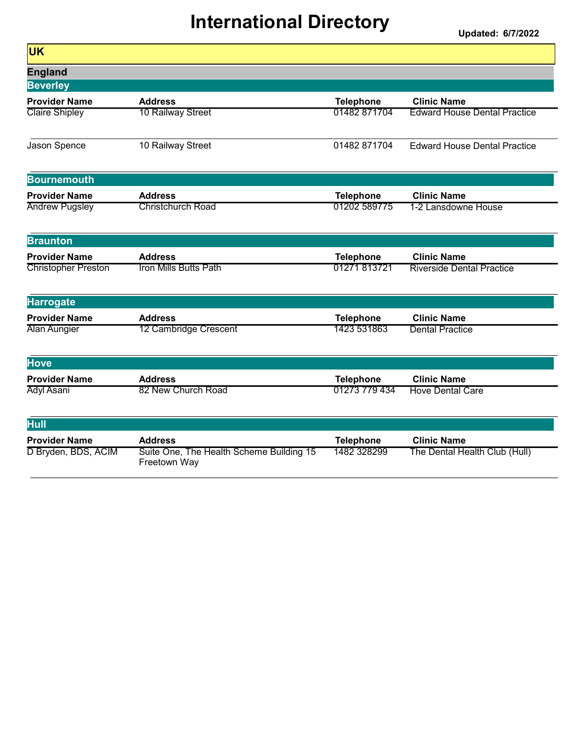# International Directory

**Updated: 6/7/2022**

## UK

### England

#### Beverley

| Provider Name | Address | Telephone | Clinic Name |
|---|---|---|---|
| Claire Shipley | 10 Railway Street | 01482 871704 | Edward House Dental Practice |
| Jason Spence | 10 Railway Street | 01482 871704 | Edward House Dental Practice |

#### Bournemouth

| Provider Name | Address | Telephone | Clinic Name |
|---|---|---|---|
| Andrew Pugsley | Christchurch Road | 01202 589775 | 1-2 Lansdowne House |

#### Braunton

| Provider Name | Address | Telephone | Clinic Name |
|---|---|---|---|
| Christopher Preston | Iron Mills Butts Path | 01271 813721 | Riverside Dental Practice |

#### Harrogate

| Provider Name | Address | Telephone | Clinic Name |
|---|---|---|---|
| Alan Aungier | 12 Cambridge Crescent | 1423 531863 | Dental Practice |

#### Hove

| Provider Name | Address | Telephone | Clinic Name |
|---|---|---|---|
| Adyl Asani | 82 New Church Road | 01273 779 434 | Hove Dental Care |

#### Hull

| Provider Name | Address | Telephone | Clinic Name |
|---|---|---|---|
| D Bryden, BDS, ACIM | Suite One, The Health Scheme Building 15 Freetown Way | 1482 328299 | The Dental Health Club (Hull) |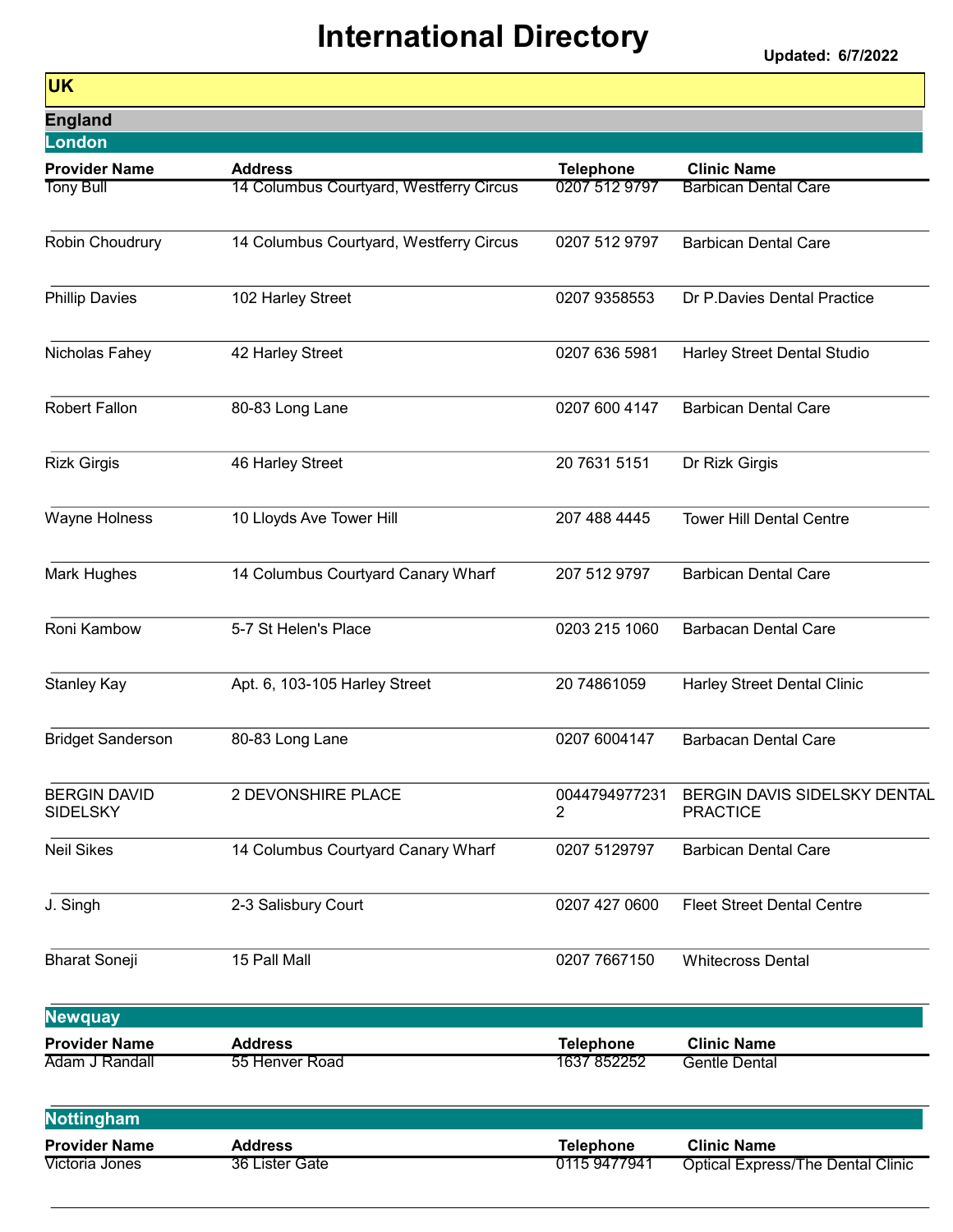# International Directory

**Updated: 6/7/2022**

## UK

### England

#### London

| Provider Name | Address | Telephone | Clinic Name |
|---|---|---|---|
| Tony Bull | 14 Columbus Courtyard, Westferry Circus | 0207 512 9797 | Barbican Dental Care |
| Robin Choudrury | 14 Columbus Courtyard, Westferry Circus | 0207 512 9797 | Barbican Dental Care |
| Phillip Davies | 102 Harley Street | 0207 9358553 | Dr P.Davies Dental Practice |
| Nicholas Fahey | 42 Harley Street | 0207 636 5981 | Harley Street Dental Studio |
| Robert Fallon | 80-83 Long Lane | 0207 600 4147 | Barbican Dental Care |
| Rizk Girgis | 46 Harley Street | 20 7631 5151 | Dr Rizk Girgis |
| Wayne Holness | 10 Lloyds Ave Tower Hill | 207 488 4445 | Tower Hill Dental Centre |
| Mark Hughes | 14 Columbus Courtyard Canary Wharf | 207 512 9797 | Barbican Dental Care |
| Roni Kambow | 5-7 St Helen's Place | 0203 215 1060 | Barbacan Dental Care |
| Stanley Kay | Apt. 6, 103-105 Harley Street | 20 74861059 | Harley Street Dental Clinic |
| Bridget Sanderson | 80-83 Long Lane | 0207 6004147 | Barbacan Dental Care |
| BERGIN DAVID SIDELSKY | 2 DEVONSHIRE PLACE | 00447949772312 | BERGIN DAVIS SIDELSKY DENTAL PRACTICE |
| Neil Sikes | 14 Columbus Courtyard Canary Wharf | 0207 5129797 | Barbican Dental Care |
| J. Singh | 2-3 Salisbury Court | 0207 427 0600 | Fleet Street Dental Centre |
| Bharat Soneji | 15 Pall Mall | 0207 7667150 | Whitecross Dental |

#### Newquay

| Provider Name | Address | Telephone | Clinic Name |
|---|---|---|---|
| Adam J Randall | 55 Henver Road | 1637 852252 | Gentle Dental |

#### Nottingham

| Provider Name | Address | Telephone | Clinic Name |
|---|---|---|---|
| Victoria Jones | 36 Lister Gate | 0115 9477941 | Optical Express/The Dental Clinic |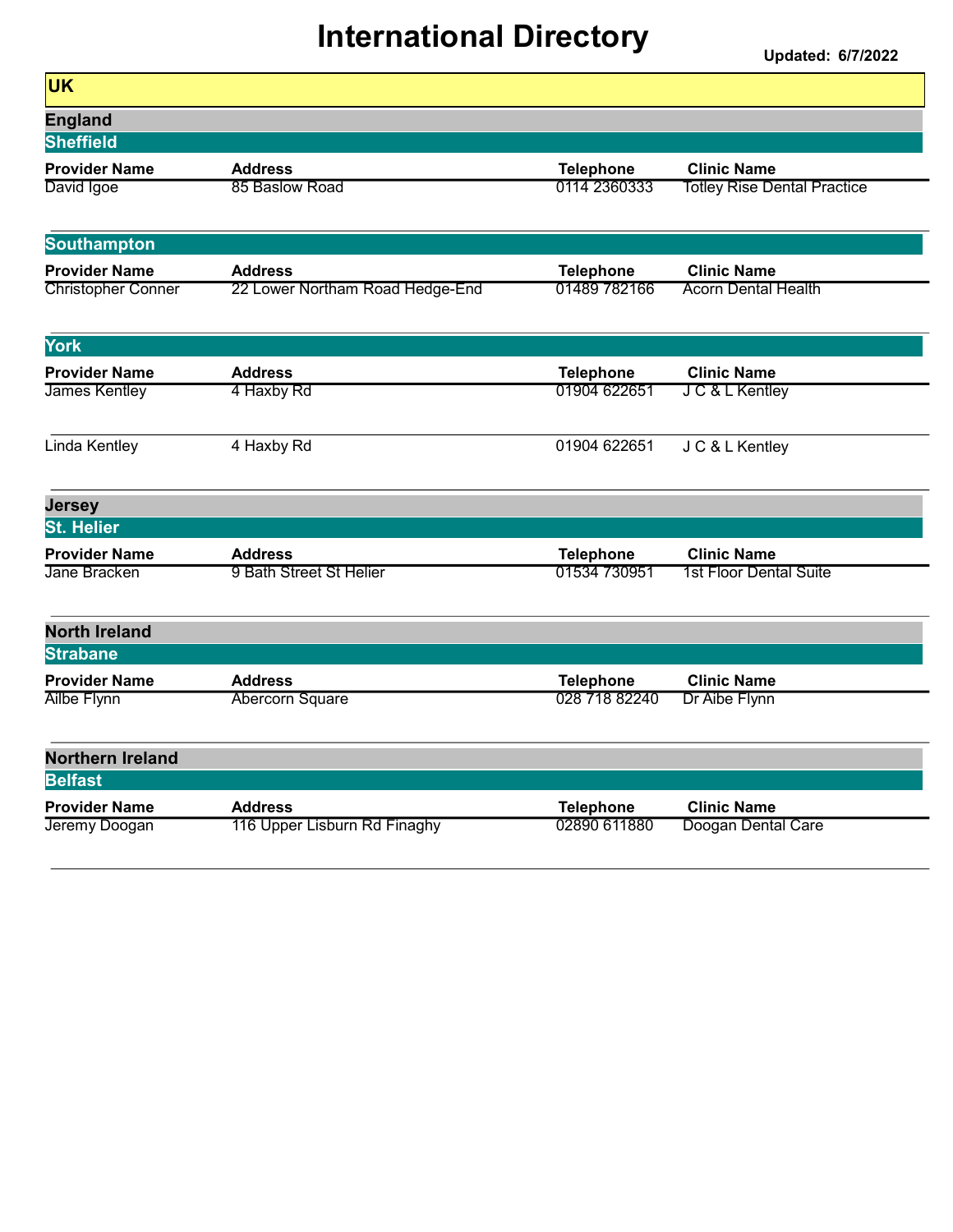# International Directory

**Updated: 6/7/2022**

## UK

### England

#### Sheffield

| Provider Name | Address | Telephone | Clinic Name |
|---|---|---|---|
| David Igoe | 85 Baslow Road | 0114 2360333 | Totley Rise Dental Practice |

#### Southampton

| Provider Name | Address | Telephone | Clinic Name |
|---|---|---|---|
| Christopher Conner | 22 Lower Northam Road Hedge-End | 01489 782166 | Acorn Dental Health |

#### York

| Provider Name | Address | Telephone | Clinic Name |
|---|---|---|---|
| James Kentley | 4 Haxby Rd | 01904 622651 | J C & L Kentley |
| Linda Kentley | 4 Haxby Rd | 01904 622651 | J C & L Kentley |

### Jersey

#### St. Helier

| Provider Name | Address | Telephone | Clinic Name |
|---|---|---|---|
| Jane Bracken | 9 Bath Street St Helier | 01534 730951 | 1st Floor Dental Suite |

### North Ireland

#### Strabane

| Provider Name | Address | Telephone | Clinic Name |
|---|---|---|---|
| Ailbe Flynn | Abercorn Square | 028 718 82240 | Dr Aibe Flynn |

### Northern Ireland

#### Belfast

| Provider Name | Address | Telephone | Clinic Name |
|---|---|---|---|
| Jeremy Doogan | 116 Upper Lisburn Rd Finaghy | 02890 611880 | Doogan Dental Care |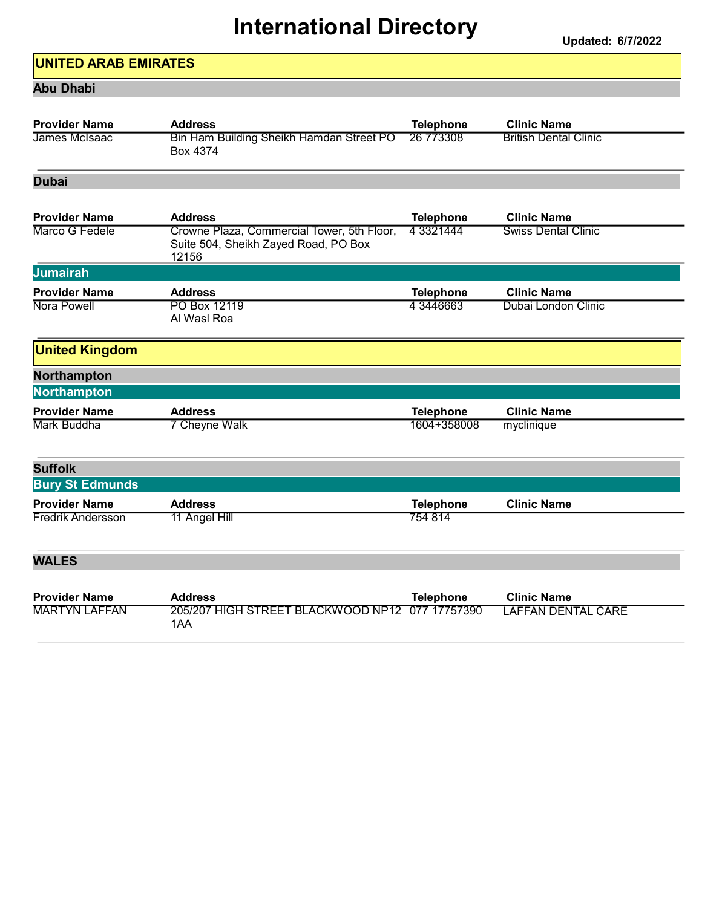# International Directory

**Updated: 6/7/2022**

## UNITED ARAB EMIRATES

### Abu Dhabi

| Provider Name | Address | Telephone | Clinic Name |
|---|---|---|---|
| James McIsaac | Bin Ham Building Sheikh Hamdan Street PO Box 4374 | 26 773308 | British Dental Clinic |

### Dubai

| Provider Name | Address | Telephone | Clinic Name |
|---|---|---|---|
| Marco G Fedele | Crowne Plaza, Commercial Tower, 5th Floor, Suite 504, Sheikh Zayed Road, PO Box 12156 | 4 3321444 | Swiss Dental Clinic |

#### Jumairah

| Provider Name | Address | Telephone | Clinic Name |
|---|---|---|---|
| Nora Powell | PO Box 12119 Al Wasl Roa | 4 3446663 | Dubai London Clinic |

## United Kingdom

### Northampton

#### Northampton

| Provider Name | Address | Telephone | Clinic Name |
|---|---|---|---|
| Mark Buddha | 7 Cheyne Walk | 1604+358008 | myclinique |

### Suffolk

#### Bury St Edmunds

| Provider Name | Address | Telephone | Clinic Name |
|---|---|---|---|
| Fredrik Andersson | 11 Angel Hill | 754 814 | |

### WALES

| Provider Name | Address | Telephone | Clinic Name |
|---|---|---|---|
| MARTYN LAFFAN | 205/207 HIGH STREET BLACKWOOD NP12 1AA | 077 17757390 | LAFFAN DENTAL CARE |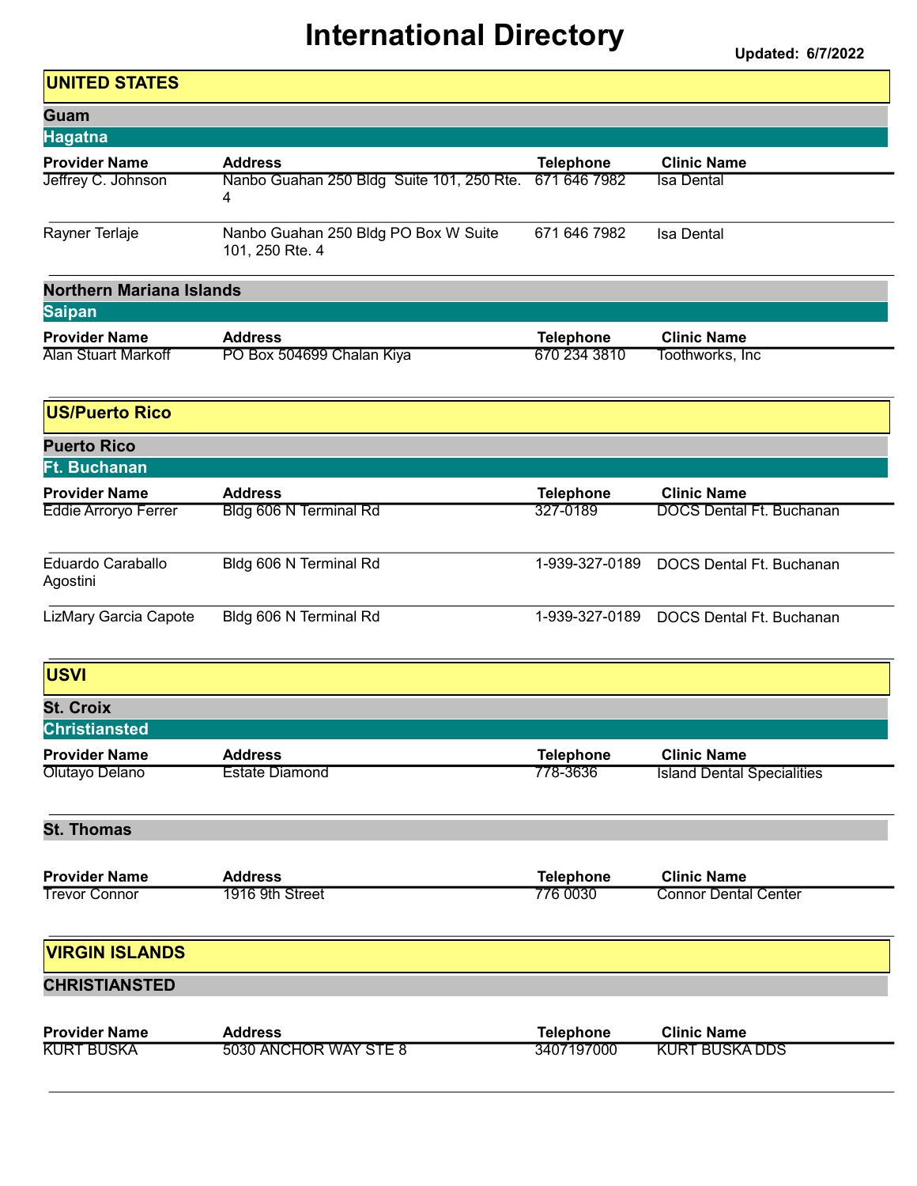# International Directory

**Updated: 6/7/2022**

## UNITED STATES

### Guam

#### Hagatna

| Provider Name | Address | Telephone | Clinic Name |
| --- | --- | --- | --- |
| Jeffrey C. Johnson | Nanbo Guahan 250 Bldg Suite 101, 250 Rte. 4 | 671 646 7982 | Isa Dental |
| Rayner Terlaje | Nanbo Guahan 250 Bldg PO Box W Suite 101, 250 Rte. 4 | 671 646 7982 | Isa Dental |

### Northern Mariana Islands

#### Saipan

| Provider Name | Address | Telephone | Clinic Name |
| --- | --- | --- | --- |
| Alan Stuart Markoff | PO Box 504699 Chalan Kiya | 670 234 3810 | Toothworks, Inc |

## US/Puerto Rico

### Puerto Rico

#### Ft. Buchanan

| Provider Name | Address | Telephone | Clinic Name |
| --- | --- | --- | --- |
| Eddie Arroryo Ferrer | Bldg 606 N Terminal Rd | 327-0189 | DOCS Dental Ft. Buchanan |
| Eduardo Caraballo Agostini | Bldg 606 N Terminal Rd | 1-939-327-0189 | DOCS Dental Ft. Buchanan |
| LizMary Garcia Capote | Bldg 606 N Terminal Rd | 1-939-327-0189 | DOCS Dental Ft. Buchanan |

## USVI

### St. Croix

#### Christiansted

| Provider Name | Address | Telephone | Clinic Name |
| --- | --- | --- | --- |
| Olutayo Delano | Estate Diamond | 778-3636 | Island Dental Specialities |

### St. Thomas

| Provider Name | Address | Telephone | Clinic Name |
| --- | --- | --- | --- |
| Trevor Connor | 1916 9th Street | 776 0030 | Connor Dental Center |

## VIRGIN ISLANDS

### CHRISTIANSTED

| Provider Name | Address | Telephone | Clinic Name |
| --- | --- | --- | --- |
| KURT BUSKA | 5030 ANCHOR WAY STE 8 | 3407197000 | KURT BUSKA DDS |